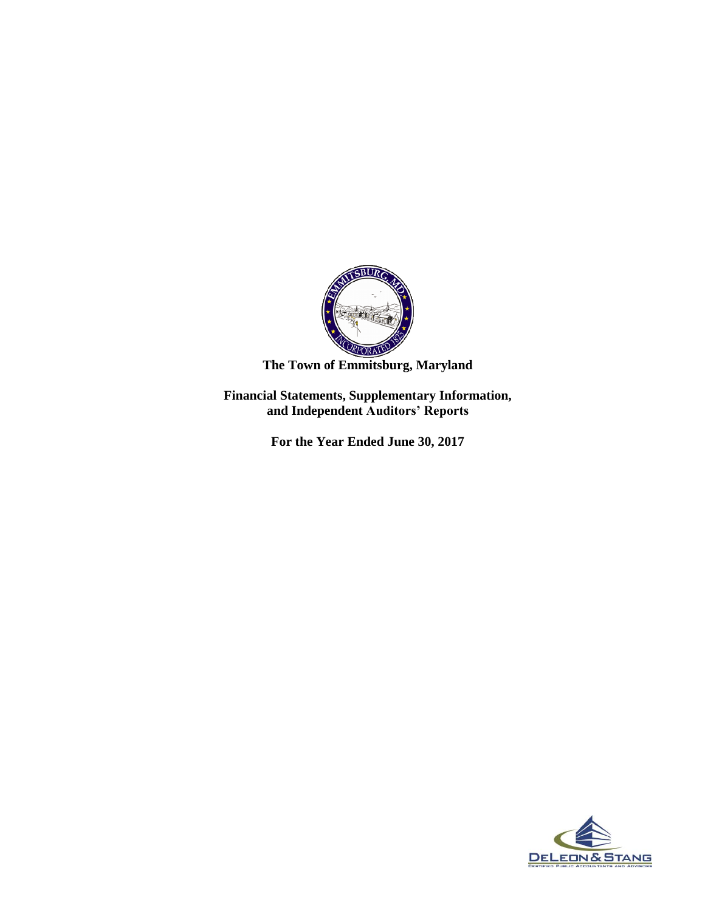# The Town of Emmitsburg, Maryland

## Financial Statements, Supplementary Information, and Independent Auditors' Reports

### For the Year Ended June 30, 2017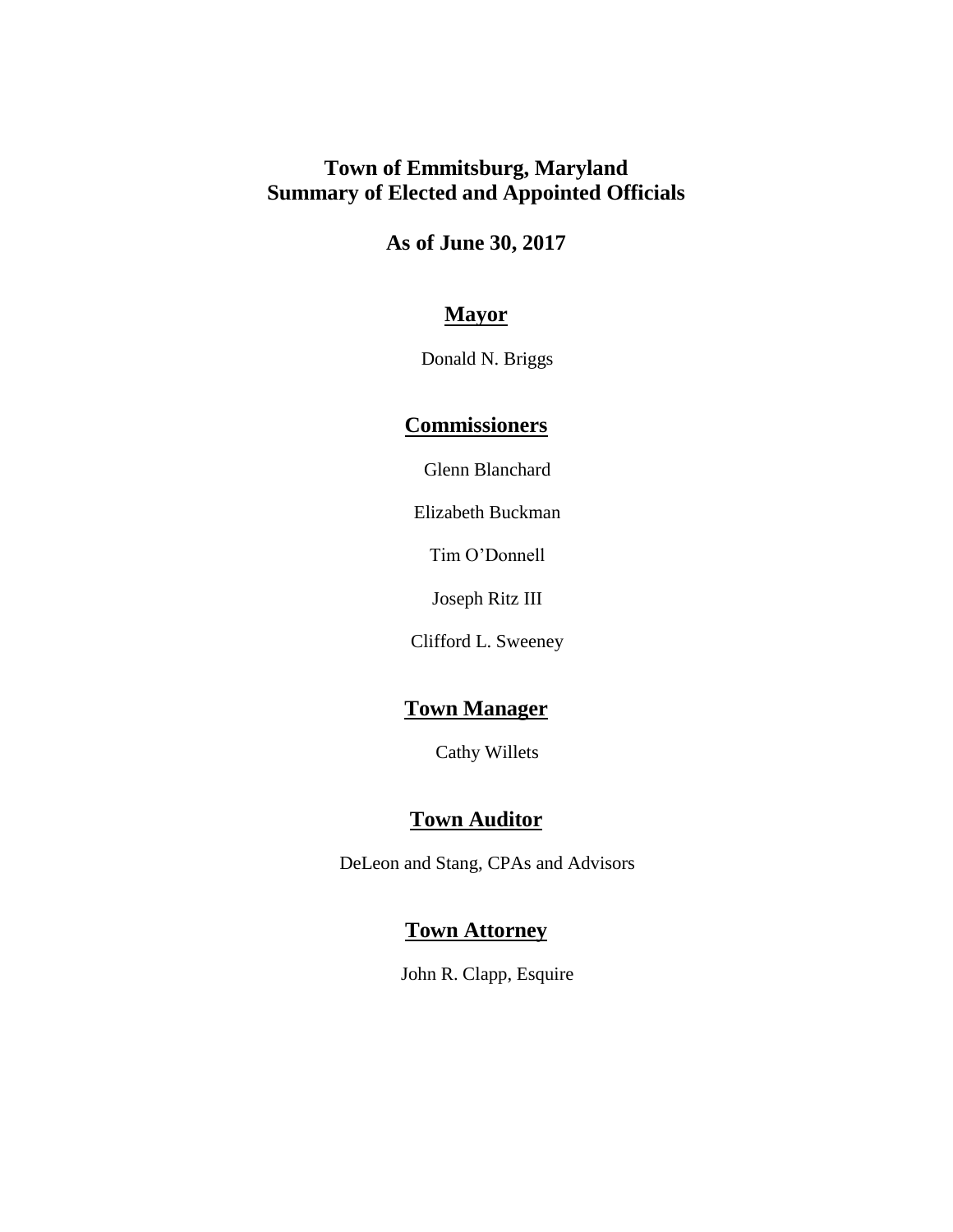# Town of Emmitsburg, Maryland
# Summary of Elected and Appointed Officials

## As of June 30, 2017

### Mayor

Donald N. Briggs

### Commissioners

Glenn Blanchard

Elizabeth Buckman

Tim O'Donnell

Joseph Ritz III

Clifford L. Sweeney

### Town Manager

Cathy Willets

### Town Auditor

DeLeon and Stang, CPAs and Advisors

### Town Attorney

John R. Clapp, Esquire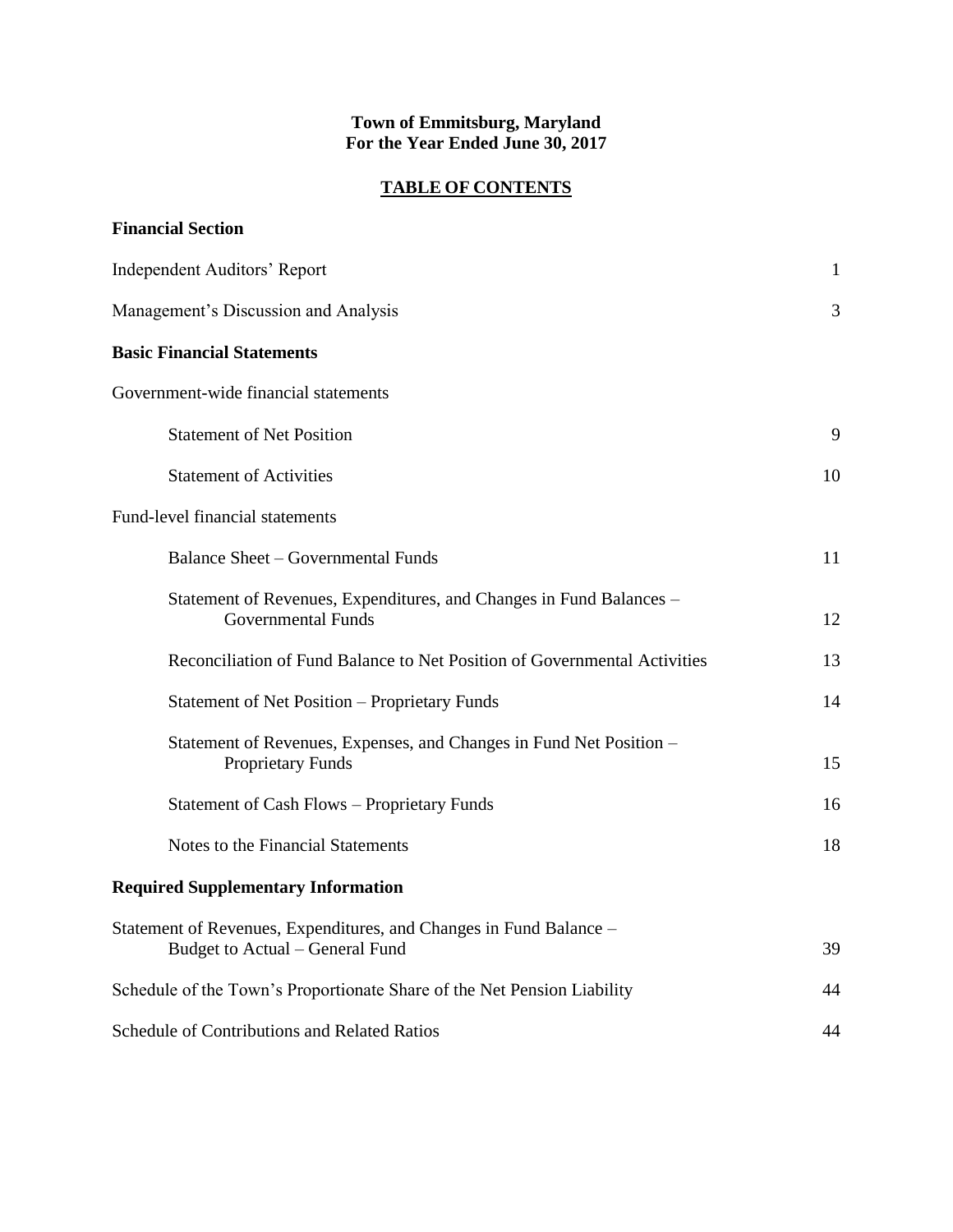**Town of Emmitsburg, Maryland**
**For the Year Ended June 30, 2017**

## TABLE OF CONTENTS

**Financial Section**

| | |
|---|---|
| Independent Auditors' Report | 1 |
| Management's Discussion and Analysis | 3 |
| **Basic Financial Statements** | |
| Government-wide financial statements | |
| Statement of Net Position | 9 |
| Statement of Activities | 10 |
| Fund-level financial statements | |
| Balance Sheet – Governmental Funds | 11 |
| Statement of Revenues, Expenditures, and Changes in Fund Balances – Governmental Funds | 12 |
| Reconciliation of Fund Balance to Net Position of Governmental Activities | 13 |
| Statement of Net Position – Proprietary Funds | 14 |
| Statement of Revenues, Expenses, and Changes in Fund Net Position – Proprietary Funds | 15 |
| Statement of Cash Flows – Proprietary Funds | 16 |
| Notes to the Financial Statements | 18 |
| **Required Supplementary Information** | |
| Statement of Revenues, Expenditures, and Changes in Fund Balance – Budget to Actual – General Fund | 39 |
| Schedule of the Town's Proportionate Share of the Net Pension Liability | 44 |
| Schedule of Contributions and Related Ratios | 44 |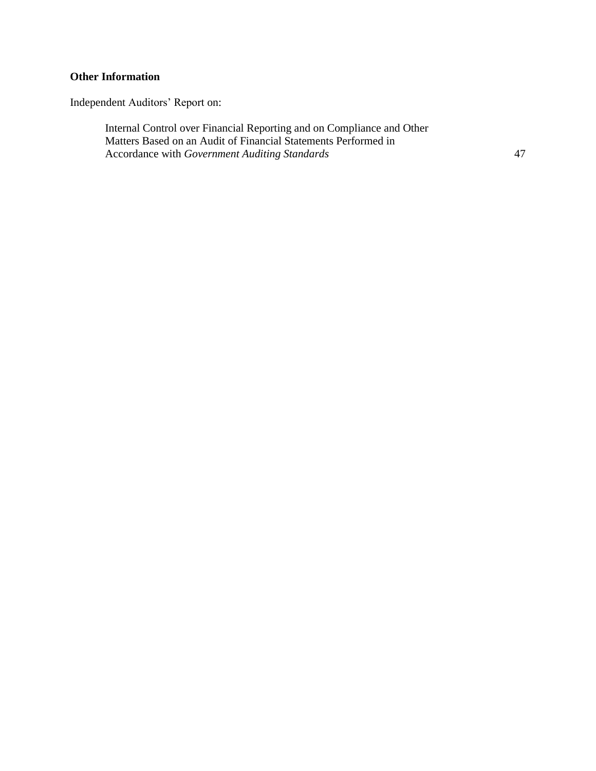**Other Information**

Independent Auditors' Report on:

| | |
|---|---|
| Internal Control over Financial Reporting and on Compliance and Other Matters Based on an Audit of Financial Statements Performed in Accordance with *Government Auditing Standards* | 47 |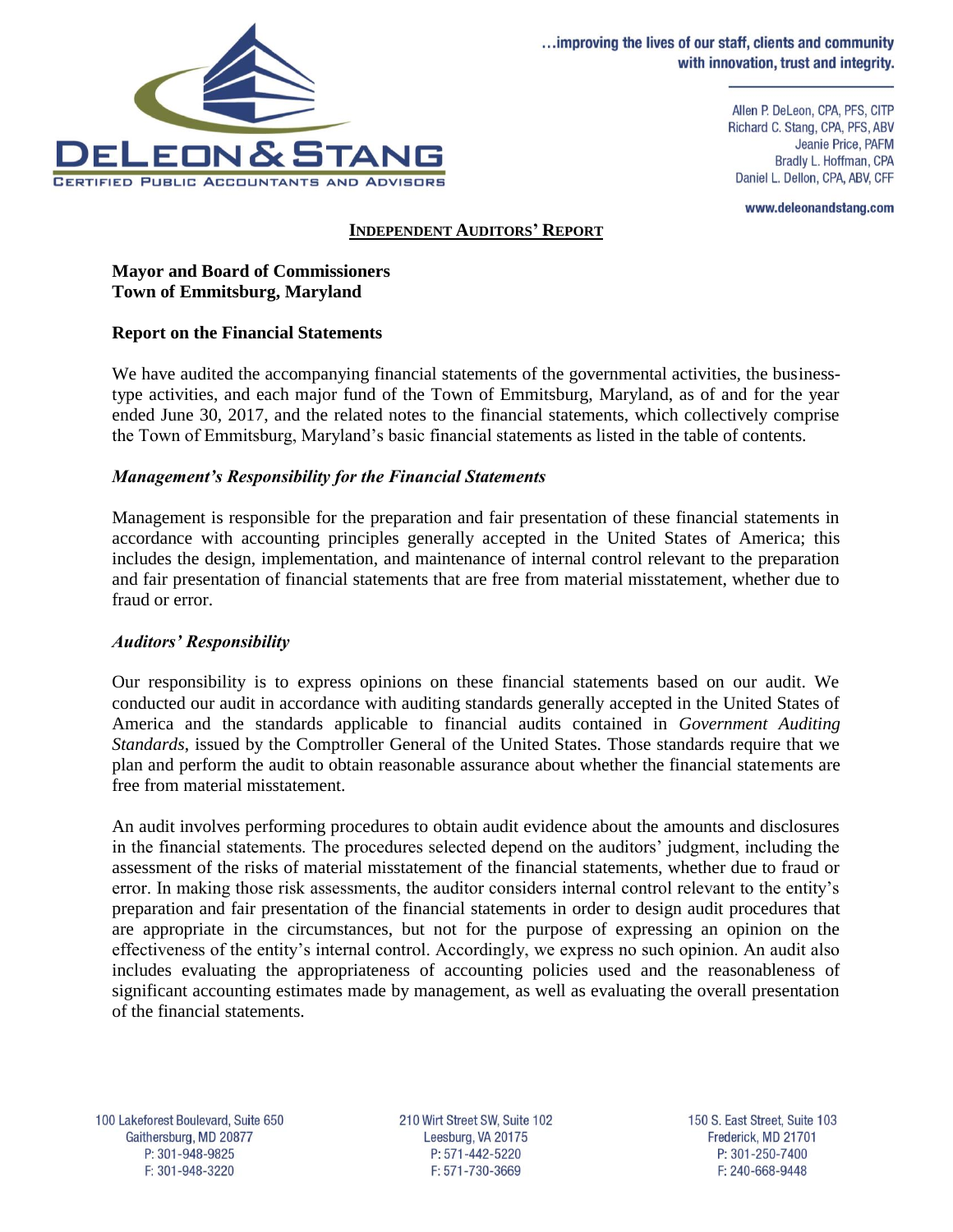…improving the lives of our staff, clients and community with innovation, trust and integrity.

Allen P. DeLeon, CPA, PFS, CITP
Richard C. Stang, CPA, PFS, ABV
Jeanie Price, PAFM
Bradly L. Hoffman, CPA
Daniel L. Dellon, CPA, ABV, CFF

www.deleonandstang.com

## INDEPENDENT AUDITORS' REPORT

**Mayor and Board of Commissioners**
**Town of Emmitsburg, Maryland**

### Report on the Financial Statements

We have audited the accompanying financial statements of the governmental activities, the business-type activities, and each major fund of the Town of Emmitsburg, Maryland, as of and for the year ended June 30, 2017, and the related notes to the financial statements, which collectively comprise the Town of Emmitsburg, Maryland's basic financial statements as listed in the table of contents.

### *Management's Responsibility for the Financial Statements*

Management is responsible for the preparation and fair presentation of these financial statements in accordance with accounting principles generally accepted in the United States of America; this includes the design, implementation, and maintenance of internal control relevant to the preparation and fair presentation of financial statements that are free from material misstatement, whether due to fraud or error.

### *Auditors' Responsibility*

Our responsibility is to express opinions on these financial statements based on our audit. We conducted our audit in accordance with auditing standards generally accepted in the United States of America and the standards applicable to financial audits contained in *Government Auditing Standards*, issued by the Comptroller General of the United States. Those standards require that we plan and perform the audit to obtain reasonable assurance about whether the financial statements are free from material misstatement.

An audit involves performing procedures to obtain audit evidence about the amounts and disclosures in the financial statements. The procedures selected depend on the auditors' judgment, including the assessment of the risks of material misstatement of the financial statements, whether due to fraud or error. In making those risk assessments, the auditor considers internal control relevant to the entity's preparation and fair presentation of the financial statements in order to design audit procedures that are appropriate in the circumstances, but not for the purpose of expressing an opinion on the effectiveness of the entity's internal control. Accordingly, we express no such opinion. An audit also includes evaluating the appropriateness of accounting policies used and the reasonableness of significant accounting estimates made by management, as well as evaluating the overall presentation of the financial statements.

100 Lakeforest Boulevard, Suite 650
Gaithersburg, MD 20877
P: 301-948-9825
F: 301-948-3220

210 Wirt Street SW, Suite 102
Leesburg, VA 20175
P: 571-442-5220
F: 571-730-3669

150 S. East Street, Suite 103
Frederick, MD 21701
P: 301-250-7400
F: 240-668-9448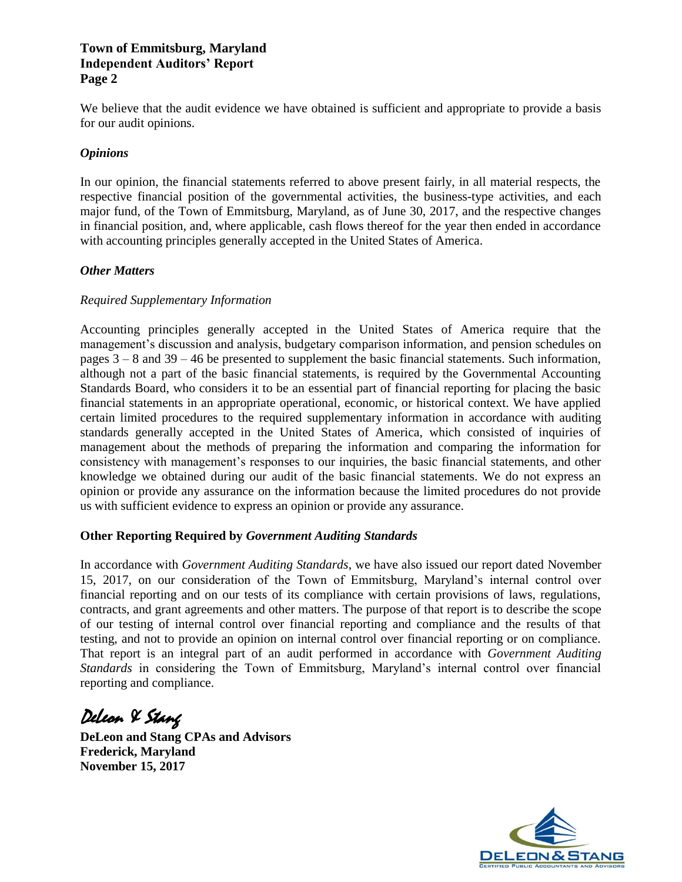We believe that the audit evidence we have obtained is sufficient and appropriate to provide a basis for our audit opinions.

### *Opinions*

In our opinion, the financial statements referred to above present fairly, in all material respects, the respective financial position of the governmental activities, the business-type activities, and each major fund, of the Town of Emmitsburg, Maryland, as of June 30, 2017, and the respective changes in financial position, and, where applicable, cash flows thereof for the year then ended in accordance with accounting principles generally accepted in the United States of America.

### *Other Matters*

*Required Supplementary Information*

Accounting principles generally accepted in the United States of America require that the management's discussion and analysis, budgetary comparison information, and pension schedules on pages 3 – 8 and 39 – 46 be presented to supplement the basic financial statements. Such information, although not a part of the basic financial statements, is required by the Governmental Accounting Standards Board, who considers it to be an essential part of financial reporting for placing the basic financial statements in an appropriate operational, economic, or historical context. We have applied certain limited procedures to the required supplementary information in accordance with auditing standards generally accepted in the United States of America, which consisted of inquiries of management about the methods of preparing the information and comparing the information for consistency with management's responses to our inquiries, the basic financial statements, and other knowledge we obtained during our audit of the basic financial statements. We do not express an opinion or provide any assurance on the information because the limited procedures do not provide us with sufficient evidence to express an opinion or provide any assurance.

### Other Reporting Required by *Government Auditing Standards*

In accordance with *Government Auditing Standards*, we have also issued our report dated November 15, 2017, on our consideration of the Town of Emmitsburg, Maryland's internal control over financial reporting and on our tests of its compliance with certain provisions of laws, regulations, contracts, and grant agreements and other matters. The purpose of that report is to describe the scope of our testing of internal control over financial reporting and compliance and the results of that testing, and not to provide an opinion on internal control over financial reporting or on compliance. That report is an integral part of an audit performed in accordance with *Government Auditing Standards* in considering the Town of Emmitsburg, Maryland's internal control over financial reporting and compliance.

*DeLeon & Stang*

**DeLeon and Stang CPAs and Advisors**
**Frederick, Maryland**
**November 15, 2017**

DELEON & STANG
CERTIFIED PUBLIC ACCOUNTANTS AND ADVISORS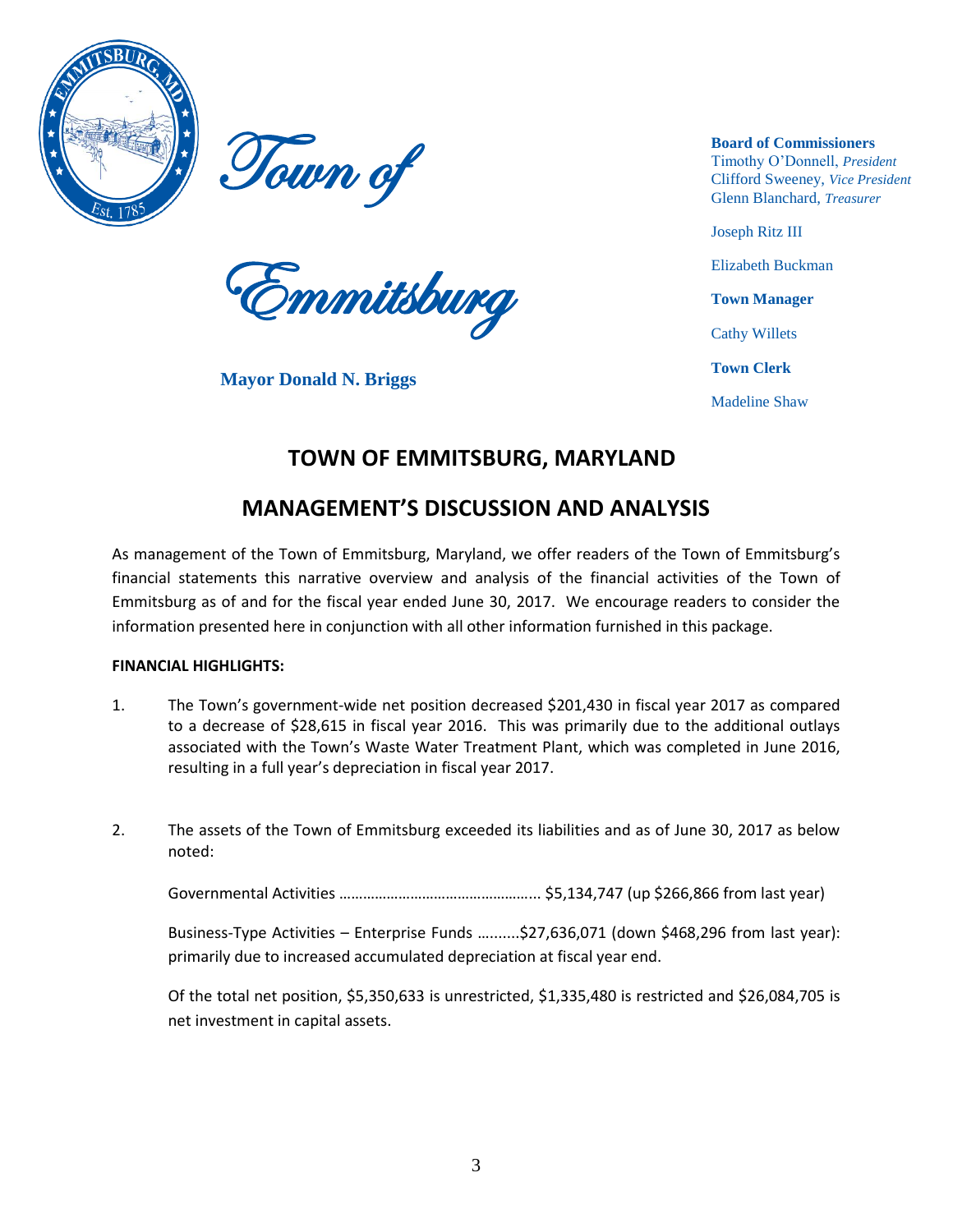Town of Emmitsburg

**Mayor Donald N. Briggs**

**Board of Commissioners**
Timothy O'Donnell, *President*
Clifford Sweeney, *Vice President*
Glenn Blanchard, *Treasurer*

Joseph Ritz III

Elizabeth Buckman

**Town Manager**

Cathy Willets

**Town Clerk**

Madeline Shaw

# TOWN OF EMMITSBURG, MARYLAND

# MANAGEMENT'S DISCUSSION AND ANALYSIS

As management of the Town of Emmitsburg, Maryland, we offer readers of the Town of Emmitsburg's financial statements this narrative overview and analysis of the financial activities of the Town of Emmitsburg as of and for the fiscal year ended June 30, 2017. We encourage readers to consider the information presented here in conjunction with all other information furnished in this package.

**FINANCIAL HIGHLIGHTS:**

1. The Town's government-wide net position decreased $201,430 in fiscal year 2017 as compared to a decrease of $28,615 in fiscal year 2016. This was primarily due to the additional outlays associated with the Town's Waste Water Treatment Plant, which was completed in June 2016, resulting in a full year's depreciation in fiscal year 2017.

2. The assets of the Town of Emmitsburg exceeded its liabilities and as of June 30, 2017 as below noted:

   Governmental Activities ………………………………………….. $5,134,747 (up $266,866 from last year)

   Business-Type Activities – Enterprise Funds ……….$27,636,071 (down $468,296 from last year): primarily due to increased accumulated depreciation at fiscal year end.

   Of the total net position, $5,350,633 is unrestricted, $1,335,480 is restricted and $26,084,705 is net investment in capital assets.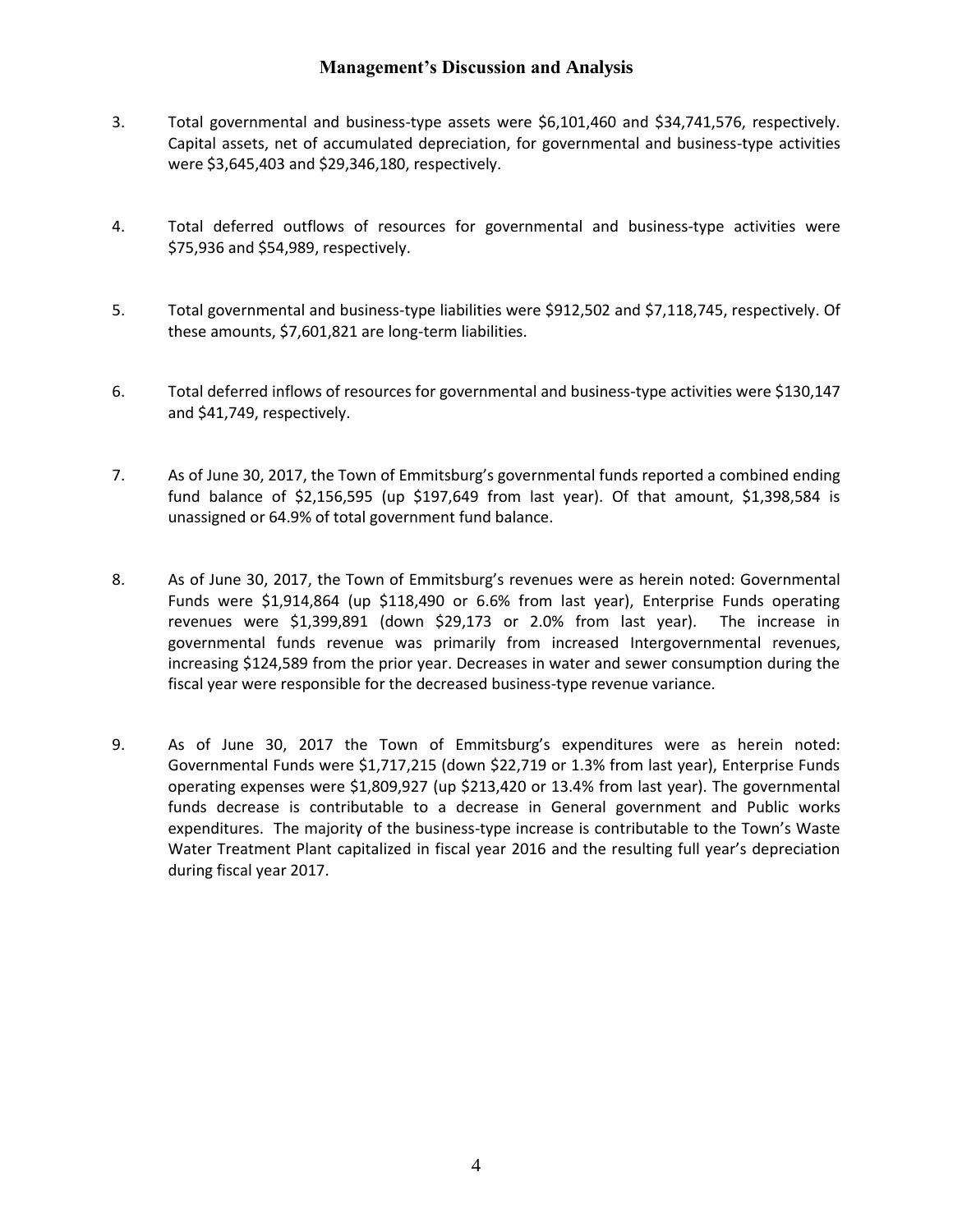## Management's Discussion and Analysis

3. Total governmental and business-type assets were $6,101,460 and $34,741,576, respectively. Capital assets, net of accumulated depreciation, for governmental and business-type activities were $3,645,403 and $29,346,180, respectively.

4. Total deferred outflows of resources for governmental and business-type activities were $75,936 and $54,989, respectively.

5. Total governmental and business-type liabilities were $912,502 and $7,118,745, respectively. Of these amounts, $7,601,821 are long-term liabilities.

6. Total deferred inflows of resources for governmental and business-type activities were $130,147 and $41,749, respectively.

7. As of June 30, 2017, the Town of Emmitsburg's governmental funds reported a combined ending fund balance of $2,156,595 (up $197,649 from last year). Of that amount, $1,398,584 is unassigned or 64.9% of total government fund balance.

8. As of June 30, 2017, the Town of Emmitsburg's revenues were as herein noted: Governmental Funds were $1,914,864 (up $118,490 or 6.6% from last year), Enterprise Funds operating revenues were $1,399,891 (down $29,173 or 2.0% from last year). The increase in governmental funds revenue was primarily from increased Intergovernmental revenues, increasing $124,589 from the prior year. Decreases in water and sewer consumption during the fiscal year were responsible for the decreased business-type revenue variance.

9. As of June 30, 2017 the Town of Emmitsburg's expenditures were as herein noted: Governmental Funds were $1,717,215 (down $22,719 or 1.3% from last year), Enterprise Funds operating expenses were $1,809,927 (up $213,420 or 13.4% from last year). The governmental funds decrease is contributable to a decrease in General government and Public works expenditures. The majority of the business-type increase is contributable to the Town's Waste Water Treatment Plant capitalized in fiscal year 2016 and the resulting full year's depreciation during fiscal year 2017.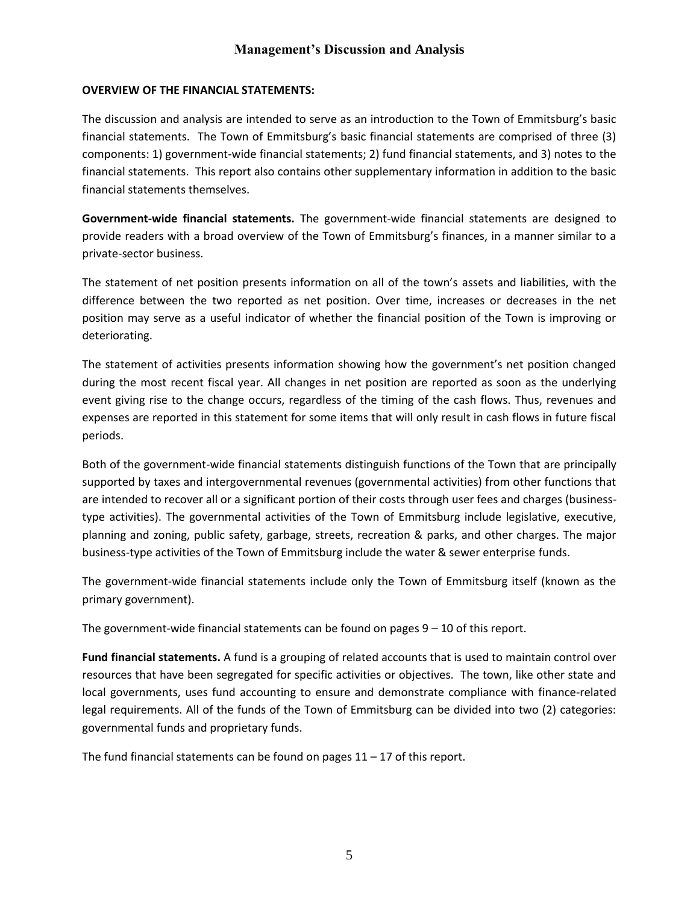## Management's Discussion and Analysis

**OVERVIEW OF THE FINANCIAL STATEMENTS:**

The discussion and analysis are intended to serve as an introduction to the Town of Emmitsburg's basic financial statements. The Town of Emmitsburg's basic financial statements are comprised of three (3) components: 1) government-wide financial statements; 2) fund financial statements, and 3) notes to the financial statements. This report also contains other supplementary information in addition to the basic financial statements themselves.

**Government-wide financial statements.** The government-wide financial statements are designed to provide readers with a broad overview of the Town of Emmitsburg's finances, in a manner similar to a private-sector business.

The statement of net position presents information on all of the town's assets and liabilities, with the difference between the two reported as net position. Over time, increases or decreases in the net position may serve as a useful indicator of whether the financial position of the Town is improving or deteriorating.

The statement of activities presents information showing how the government's net position changed during the most recent fiscal year. All changes in net position are reported as soon as the underlying event giving rise to the change occurs, regardless of the timing of the cash flows. Thus, revenues and expenses are reported in this statement for some items that will only result in cash flows in future fiscal periods.

Both of the government-wide financial statements distinguish functions of the Town that are principally supported by taxes and intergovernmental revenues (governmental activities) from other functions that are intended to recover all or a significant portion of their costs through user fees and charges (business-type activities). The governmental activities of the Town of Emmitsburg include legislative, executive, planning and zoning, public safety, garbage, streets, recreation & parks, and other charges. The major business-type activities of the Town of Emmitsburg include the water & sewer enterprise funds.

The government-wide financial statements include only the Town of Emmitsburg itself (known as the primary government).

The government-wide financial statements can be found on pages 9 – 10 of this report.

**Fund financial statements.** A fund is a grouping of related accounts that is used to maintain control over resources that have been segregated for specific activities or objectives. The town, like other state and local governments, uses fund accounting to ensure and demonstrate compliance with finance-related legal requirements. All of the funds of the Town of Emmitsburg can be divided into two (2) categories: governmental funds and proprietary funds.

The fund financial statements can be found on pages 11 – 17 of this report.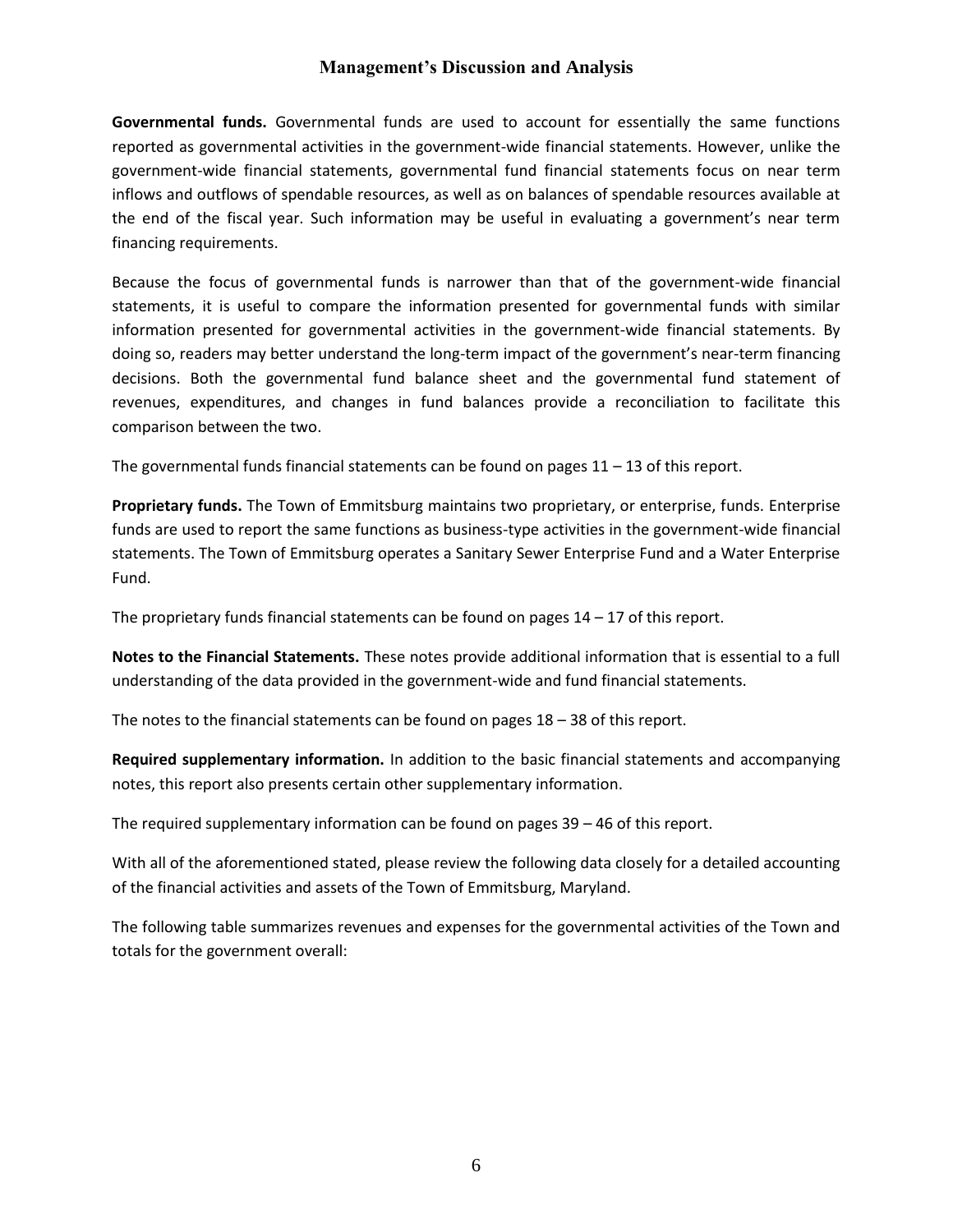**Governmental funds.** Governmental funds are used to account for essentially the same functions reported as governmental activities in the government-wide financial statements. However, unlike the government-wide financial statements, governmental fund financial statements focus on near term inflows and outflows of spendable resources, as well as on balances of spendable resources available at the end of the fiscal year. Such information may be useful in evaluating a government's near term financing requirements.

Because the focus of governmental funds is narrower than that of the government-wide financial statements, it is useful to compare the information presented for governmental funds with similar information presented for governmental activities in the government-wide financial statements. By doing so, readers may better understand the long-term impact of the government's near-term financing decisions. Both the governmental fund balance sheet and the governmental fund statement of revenues, expenditures, and changes in fund balances provide a reconciliation to facilitate this comparison between the two.

The governmental funds financial statements can be found on pages 11 – 13 of this report.

**Proprietary funds.** The Town of Emmitsburg maintains two proprietary, or enterprise, funds. Enterprise funds are used to report the same functions as business-type activities in the government-wide financial statements. The Town of Emmitsburg operates a Sanitary Sewer Enterprise Fund and a Water Enterprise Fund.

The proprietary funds financial statements can be found on pages 14 – 17 of this report.

**Notes to the Financial Statements.** These notes provide additional information that is essential to a full understanding of the data provided in the government-wide and fund financial statements.

The notes to the financial statements can be found on pages 18 – 38 of this report.

**Required supplementary information.** In addition to the basic financial statements and accompanying notes, this report also presents certain other supplementary information.

The required supplementary information can be found on pages 39 – 46 of this report.

With all of the aforementioned stated, please review the following data closely for a detailed accounting of the financial activities and assets of the Town of Emmitsburg, Maryland.

The following table summarizes revenues and expenses for the governmental activities of the Town and totals for the government overall: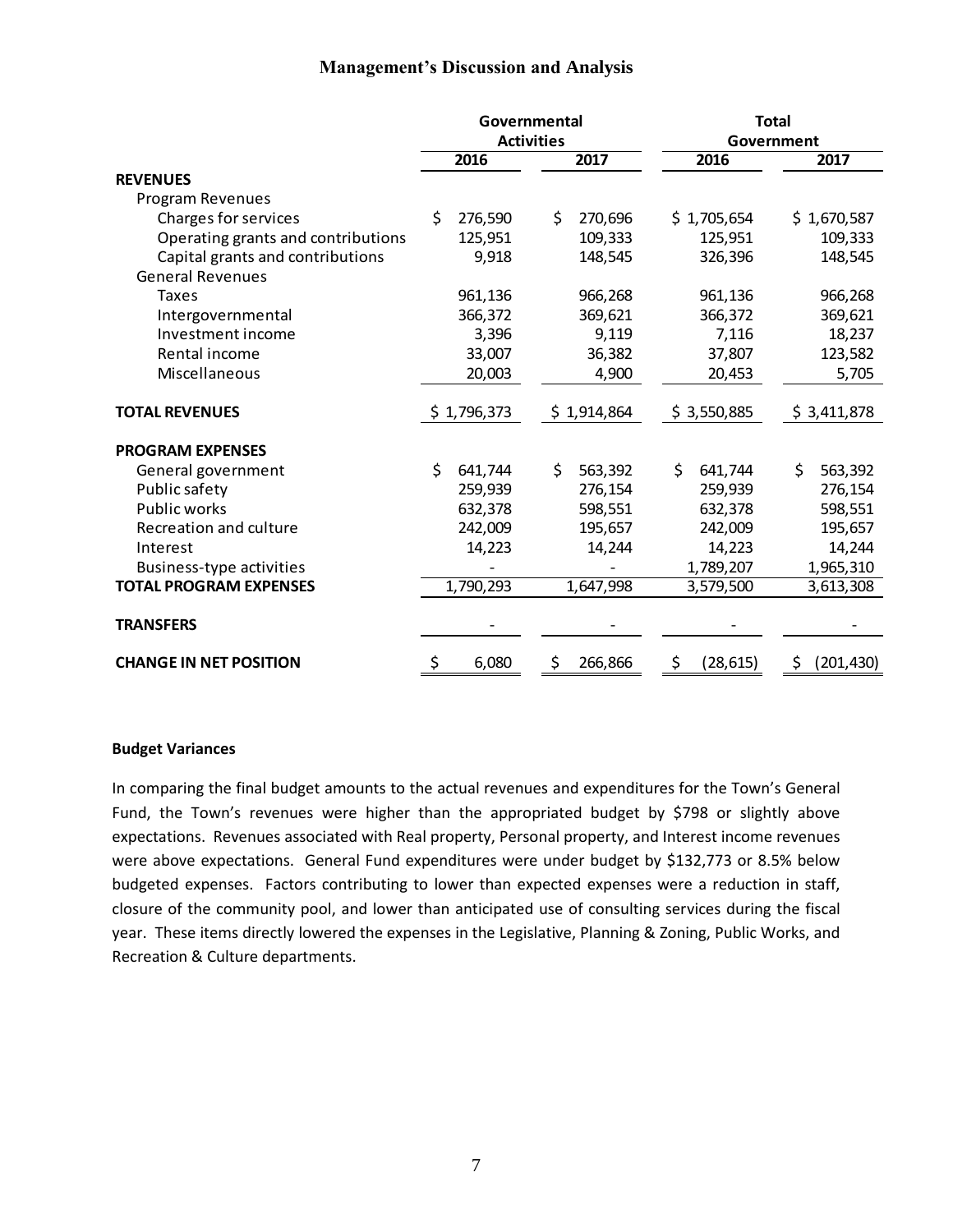## Management's Discussion and Analysis

| | Governmental Activities | | Total Government | |
|---|---|---|---|---|
| | 2016 | 2017 | 2016 | 2017 |
| **REVENUES** | | | | |
| Program Revenues | | | | |
| Charges for services | $ 276,590 | $ 270,696 | $ 1,705,654 | $ 1,670,587 |
| Operating grants and contributions | 125,951 | 109,333 | 125,951 | 109,333 |
| Capital grants and contributions | 9,918 | 148,545 | 326,396 | 148,545 |
| General Revenues | | | | |
| Taxes | 961,136 | 966,268 | 961,136 | 966,268 |
| Intergovernmental | 366,372 | 369,621 | 366,372 | 369,621 |
| Investment income | 3,396 | 9,119 | 7,116 | 18,237 |
| Rental income | 33,007 | 36,382 | 37,807 | 123,582 |
| Miscellaneous | 20,003 | 4,900 | 20,453 | 5,705 |
| **TOTAL REVENUES** | $ 1,796,373 | $ 1,914,864 | $ 3,550,885 | $ 3,411,878 |
| **PROGRAM EXPENSES** | | | | |
| General government | $ 641,744 | $ 563,392 | $ 641,744 | $ 563,392 |
| Public safety | 259,939 | 276,154 | 259,939 | 276,154 |
| Public works | 632,378 | 598,551 | 632,378 | 598,551 |
| Recreation and culture | 242,009 | 195,657 | 242,009 | 195,657 |
| Interest | 14,223 | 14,244 | 14,223 | 14,244 |
| Business-type activities | - | - | 1,789,207 | 1,965,310 |
| **TOTAL PROGRAM EXPENSES** | 1,790,293 | 1,647,998 | 3,579,500 | 3,613,308 |
| **TRANSFERS** | - | - | - | - |
| **CHANGE IN NET POSITION** | $ 6,080 | $ 266,866 | $ (28,615) | $ (201,430) |

**Budget Variances**

In comparing the final budget amounts to the actual revenues and expenditures for the Town's General Fund, the Town's revenues were higher than the appropriated budget by $798 or slightly above expectations. Revenues associated with Real property, Personal property, and Interest income revenues were above expectations. General Fund expenditures were under budget by $132,773 or 8.5% below budgeted expenses. Factors contributing to lower than expected expenses were a reduction in staff, closure of the community pool, and lower than anticipated use of consulting services during the fiscal year. These items directly lowered the expenses in the Legislative, Planning & Zoning, Public Works, and Recreation & Culture departments.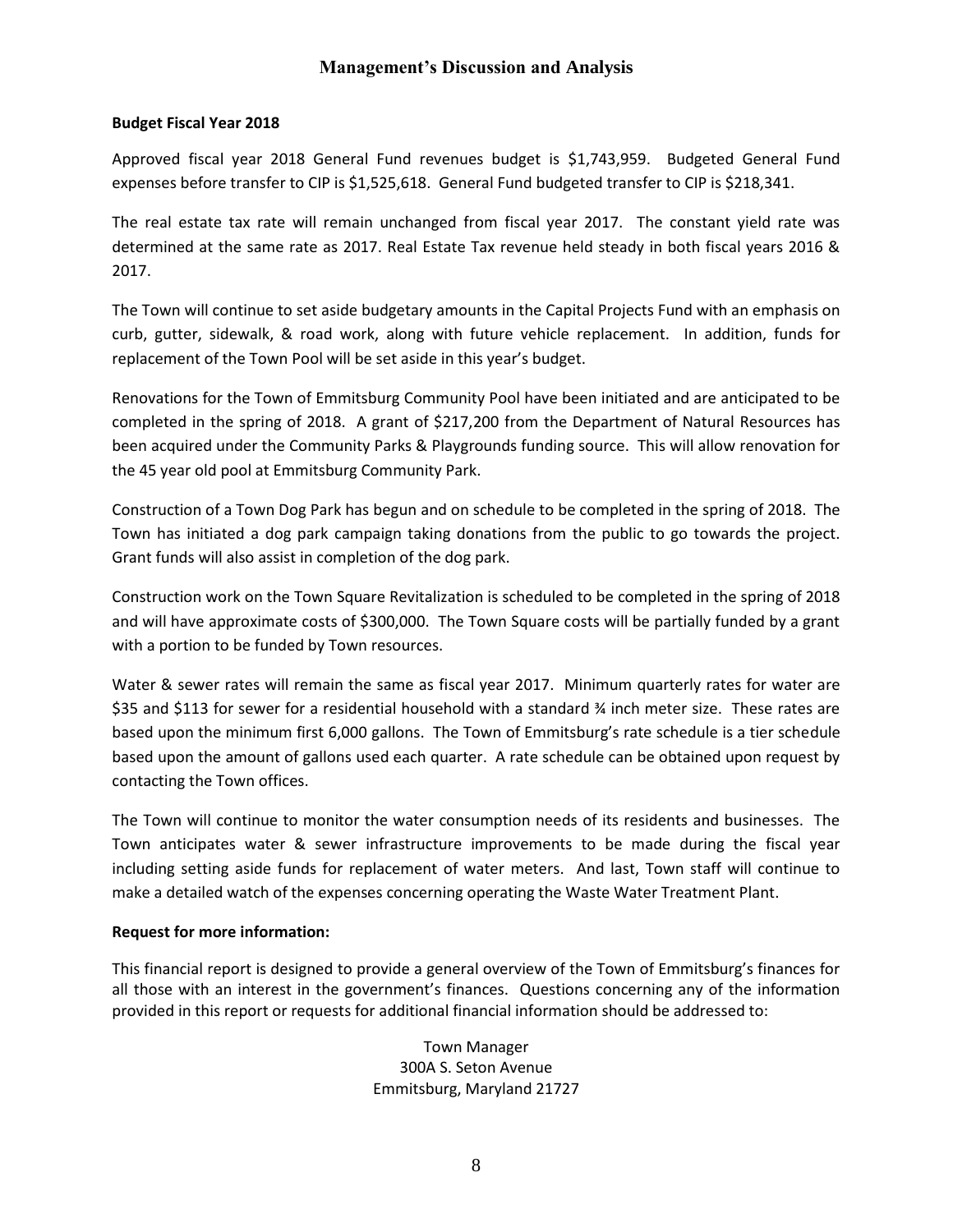## Management's Discussion and Analysis

**Budget Fiscal Year 2018**

Approved fiscal year 2018 General Fund revenues budget is $1,743,959. Budgeted General Fund expenses before transfer to CIP is $1,525,618. General Fund budgeted transfer to CIP is $218,341.

The real estate tax rate will remain unchanged from fiscal year 2017. The constant yield rate was determined at the same rate as 2017. Real Estate Tax revenue held steady in both fiscal years 2016 & 2017.

The Town will continue to set aside budgetary amounts in the Capital Projects Fund with an emphasis on curb, gutter, sidewalk, & road work, along with future vehicle replacement. In addition, funds for replacement of the Town Pool will be set aside in this year's budget.

Renovations for the Town of Emmitsburg Community Pool have been initiated and are anticipated to be completed in the spring of 2018. A grant of $217,200 from the Department of Natural Resources has been acquired under the Community Parks & Playgrounds funding source. This will allow renovation for the 45 year old pool at Emmitsburg Community Park.

Construction of a Town Dog Park has begun and on schedule to be completed in the spring of 2018. The Town has initiated a dog park campaign taking donations from the public to go towards the project. Grant funds will also assist in completion of the dog park.

Construction work on the Town Square Revitalization is scheduled to be completed in the spring of 2018 and will have approximate costs of $300,000. The Town Square costs will be partially funded by a grant with a portion to be funded by Town resources.

Water & sewer rates will remain the same as fiscal year 2017. Minimum quarterly rates for water are $35 and $113 for sewer for a residential household with a standard ¾ inch meter size. These rates are based upon the minimum first 6,000 gallons. The Town of Emmitsburg's rate schedule is a tier schedule based upon the amount of gallons used each quarter. A rate schedule can be obtained upon request by contacting the Town offices.

The Town will continue to monitor the water consumption needs of its residents and businesses. The Town anticipates water & sewer infrastructure improvements to be made during the fiscal year including setting aside funds for replacement of water meters. And last, Town staff will continue to make a detailed watch of the expenses concerning operating the Waste Water Treatment Plant.

**Request for more information:**

This financial report is designed to provide a general overview of the Town of Emmitsburg's finances for all those with an interest in the government's finances. Questions concerning any of the information provided in this report or requests for additional financial information should be addressed to:

Town Manager
300A S. Seton Avenue
Emmitsburg, Maryland 21727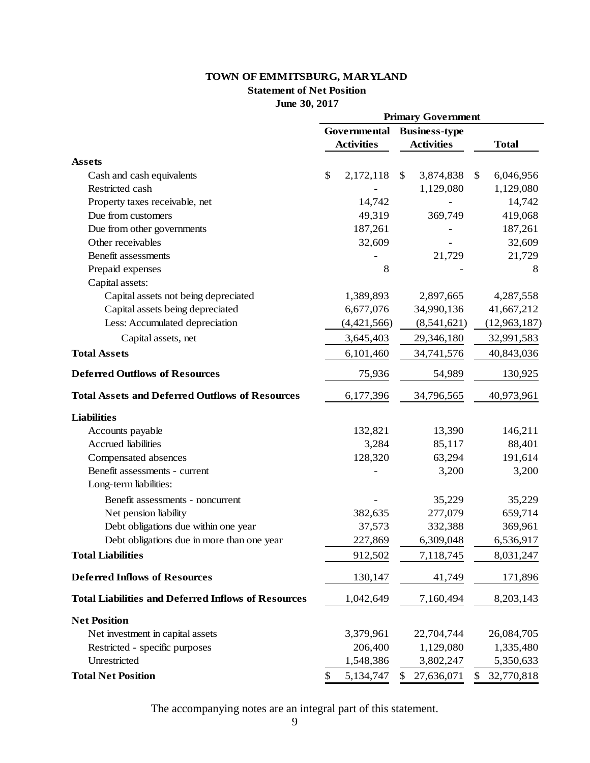# TOWN OF EMMITSBURG, MARYLAND

## Statement of Net Position

### June 30, 2017

| | Primary Government | | |
|---|---|---|---|
| | Governmental Activities | Business-type Activities | Total |
| **Assets** | | | |
| Cash and cash equivalents | $ 2,172,118 | $ 3,874,838 | $ 6,046,956 |
| Restricted cash | - | 1,129,080 | 1,129,080 |
| Property taxes receivable, net | 14,742 | - | 14,742 |
| Due from customers | 49,319 | 369,749 | 419,068 |
| Due from other governments | 187,261 | - | 187,261 |
| Other receivables | 32,609 | - | 32,609 |
| Benefit assessments | - | 21,729 | 21,729 |
| Prepaid expenses | 8 | - | 8 |
| Capital assets: | | | |
| Capital assets not being depreciated | 1,389,893 | 2,897,665 | 4,287,558 |
| Capital assets being depreciated | 6,677,076 | 34,990,136 | 41,667,212 |
| Less: Accumulated depreciation | (4,421,566) | (8,541,621) | (12,963,187) |
| Capital assets, net | 3,645,403 | 29,346,180 | 32,991,583 |
| **Total Assets** | 6,101,460 | 34,741,576 | 40,843,036 |
| **Deferred Outflows of Resources** | 75,936 | 54,989 | 130,925 |
| **Total Assets and Deferred Outflows of Resources** | 6,177,396 | 34,796,565 | 40,973,961 |
| **Liabilities** | | | |
| Accounts payable | 132,821 | 13,390 | 146,211 |
| Accrued liabilities | 3,284 | 85,117 | 88,401 |
| Compensated absences | 128,320 | 63,294 | 191,614 |
| Benefit assessments - current | - | 3,200 | 3,200 |
| Long-term liabilities: | | | |
| Benefit assessments - noncurrent | - | 35,229 | 35,229 |
| Net pension liability | 382,635 | 277,079 | 659,714 |
| Debt obligations due within one year | 37,573 | 332,388 | 369,961 |
| Debt obligations due in more than one year | 227,869 | 6,309,048 | 6,536,917 |
| **Total Liabilities** | 912,502 | 7,118,745 | 8,031,247 |
| **Deferred Inflows of Resources** | 130,147 | 41,749 | 171,896 |
| **Total Liabilities and Deferred Inflows of Resources** | 1,042,649 | 7,160,494 | 8,203,143 |
| **Net Position** | | | |
| Net investment in capital assets | 3,379,961 | 22,704,744 | 26,084,705 |
| Restricted - specific purposes | 206,400 | 1,129,080 | 1,335,480 |
| Unrestricted | 1,548,386 | 3,802,247 | 5,350,633 |
| **Total Net Position** | $ 5,134,747 | $ 27,636,071 | $ 32,770,818 |

The accompanying notes are an integral part of this statement.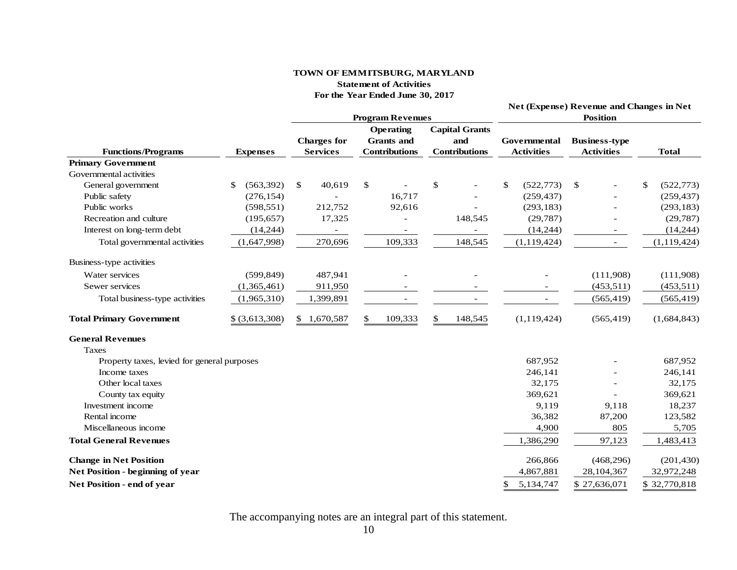**TOWN OF EMMITSBURG, MARYLAND**
**Statement of Activities**
**For the Year Ended June 30, 2017**

| | | Program Revenues | | | Net (Expense) Revenue and Changes in Net Position | | |
|---|---|---|---|---|---|---|---|
| **Functions/Programs** | **Expenses** | **Charges for Services** | **Operating Grants and Contributions** | **Capital Grants and Contributions** | **Governmental Activities** | **Business-type Activities** | **Total** |
| **Primary Government** | | | | | | | |
| Governmental activities | | | | | | | |
| General government | $ (563,392) | $ 40,619 | $ - | $ - | $ (522,773) | $ - | $ (522,773) |
| Public safety | (276,154) | - | 16,717 | - | (259,437) | - | (259,437) |
| Public works | (598,551) | 212,752 | 92,616 | - | (293,183) | - | (293,183) |
| Recreation and culture | (195,657) | 17,325 | - | 148,545 | (29,787) | - | (29,787) |
| Interest on long-term debt | (14,244) | - | - | - | (14,244) | - | (14,244) |
| Total governmental activities | (1,647,998) | 270,696 | 109,333 | 148,545 | (1,119,424) | - | (1,119,424) |
| Business-type activities | | | | | | | |
| Water services | (599,849) | 487,941 | - | - | - | (111,908) | (111,908) |
| Sewer services | (1,365,461) | 911,950 | - | - | - | (453,511) | (453,511) |
| Total business-type activities | (1,965,310) | 1,399,891 | - | - | - | (565,419) | (565,419) |
| **Total Primary Government** | $ (3,613,308) | $ 1,670,587 | $ 109,333 | $ 148,545 | (1,119,424) | (565,419) | (1,684,843) |
| **General Revenues** | | | | | | | |
| Taxes | | | | | | | |
| Property taxes, levied for general purposes | | | | | 687,952 | - | 687,952 |
| Income taxes | | | | | 246,141 | - | 246,141 |
| Other local taxes | | | | | 32,175 | - | 32,175 |
| County tax equity | | | | | 369,621 | - | 369,621 |
| Investment income | | | | | 9,119 | 9,118 | 18,237 |
| Rental income | | | | | 36,382 | 87,200 | 123,582 |
| Miscellaneous income | | | | | 4,900 | 805 | 5,705 |
| **Total General Revenues** | | | | | 1,386,290 | 97,123 | 1,483,413 |
| **Change in Net Position** | | | | | 266,866 | (468,296) | (201,430) |
| **Net Position - beginning of year** | | | | | 4,867,881 | 28,104,367 | 32,972,248 |
| **Net Position - end of year** | | | | | $ 5,134,747 | $ 27,636,071 | $ 32,770,818 |

The accompanying notes are an integral part of this statement.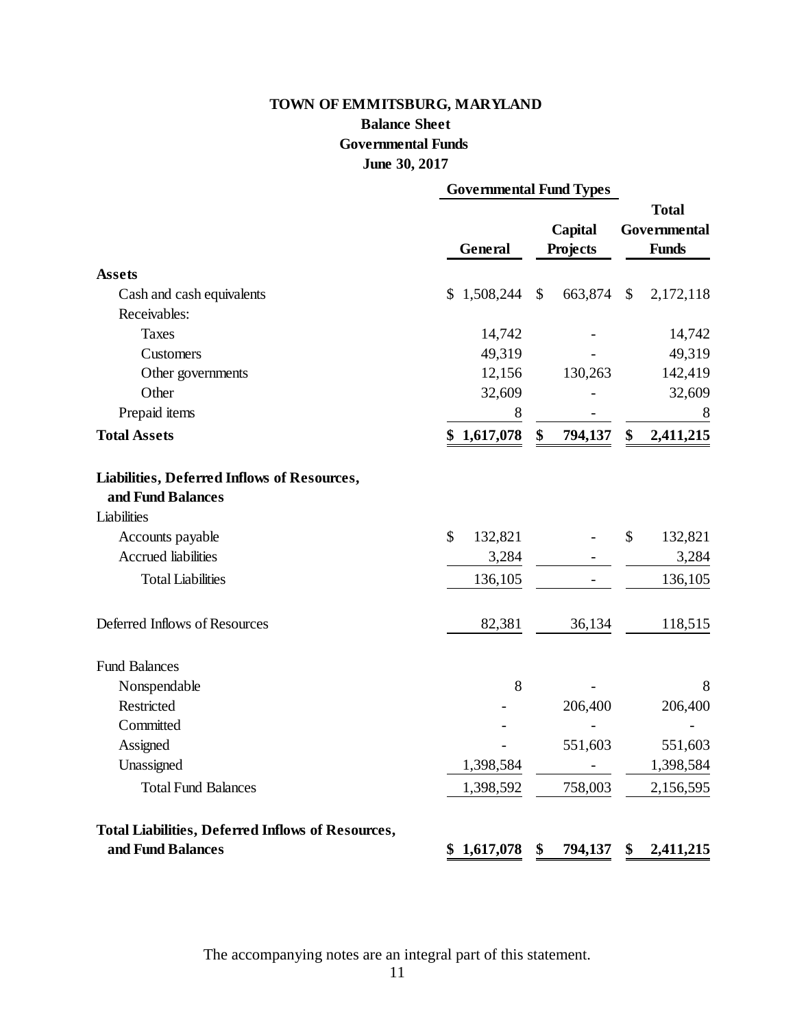# TOWN OF EMMITSBURG, MARYLAND

## Balance Sheet

## Governmental Funds

## June 30, 2017

| | Governmental Fund Types | | |
|---|---|---|---|
| | General | Capital Projects | Total Governmental Funds |
| **Assets** | | | |
| Cash and cash equivalents | $ 1,508,244 | $ 663,874 | $ 2,172,118 |
| Receivables: | | | |
| Taxes | 14,742 | - | 14,742 |
| Customers | 49,319 | - | 49,319 |
| Other governments | 12,156 | 130,263 | 142,419 |
| Other | 32,609 | - | 32,609 |
| Prepaid items | 8 | - | 8 |
| **Total Assets** | **$ 1,617,078** | **$ 794,137** | **$ 2,411,215** |
| **Liabilities, Deferred Inflows of Resources, and Fund Balances** | | | |
| Liabilities | | | |
| Accounts payable | $ 132,821 | - | $ 132,821 |
| Accrued liabilities | 3,284 | - | 3,284 |
| Total Liabilities | 136,105 | - | 136,105 |
| Deferred Inflows of Resources | 82,381 | 36,134 | 118,515 |
| Fund Balances | | | |
| Nonspendable | 8 | - | 8 |
| Restricted | - | 206,400 | 206,400 |
| Committed | - | - | - |
| Assigned | - | 551,603 | 551,603 |
| Unassigned | 1,398,584 | - | 1,398,584 |
| Total Fund Balances | 1,398,592 | 758,003 | 2,156,595 |
| **Total Liabilities, Deferred Inflows of Resources, and Fund Balances** | **$ 1,617,078** | **$ 794,137** | **$ 2,411,215** |

The accompanying notes are an integral part of this statement.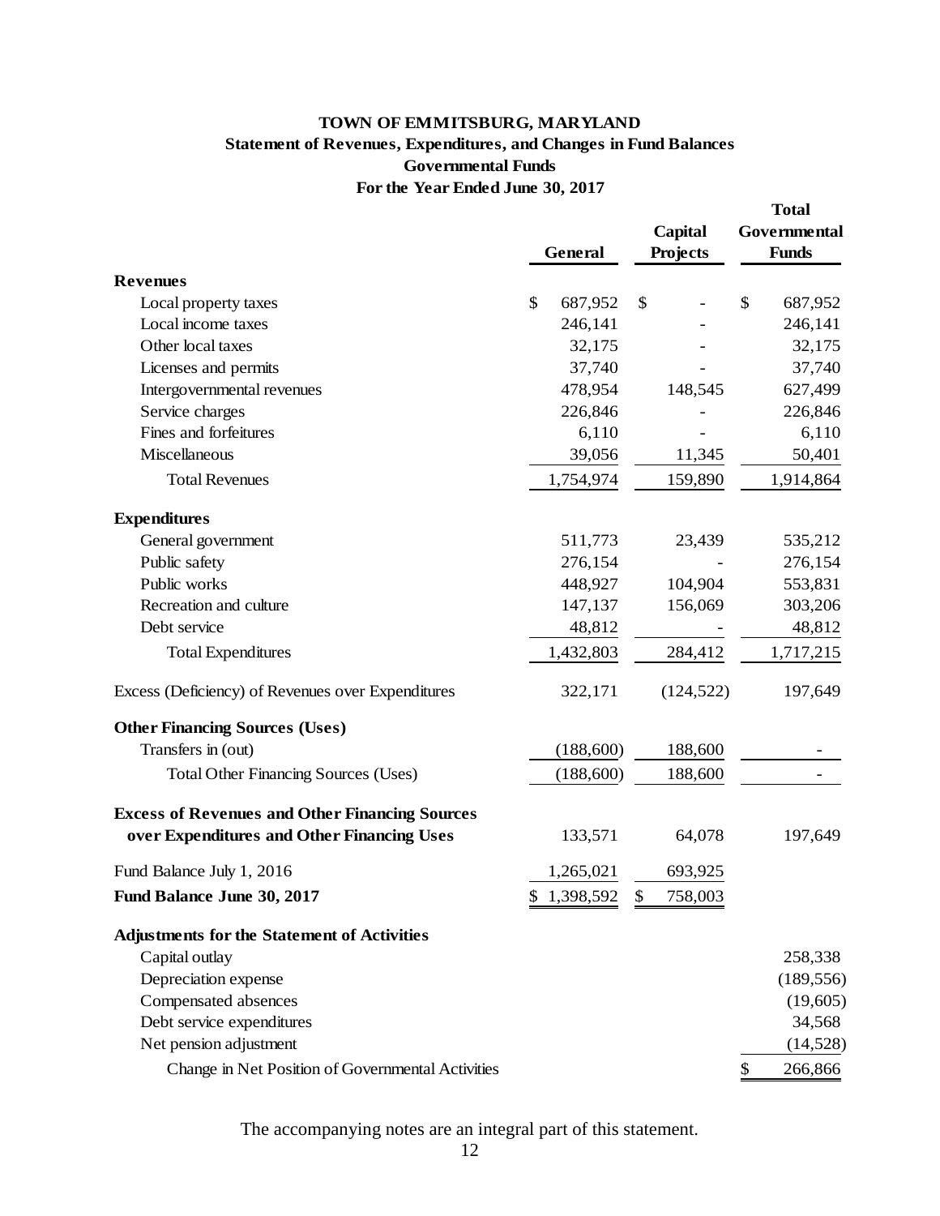# TOWN OF EMMITSBURG, MARYLAND

## Statement of Revenues, Expenditures, and Changes in Fund Balances

### Governmental Funds

### For the Year Ended June 30, 2017

| | General | Capital Projects | Total Governmental Funds |
|---|---|---|---|
| **Revenues** | | | |
| Local property taxes | $ 687,952 | $ - | $ 687,952 |
| Local income taxes | 246,141 | - | 246,141 |
| Other local taxes | 32,175 | - | 32,175 |
| Licenses and permits | 37,740 | - | 37,740 |
| Intergovernmental revenues | 478,954 | 148,545 | 627,499 |
| Service charges | 226,846 | - | 226,846 |
| Fines and forfeitures | 6,110 | - | 6,110 |
| Miscellaneous | 39,056 | 11,345 | 50,401 |
| Total Revenues | 1,754,974 | 159,890 | 1,914,864 |
| **Expenditures** | | | |
| General government | 511,773 | 23,439 | 535,212 |
| Public safety | 276,154 | - | 276,154 |
| Public works | 448,927 | 104,904 | 553,831 |
| Recreation and culture | 147,137 | 156,069 | 303,206 |
| Debt service | 48,812 | - | 48,812 |
| Total Expenditures | 1,432,803 | 284,412 | 1,717,215 |
| Excess (Deficiency) of Revenues over Expenditures | 322,171 | (124,522) | 197,649 |
| **Other Financing Sources (Uses)** | | | |
| Transfers in (out) | (188,600) | 188,600 | - |
| Total Other Financing Sources (Uses) | (188,600) | 188,600 | - |
| **Excess of Revenues and Other Financing Sources over Expenditures and Other Financing Uses** | 133,571 | 64,078 | 197,649 |
| Fund Balance July 1, 2016 | 1,265,021 | 693,925 | |
| **Fund Balance June 30, 2017** | $ 1,398,592 | $ 758,003 | |
| **Adjustments for the Statement of Activities** | | | |
| Capital outlay | | | 258,338 |
| Depreciation expense | | | (189,556) |
| Compensated absences | | | (19,605) |
| Debt service expenditures | | | 34,568 |
| Net pension adjustment | | | (14,528) |
| Change in Net Position of Governmental Activities | | | $ 266,866 |

The accompanying notes are an integral part of this statement.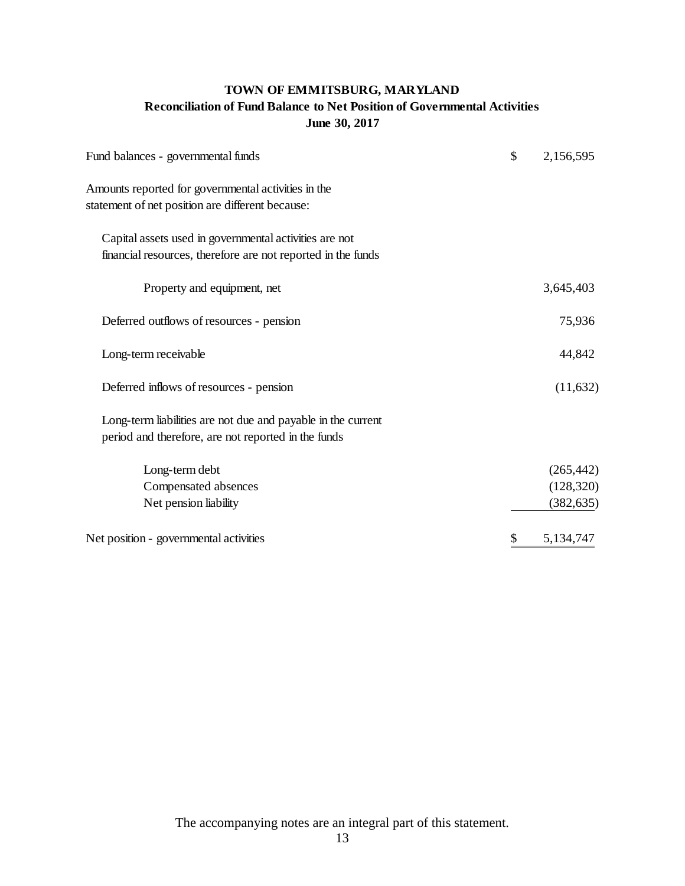# TOWN OF EMMITSBURG, MARYLAND
## Reconciliation of Fund Balance to Net Position of Governmental Activities
### June 30, 2017

| | |
|---|---|
| Fund balances - governmental funds | $ 2,156,595 |
| Amounts reported for governmental activities in the statement of net position are different because: | |
| Capital assets used in governmental activities are not financial resources, therefore are not reported in the funds | |
| Property and equipment, net | 3,645,403 |
| Deferred outflows of resources - pension | 75,936 |
| Long-term receivable | 44,842 |
| Deferred inflows of resources - pension | (11,632) |
| Long-term liabilities are not due and payable in the current period and therefore, are not reported in the funds | |
| Long-term debt | (265,442) |
| Compensated absences | (128,320) |
| Net pension liability | (382,635) |
| Net position - governmental activities | $ 5,134,747 |

The accompanying notes are an integral part of this statement.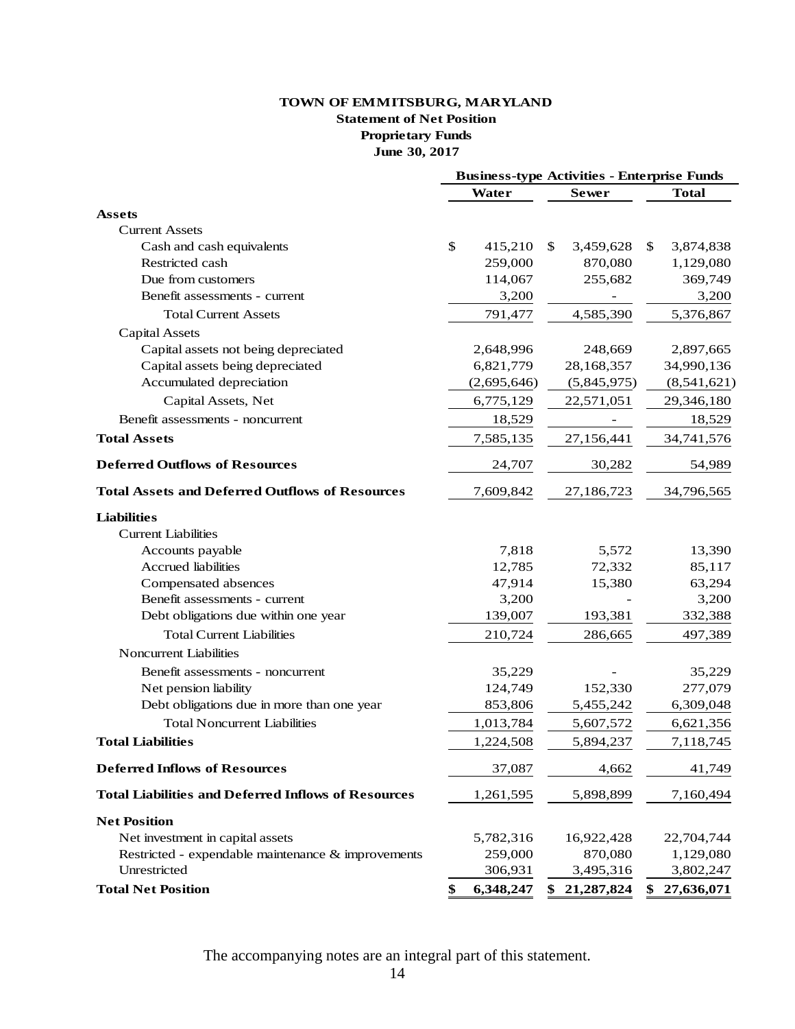**TOWN OF EMMITSBURG, MARYLAND**
**Statement of Net Position**
**Proprietary Funds**
**June 30, 2017**

| | Business-type Activities - Enterprise Funds | | |
|---|---|---|---|
| | **Water** | **Sewer** | **Total** |
| **Assets** | | | |
| Current Assets | | | |
| Cash and cash equivalents | $ 415,210 | $ 3,459,628 | $ 3,874,838 |
| Restricted cash | 259,000 | 870,080 | 1,129,080 |
| Due from customers | 114,067 | 255,682 | 369,749 |
| Benefit assessments - current | 3,200 | - | 3,200 |
| Total Current Assets | 791,477 | 4,585,390 | 5,376,867 |
| Capital Assets | | | |
| Capital assets not being depreciated | 2,648,996 | 248,669 | 2,897,665 |
| Capital assets being depreciated | 6,821,779 | 28,168,357 | 34,990,136 |
| Accumulated depreciation | (2,695,646) | (5,845,975) | (8,541,621) |
| Capital Assets, Net | 6,775,129 | 22,571,051 | 29,346,180 |
| Benefit assessments - noncurrent | 18,529 | - | 18,529 |
| **Total Assets** | 7,585,135 | 27,156,441 | 34,741,576 |
| **Deferred Outflows of Resources** | 24,707 | 30,282 | 54,989 |
| **Total Assets and Deferred Outflows of Resources** | 7,609,842 | 27,186,723 | 34,796,565 |
| **Liabilities** | | | |
| Current Liabilities | | | |
| Accounts payable | 7,818 | 5,572 | 13,390 |
| Accrued liabilities | 12,785 | 72,332 | 85,117 |
| Compensated absences | 47,914 | 15,380 | 63,294 |
| Benefit assessments - current | 3,200 | - | 3,200 |
| Debt obligations due within one year | 139,007 | 193,381 | 332,388 |
| Total Current Liabilities | 210,724 | 286,665 | 497,389 |
| Noncurrent Liabilities | | | |
| Benefit assessments - noncurrent | 35,229 | - | 35,229 |
| Net pension liability | 124,749 | 152,330 | 277,079 |
| Debt obligations due in more than one year | 853,806 | 5,455,242 | 6,309,048 |
| Total Noncurrent Liabilities | 1,013,784 | 5,607,572 | 6,621,356 |
| **Total Liabilities** | 1,224,508 | 5,894,237 | 7,118,745 |
| **Deferred Inflows of Resources** | 37,087 | 4,662 | 41,749 |
| **Total Liabilities and Deferred Inflows of Resources** | 1,261,595 | 5,898,899 | 7,160,494 |
| **Net Position** | | | |
| Net investment in capital assets | 5,782,316 | 16,922,428 | 22,704,744 |
| Restricted - expendable maintenance & improvements | 259,000 | 870,080 | 1,129,080 |
| Unrestricted | 306,931 | 3,495,316 | 3,802,247 |
| **Total Net Position** | **$ 6,348,247** | **$ 21,287,824** | **$ 27,636,071** |

The accompanying notes are an integral part of this statement.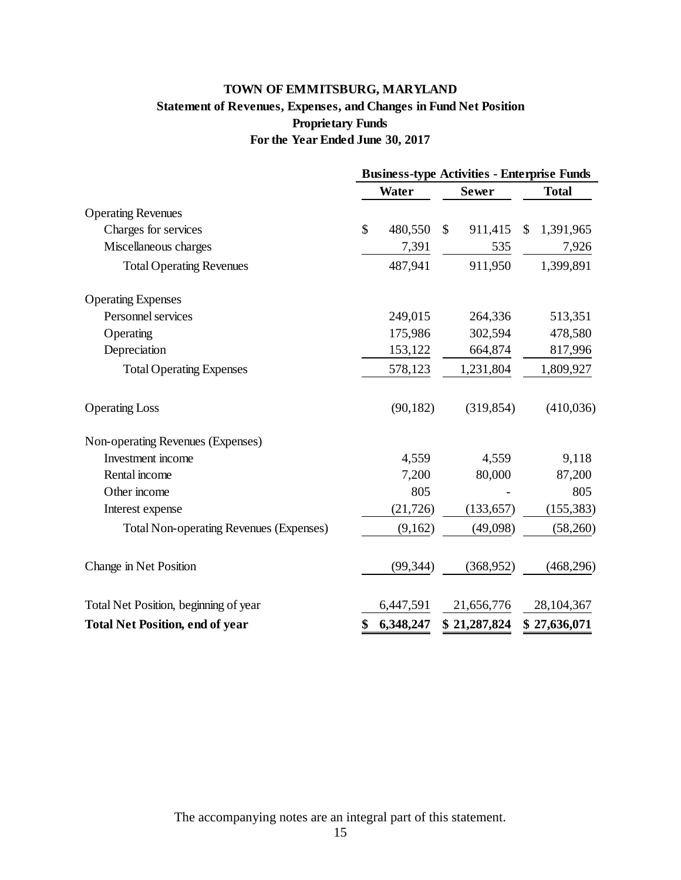# TOWN OF EMMITSBURG, MARYLAND

## Statement of Revenues, Expenses, and Changes in Fund Net Position

### Proprietary Funds

### For the Year Ended June 30, 2017

| | Business-type Activities - Enterprise Funds | | |
|---|---|---|---|
| | **Water** | **Sewer** | **Total** |
| Operating Revenues | | | |
| Charges for services | $ 480,550 | $ 911,415 | $ 1,391,965 |
| Miscellaneous charges | 7,391 | 535 | 7,926 |
| Total Operating Revenues | 487,941 | 911,950 | 1,399,891 |
| Operating Expenses | | | |
| Personnel services | 249,015 | 264,336 | 513,351 |
| Operating | 175,986 | 302,594 | 478,580 |
| Depreciation | 153,122 | 664,874 | 817,996 |
| Total Operating Expenses | 578,123 | 1,231,804 | 1,809,927 |
| Operating Loss | (90,182) | (319,854) | (410,036) |
| Non-operating Revenues (Expenses) | | | |
| Investment income | 4,559 | 4,559 | 9,118 |
| Rental income | 7,200 | 80,000 | 87,200 |
| Other income | 805 | - | 805 |
| Interest expense | (21,726) | (133,657) | (155,383) |
| Total Non-operating Revenues (Expenses) | (9,162) | (49,098) | (58,260) |
| Change in Net Position | (99,344) | (368,952) | (468,296) |
| Total Net Position, beginning of year | 6,447,591 | 21,656,776 | 28,104,367 |
| **Total Net Position, end of year** | **$ 6,348,247** | **$ 21,287,824** | **$ 27,636,071** |

The accompanying notes are an integral part of this statement.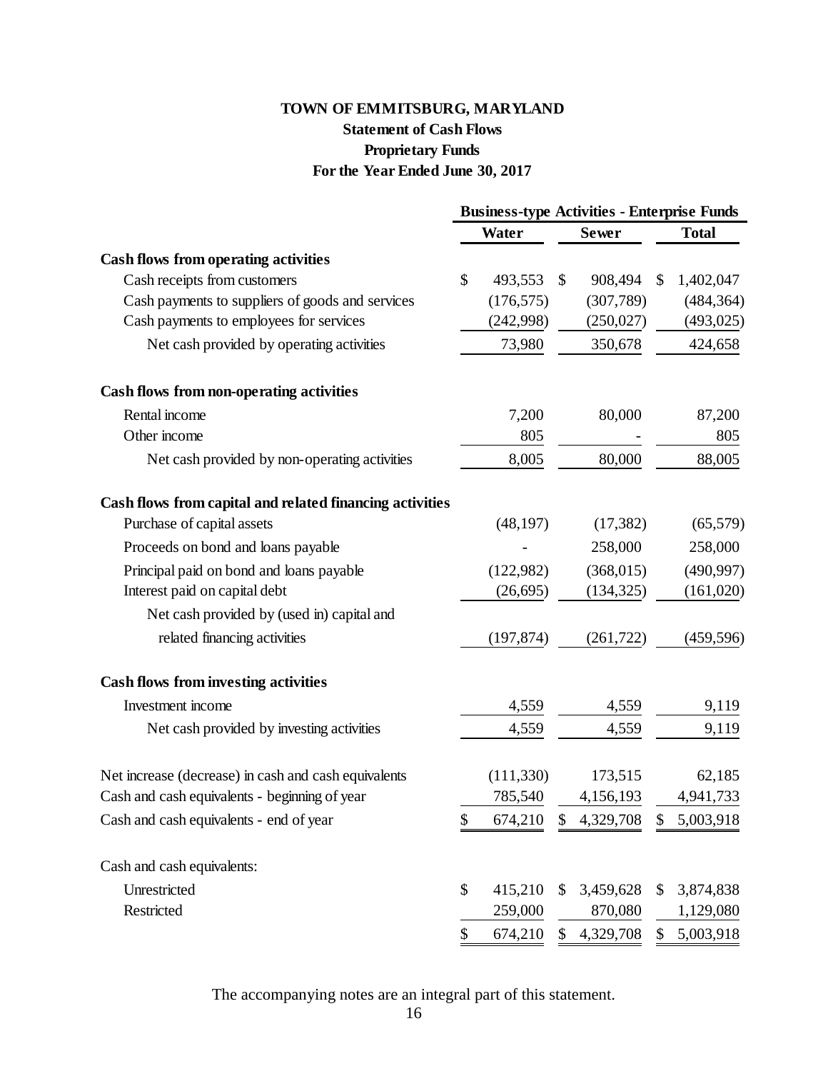# TOWN OF EMMITSBURG, MARYLAND

## Statement of Cash Flows

## Proprietary Funds

## For the Year Ended June 30, 2017

| | Business-type Activities - Enterprise Funds | | |
|---|---|---|---|
| | **Water** | **Sewer** | **Total** |
| **Cash flows from operating activities** | | | |
| Cash receipts from customers | $ 493,553 | $ 908,494 | $ 1,402,047 |
| Cash payments to suppliers of goods and services | (176,575) | (307,789) | (484,364) |
| Cash payments to employees for services | (242,998) | (250,027) | (493,025) |
| Net cash provided by operating activities | 73,980 | 350,678 | 424,658 |
| **Cash flows from non-operating activities** | | | |
| Rental income | 7,200 | 80,000 | 87,200 |
| Other income | 805 | - | 805 |
| Net cash provided by non-operating activities | 8,005 | 80,000 | 88,005 |
| **Cash flows from capital and related financing activities** | | | |
| Purchase of capital assets | (48,197) | (17,382) | (65,579) |
| Proceeds on bond and loans payable | - | 258,000 | 258,000 |
| Principal paid on bond and loans payable | (122,982) | (368,015) | (490,997) |
| Interest paid on capital debt | (26,695) | (134,325) | (161,020) |
| Net cash provided by (used in) capital and related financing activities | (197,874) | (261,722) | (459,596) |
| **Cash flows from investing activities** | | | |
| Investment income | 4,559 | 4,559 | 9,119 |
| Net cash provided by investing activities | 4,559 | 4,559 | 9,119 |
| Net increase (decrease) in cash and cash equivalents | (111,330) | 173,515 | 62,185 |
| Cash and cash equivalents - beginning of year | 785,540 | 4,156,193 | 4,941,733 |
| Cash and cash equivalents - end of year | $ 674,210 | $ 4,329,708 | $ 5,003,918 |
| Cash and cash equivalents: | | | |
| Unrestricted | $ 415,210 | $ 3,459,628 | $ 3,874,838 |
| Restricted | 259,000 | 870,080 | 1,129,080 |
| | $ 674,210 | $ 4,329,708 | $ 5,003,918 |

The accompanying notes are an integral part of this statement.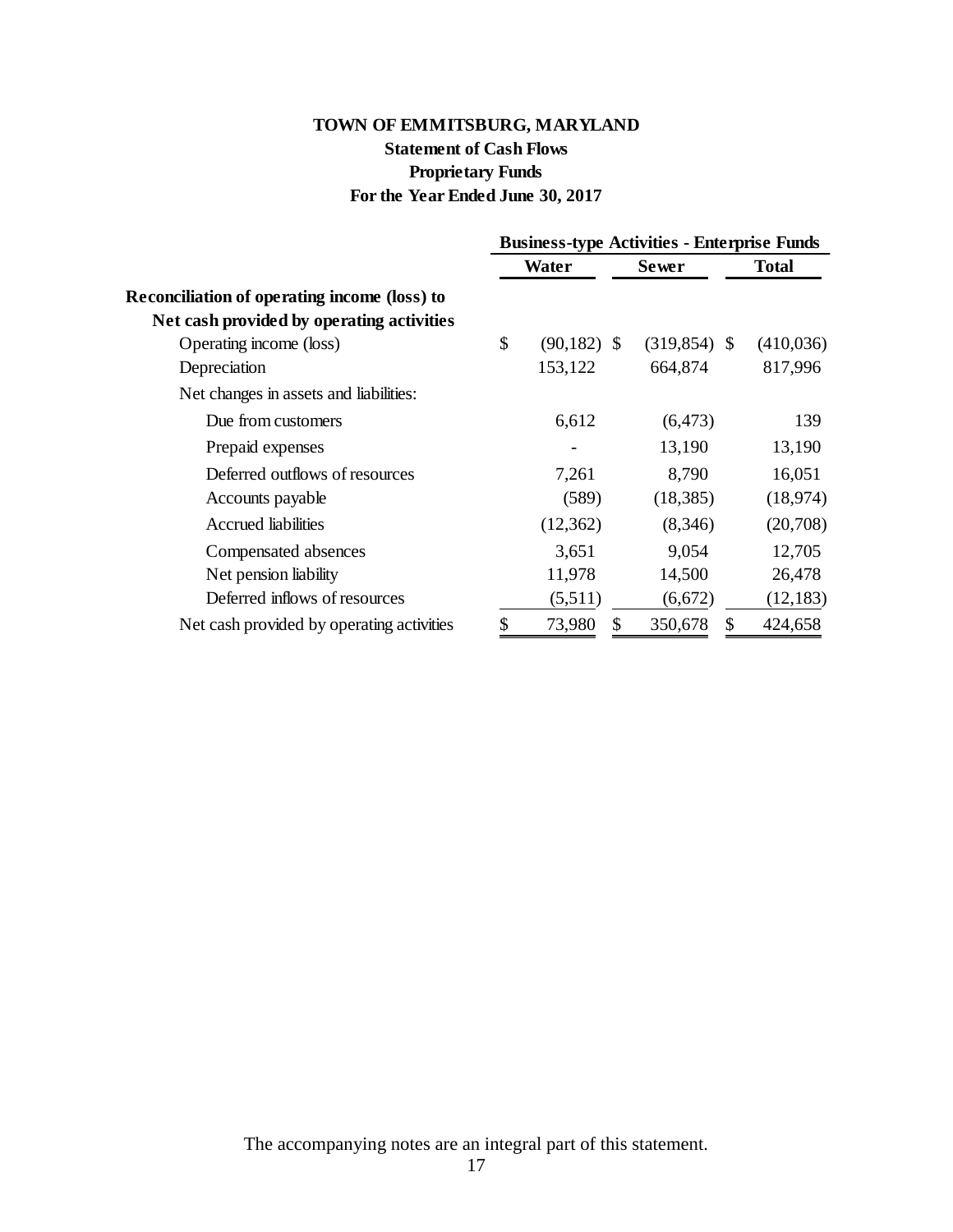# TOWN OF EMMITSBURG, MARYLAND

## Statement of Cash Flows

## Proprietary Funds

## For the Year Ended June 30, 2017

| | Business-type Activities - Enterprise Funds | | |
|---|---|---|---|
| | Water | Sewer | Total |
| **Reconciliation of operating income (loss) to Net cash provided by operating activities** | | | |
| Operating income (loss) | $ (90,182) | $ (319,854) | $ (410,036) |
| Depreciation | 153,122 | 664,874 | 817,996 |
| Net changes in assets and liabilities: | | | |
| Due from customers | 6,612 | (6,473) | 139 |
| Prepaid expenses | - | 13,190 | 13,190 |
| Deferred outflows of resources | 7,261 | 8,790 | 16,051 |
| Accounts payable | (589) | (18,385) | (18,974) |
| Accrued liabilities | (12,362) | (8,346) | (20,708) |
| Compensated absences | 3,651 | 9,054 | 12,705 |
| Net pension liability | 11,978 | 14,500 | 26,478 |
| Deferred inflows of resources | (5,511) | (6,672) | (12,183) |
| Net cash provided by operating activities | $ 73,980 | $ 350,678 | $ 424,658 |

The accompanying notes are an integral part of this statement.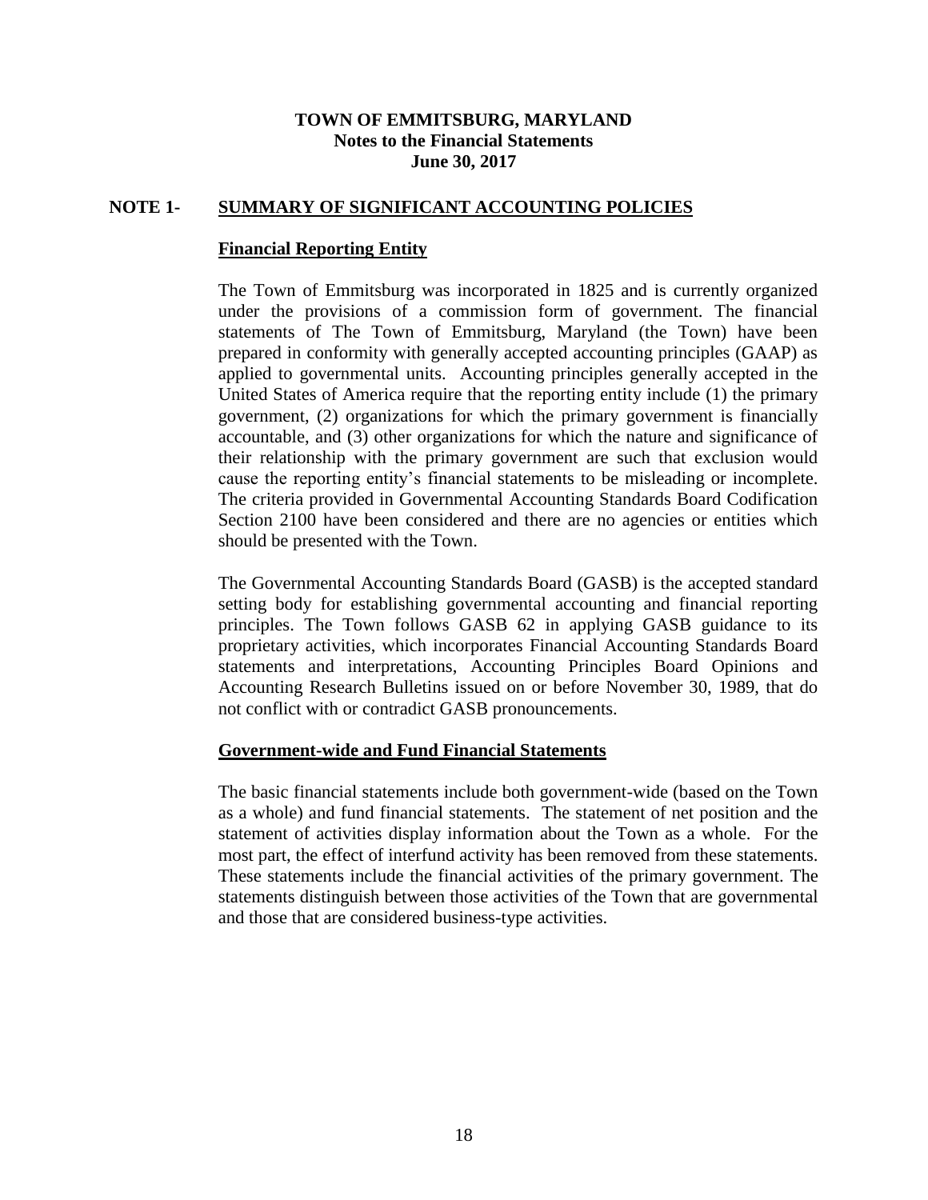**TOWN OF EMMITSBURG, MARYLAND**
**Notes to the Financial Statements**
**June 30, 2017**

## NOTE 1- SUMMARY OF SIGNIFICANT ACCOUNTING POLICIES

### Financial Reporting Entity

The Town of Emmitsburg was incorporated in 1825 and is currently organized under the provisions of a commission form of government. The financial statements of The Town of Emmitsburg, Maryland (the Town) have been prepared in conformity with generally accepted accounting principles (GAAP) as applied to governmental units. Accounting principles generally accepted in the United States of America require that the reporting entity include (1) the primary government, (2) organizations for which the primary government is financially accountable, and (3) other organizations for which the nature and significance of their relationship with the primary government are such that exclusion would cause the reporting entity's financial statements to be misleading or incomplete. The criteria provided in Governmental Accounting Standards Board Codification Section 2100 have been considered and there are no agencies or entities which should be presented with the Town.

The Governmental Accounting Standards Board (GASB) is the accepted standard setting body for establishing governmental accounting and financial reporting principles. The Town follows GASB 62 in applying GASB guidance to its proprietary activities, which incorporates Financial Accounting Standards Board statements and interpretations, Accounting Principles Board Opinions and Accounting Research Bulletins issued on or before November 30, 1989, that do not conflict with or contradict GASB pronouncements.

### Government-wide and Fund Financial Statements

The basic financial statements include both government-wide (based on the Town as a whole) and fund financial statements. The statement of net position and the statement of activities display information about the Town as a whole. For the most part, the effect of interfund activity has been removed from these statements. These statements include the financial activities of the primary government. The statements distinguish between those activities of the Town that are governmental and those that are considered business-type activities.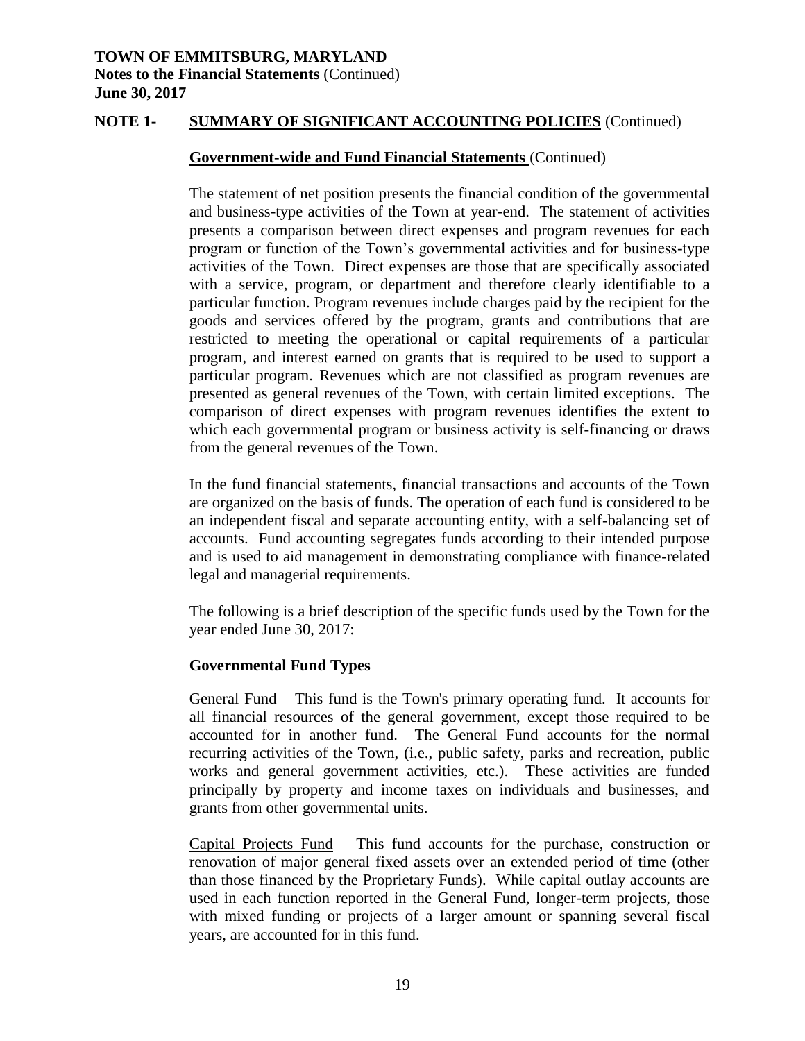**NOTE 1- SUMMARY OF SIGNIFICANT ACCOUNTING POLICIES** (Continued)

**Government-wide and Fund Financial Statements** (Continued)

The statement of net position presents the financial condition of the governmental and business-type activities of the Town at year-end. The statement of activities presents a comparison between direct expenses and program revenues for each program or function of the Town's governmental activities and for business-type activities of the Town. Direct expenses are those that are specifically associated with a service, program, or department and therefore clearly identifiable to a particular function. Program revenues include charges paid by the recipient for the goods and services offered by the program, grants and contributions that are restricted to meeting the operational or capital requirements of a particular program, and interest earned on grants that is required to be used to support a particular program. Revenues which are not classified as program revenues are presented as general revenues of the Town, with certain limited exceptions. The comparison of direct expenses with program revenues identifies the extent to which each governmental program or business activity is self-financing or draws from the general revenues of the Town.

In the fund financial statements, financial transactions and accounts of the Town are organized on the basis of funds. The operation of each fund is considered to be an independent fiscal and separate accounting entity, with a self-balancing set of accounts. Fund accounting segregates funds according to their intended purpose and is used to aid management in demonstrating compliance with finance-related legal and managerial requirements.

The following is a brief description of the specific funds used by the Town for the year ended June 30, 2017:

**Governmental Fund Types**

General Fund – This fund is the Town's primary operating fund. It accounts for all financial resources of the general government, except those required to be accounted for in another fund. The General Fund accounts for the normal recurring activities of the Town, (i.e., public safety, parks and recreation, public works and general government activities, etc.). These activities are funded principally by property and income taxes on individuals and businesses, and grants from other governmental units.

Capital Projects Fund – This fund accounts for the purchase, construction or renovation of major general fixed assets over an extended period of time (other than those financed by the Proprietary Funds). While capital outlay accounts are used in each function reported in the General Fund, longer-term projects, those with mixed funding or projects of a larger amount or spanning several fiscal years, are accounted for in this fund.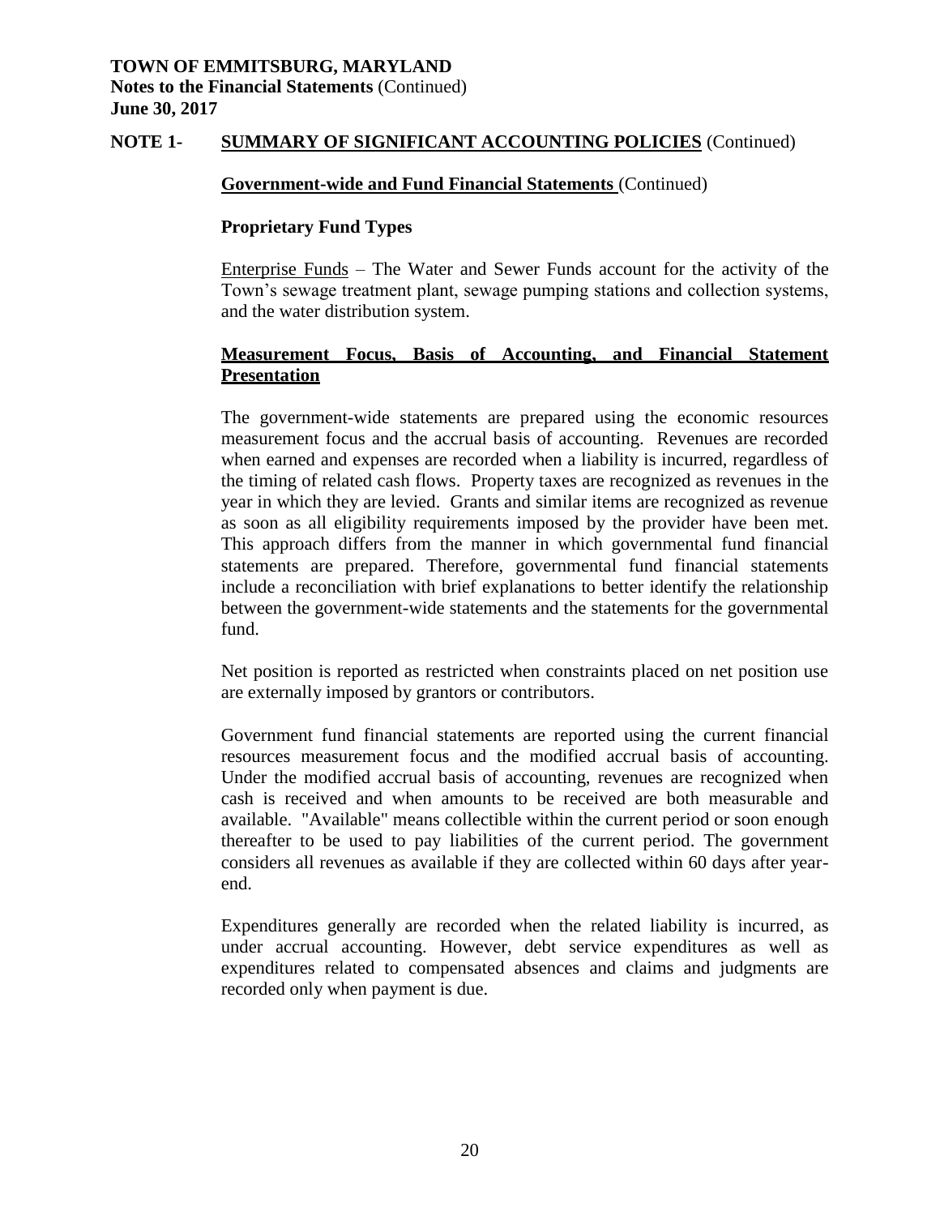**TOWN OF EMMITSBURG, MARYLAND**
**Notes to the Financial Statements** (Continued)
**June 30, 2017**

## NOTE 1- SUMMARY OF SIGNIFICANT ACCOUNTING POLICIES (Continued)

### Government-wide and Fund Financial Statements (Continued)

#### Proprietary Fund Types

Enterprise Funds – The Water and Sewer Funds account for the activity of the Town's sewage treatment plant, sewage pumping stations and collection systems, and the water distribution system.

### Measurement Focus, Basis of Accounting, and Financial Statement Presentation

The government-wide statements are prepared using the economic resources measurement focus and the accrual basis of accounting. Revenues are recorded when earned and expenses are recorded when a liability is incurred, regardless of the timing of related cash flows. Property taxes are recognized as revenues in the year in which they are levied. Grants and similar items are recognized as revenue as soon as all eligibility requirements imposed by the provider have been met. This approach differs from the manner in which governmental fund financial statements are prepared. Therefore, governmental fund financial statements include a reconciliation with brief explanations to better identify the relationship between the government-wide statements and the statements for the governmental fund.

Net position is reported as restricted when constraints placed on net position use are externally imposed by grantors or contributors.

Government fund financial statements are reported using the current financial resources measurement focus and the modified accrual basis of accounting. Under the modified accrual basis of accounting, revenues are recognized when cash is received and when amounts to be received are both measurable and available. "Available" means collectible within the current period or soon enough thereafter to be used to pay liabilities of the current period. The government considers all revenues as available if they are collected within 60 days after year-end.

Expenditures generally are recorded when the related liability is incurred, as under accrual accounting. However, debt service expenditures as well as expenditures related to compensated absences and claims and judgments are recorded only when payment is due.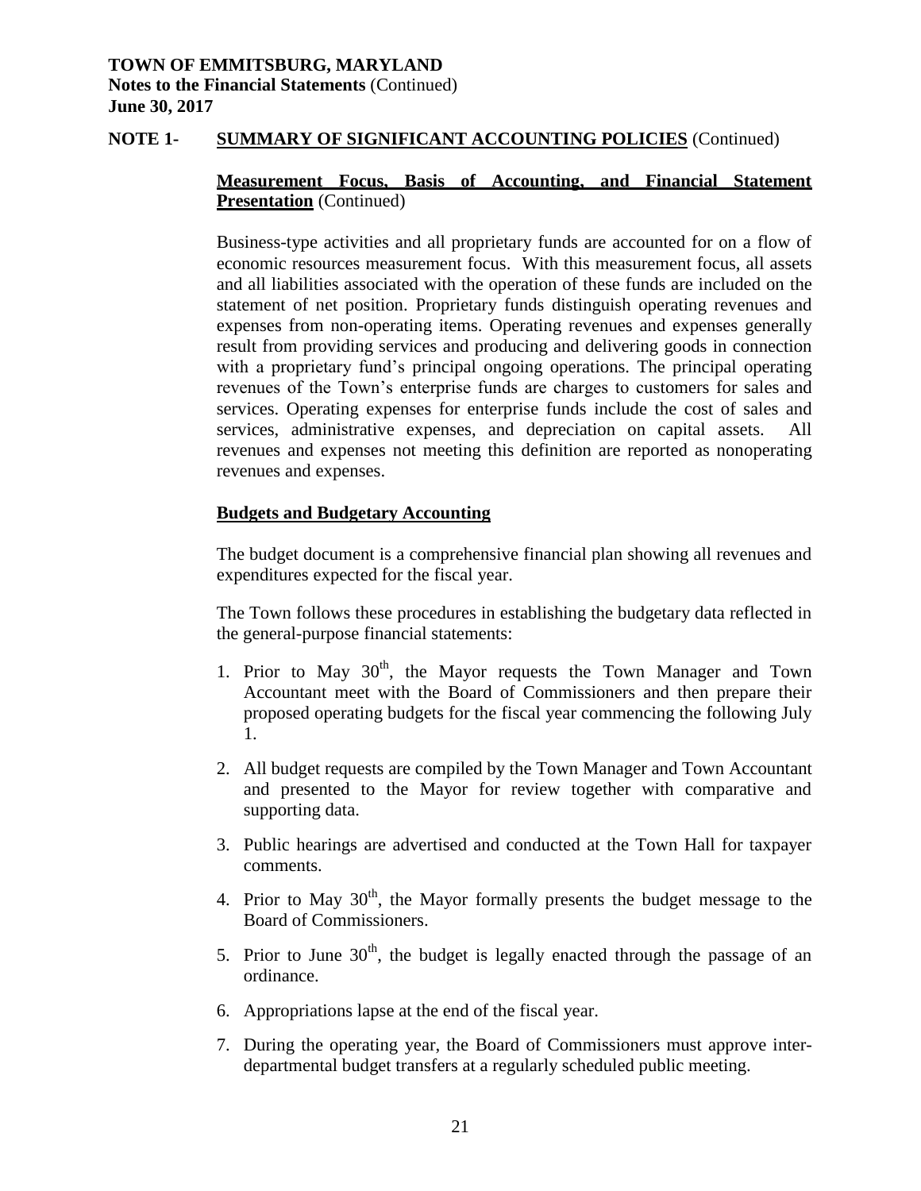## NOTE 1- SUMMARY OF SIGNIFICANT ACCOUNTING POLICIES (Continued)

**Measurement Focus, Basis of Accounting, and Financial Statement Presentation** (Continued)

Business-type activities and all proprietary funds are accounted for on a flow of economic resources measurement focus. With this measurement focus, all assets and all liabilities associated with the operation of these funds are included on the statement of net position. Proprietary funds distinguish operating revenues and expenses from non-operating items. Operating revenues and expenses generally result from providing services and producing and delivering goods in connection with a proprietary fund's principal ongoing operations. The principal operating revenues of the Town's enterprise funds are charges to customers for sales and services. Operating expenses for enterprise funds include the cost of sales and services, administrative expenses, and depreciation on capital assets. All revenues and expenses not meeting this definition are reported as nonoperating revenues and expenses.

**Budgets and Budgetary Accounting**

The budget document is a comprehensive financial plan showing all revenues and expenditures expected for the fiscal year.

The Town follows these procedures in establishing the budgetary data reflected in the general-purpose financial statements:

1. Prior to May 30th, the Mayor requests the Town Manager and Town Accountant meet with the Board of Commissioners and then prepare their proposed operating budgets for the fiscal year commencing the following July 1.
2. All budget requests are compiled by the Town Manager and Town Accountant and presented to the Mayor for review together with comparative and supporting data.
3. Public hearings are advertised and conducted at the Town Hall for taxpayer comments.
4. Prior to May 30th, the Mayor formally presents the budget message to the Board of Commissioners.
5. Prior to June 30th, the budget is legally enacted through the passage of an ordinance.
6. Appropriations lapse at the end of the fiscal year.
7. During the operating year, the Board of Commissioners must approve inter-departmental budget transfers at a regularly scheduled public meeting.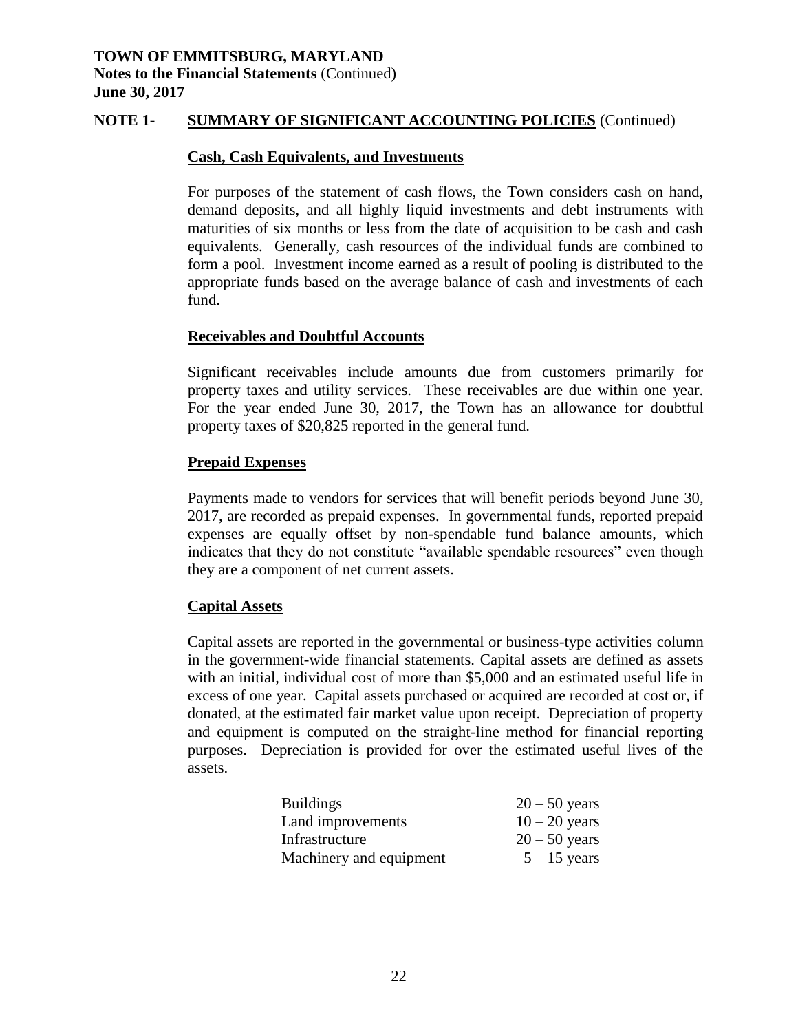**NOTE 1- SUMMARY OF SIGNIFICANT ACCOUNTING POLICIES** (Continued)

### Cash, Cash Equivalents, and Investments

For purposes of the statement of cash flows, the Town considers cash on hand, demand deposits, and all highly liquid investments and debt instruments with maturities of six months or less from the date of acquisition to be cash and cash equivalents. Generally, cash resources of the individual funds are combined to form a pool. Investment income earned as a result of pooling is distributed to the appropriate funds based on the average balance of cash and investments of each fund.

### Receivables and Doubtful Accounts

Significant receivables include amounts due from customers primarily for property taxes and utility services. These receivables are due within one year. For the year ended June 30, 2017, the Town has an allowance for doubtful property taxes of $20,825 reported in the general fund.

### Prepaid Expenses

Payments made to vendors for services that will benefit periods beyond June 30, 2017, are recorded as prepaid expenses. In governmental funds, reported prepaid expenses are equally offset by non-spendable fund balance amounts, which indicates that they do not constitute "available spendable resources" even though they are a component of net current assets.

### Capital Assets

Capital assets are reported in the governmental or business-type activities column in the government-wide financial statements. Capital assets are defined as assets with an initial, individual cost of more than $5,000 and an estimated useful life in excess of one year. Capital assets purchased or acquired are recorded at cost or, if donated, at the estimated fair market value upon receipt. Depreciation of property and equipment is computed on the straight-line method for financial reporting purposes. Depreciation is provided for over the estimated useful lives of the assets.

| | |
|---|---|
| Buildings | 20 – 50 years |
| Land improvements | 10 – 20 years |
| Infrastructure | 20 – 50 years |
| Machinery and equipment | 5 – 15 years |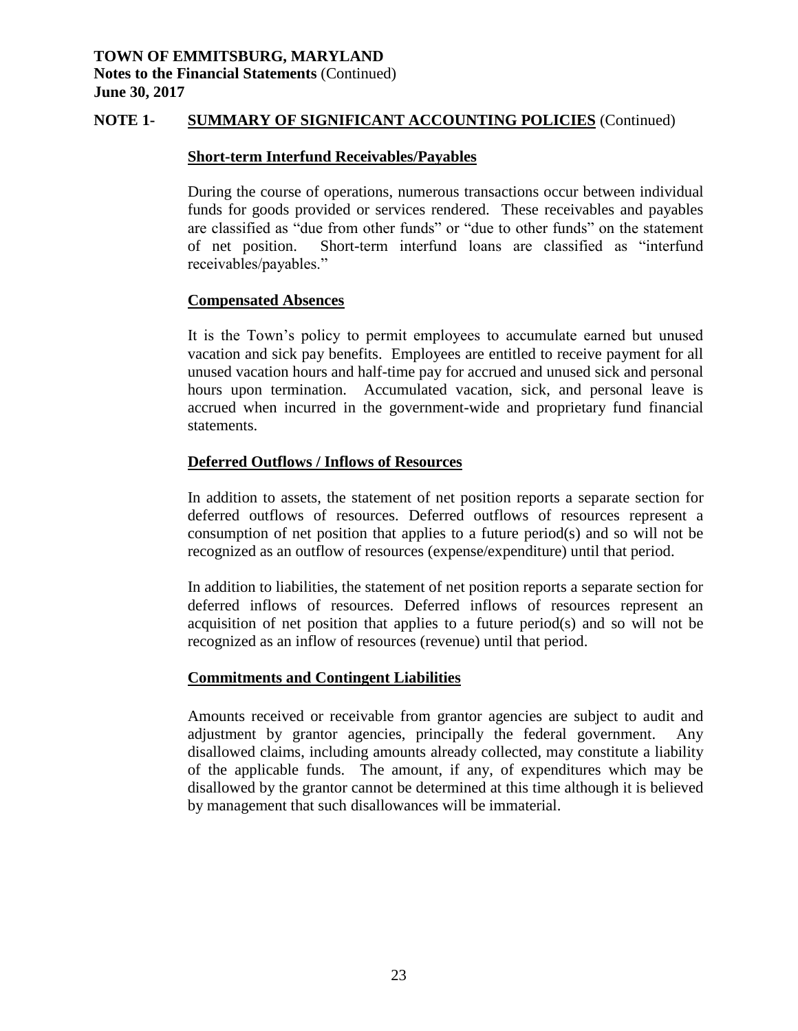**TOWN OF EMMITSBURG, MARYLAND**
**Notes to the Financial Statements** (Continued)
**June 30, 2017**

## NOTE 1- SUMMARY OF SIGNIFICANT ACCOUNTING POLICIES (Continued)

### Short-term Interfund Receivables/Payables

During the course of operations, numerous transactions occur between individual funds for goods provided or services rendered. These receivables and payables are classified as "due from other funds" or "due to other funds" on the statement of net position. Short-term interfund loans are classified as "interfund receivables/payables."

### Compensated Absences

It is the Town's policy to permit employees to accumulate earned but unused vacation and sick pay benefits. Employees are entitled to receive payment for all unused vacation hours and half-time pay for accrued and unused sick and personal hours upon termination. Accumulated vacation, sick, and personal leave is accrued when incurred in the government-wide and proprietary fund financial statements.

### Deferred Outflows / Inflows of Resources

In addition to assets, the statement of net position reports a separate section for deferred outflows of resources. Deferred outflows of resources represent a consumption of net position that applies to a future period(s) and so will not be recognized as an outflow of resources (expense/expenditure) until that period.

In addition to liabilities, the statement of net position reports a separate section for deferred inflows of resources. Deferred inflows of resources represent an acquisition of net position that applies to a future period(s) and so will not be recognized as an inflow of resources (revenue) until that period.

### Commitments and Contingent Liabilities

Amounts received or receivable from grantor agencies are subject to audit and adjustment by grantor agencies, principally the federal government. Any disallowed claims, including amounts already collected, may constitute a liability of the applicable funds. The amount, if any, of expenditures which may be disallowed by the grantor cannot be determined at this time although it is believed by management that such disallowances will be immaterial.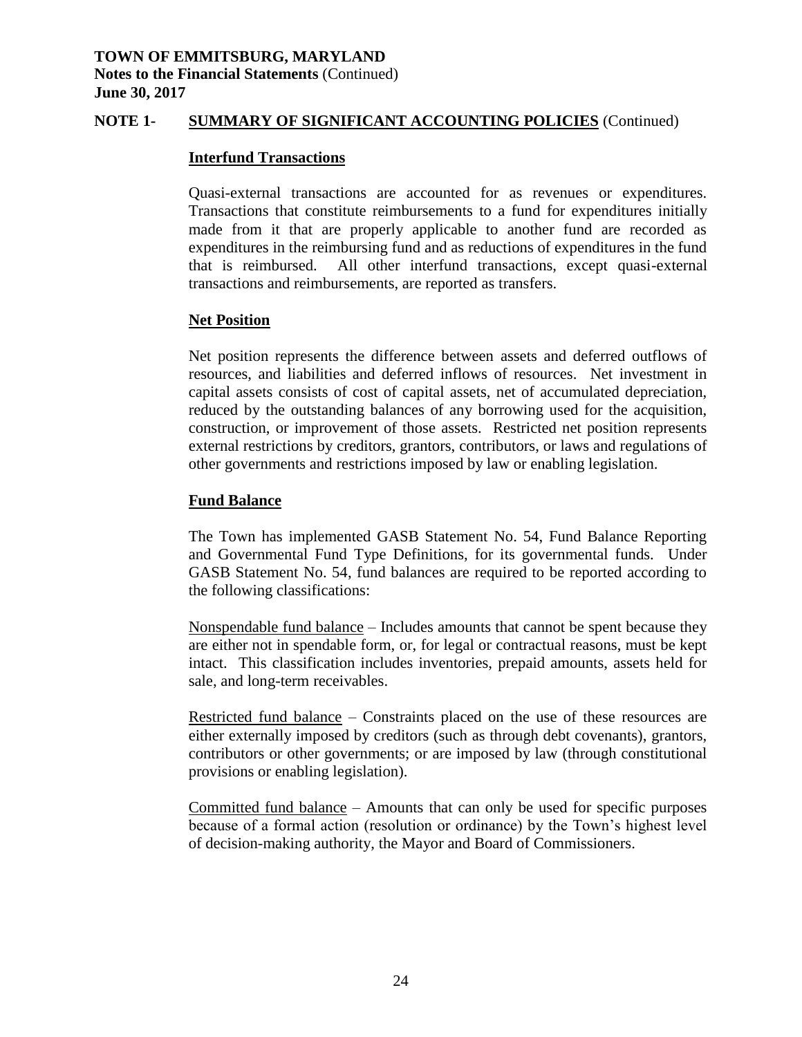## NOTE 1- SUMMARY OF SIGNIFICANT ACCOUNTING POLICIES (Continued)

### Interfund Transactions

Quasi-external transactions are accounted for as revenues or expenditures. Transactions that constitute reimbursements to a fund for expenditures initially made from it that are properly applicable to another fund are recorded as expenditures in the reimbursing fund and as reductions of expenditures in the fund that is reimbursed. All other interfund transactions, except quasi-external transactions and reimbursements, are reported as transfers.

### Net Position

Net position represents the difference between assets and deferred outflows of resources, and liabilities and deferred inflows of resources. Net investment in capital assets consists of cost of capital assets, net of accumulated depreciation, reduced by the outstanding balances of any borrowing used for the acquisition, construction, or improvement of those assets. Restricted net position represents external restrictions by creditors, grantors, contributors, or laws and regulations of other governments and restrictions imposed by law or enabling legislation.

### Fund Balance

The Town has implemented GASB Statement No. 54, Fund Balance Reporting and Governmental Fund Type Definitions, for its governmental funds. Under GASB Statement No. 54, fund balances are required to be reported according to the following classifications:

Nonspendable fund balance – Includes amounts that cannot be spent because they are either not in spendable form, or, for legal or contractual reasons, must be kept intact. This classification includes inventories, prepaid amounts, assets held for sale, and long-term receivables.

Restricted fund balance – Constraints placed on the use of these resources are either externally imposed by creditors (such as through debt covenants), grantors, contributors or other governments; or are imposed by law (through constitutional provisions or enabling legislation).

Committed fund balance – Amounts that can only be used for specific purposes because of a formal action (resolution or ordinance) by the Town's highest level of decision-making authority, the Mayor and Board of Commissioners.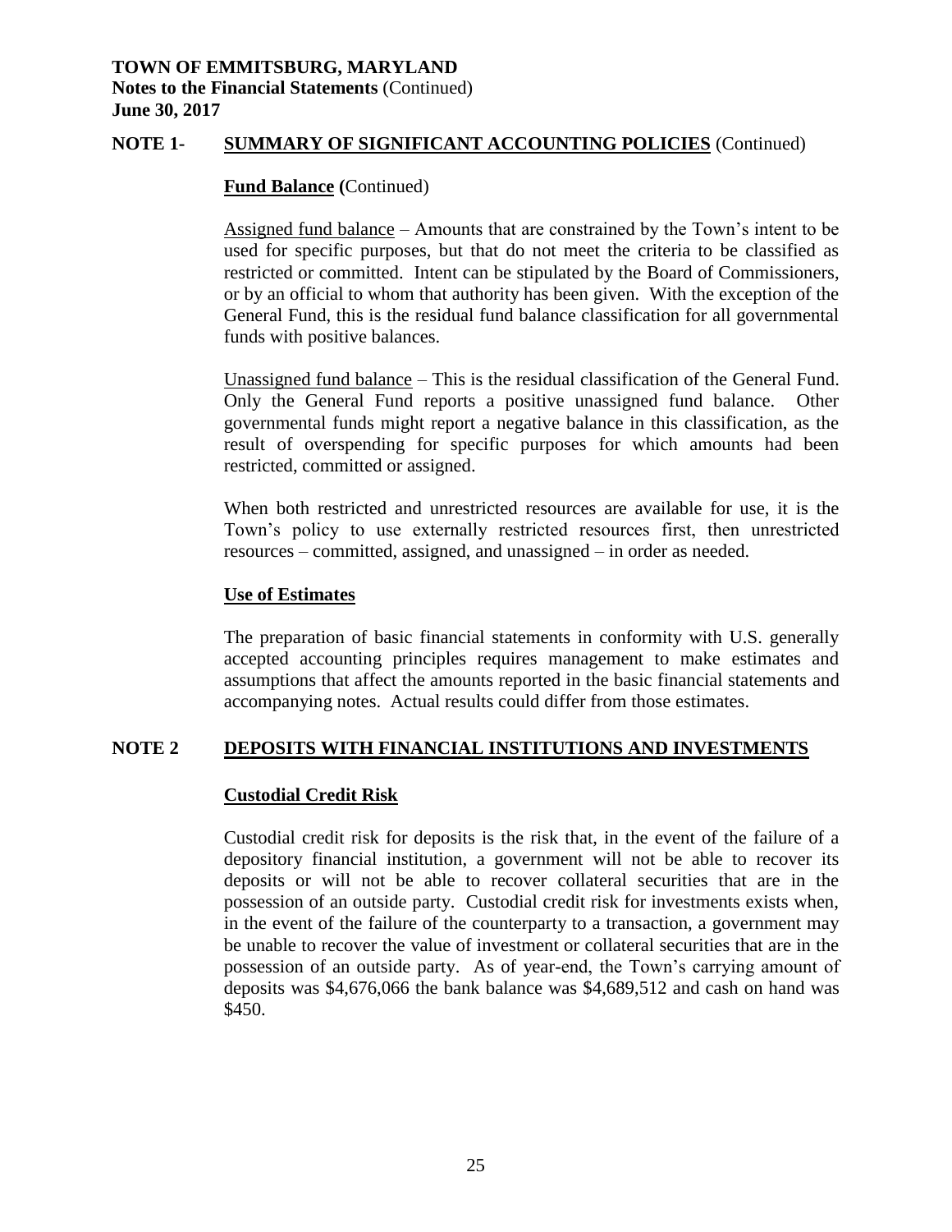## NOTE 1- SUMMARY OF SIGNIFICANT ACCOUNTING POLICIES (Continued)

### Fund Balance (Continued)

Assigned fund balance – Amounts that are constrained by the Town's intent to be used for specific purposes, but that do not meet the criteria to be classified as restricted or committed. Intent can be stipulated by the Board of Commissioners, or by an official to whom that authority has been given. With the exception of the General Fund, this is the residual fund balance classification for all governmental funds with positive balances.

Unassigned fund balance – This is the residual classification of the General Fund. Only the General Fund reports a positive unassigned fund balance. Other governmental funds might report a negative balance in this classification, as the result of overspending for specific purposes for which amounts had been restricted, committed or assigned.

When both restricted and unrestricted resources are available for use, it is the Town's policy to use externally restricted resources first, then unrestricted resources – committed, assigned, and unassigned – in order as needed.

### Use of Estimates

The preparation of basic financial statements in conformity with U.S. generally accepted accounting principles requires management to make estimates and assumptions that affect the amounts reported in the basic financial statements and accompanying notes. Actual results could differ from those estimates.

## NOTE 2 DEPOSITS WITH FINANCIAL INSTITUTIONS AND INVESTMENTS

### Custodial Credit Risk

Custodial credit risk for deposits is the risk that, in the event of the failure of a depository financial institution, a government will not be able to recover its deposits or will not be able to recover collateral securities that are in the possession of an outside party. Custodial credit risk for investments exists when, in the event of the failure of the counterparty to a transaction, a government may be unable to recover the value of investment or collateral securities that are in the possession of an outside party. As of year-end, the Town's carrying amount of deposits was $4,676,066 the bank balance was $4,689,512 and cash on hand was $450.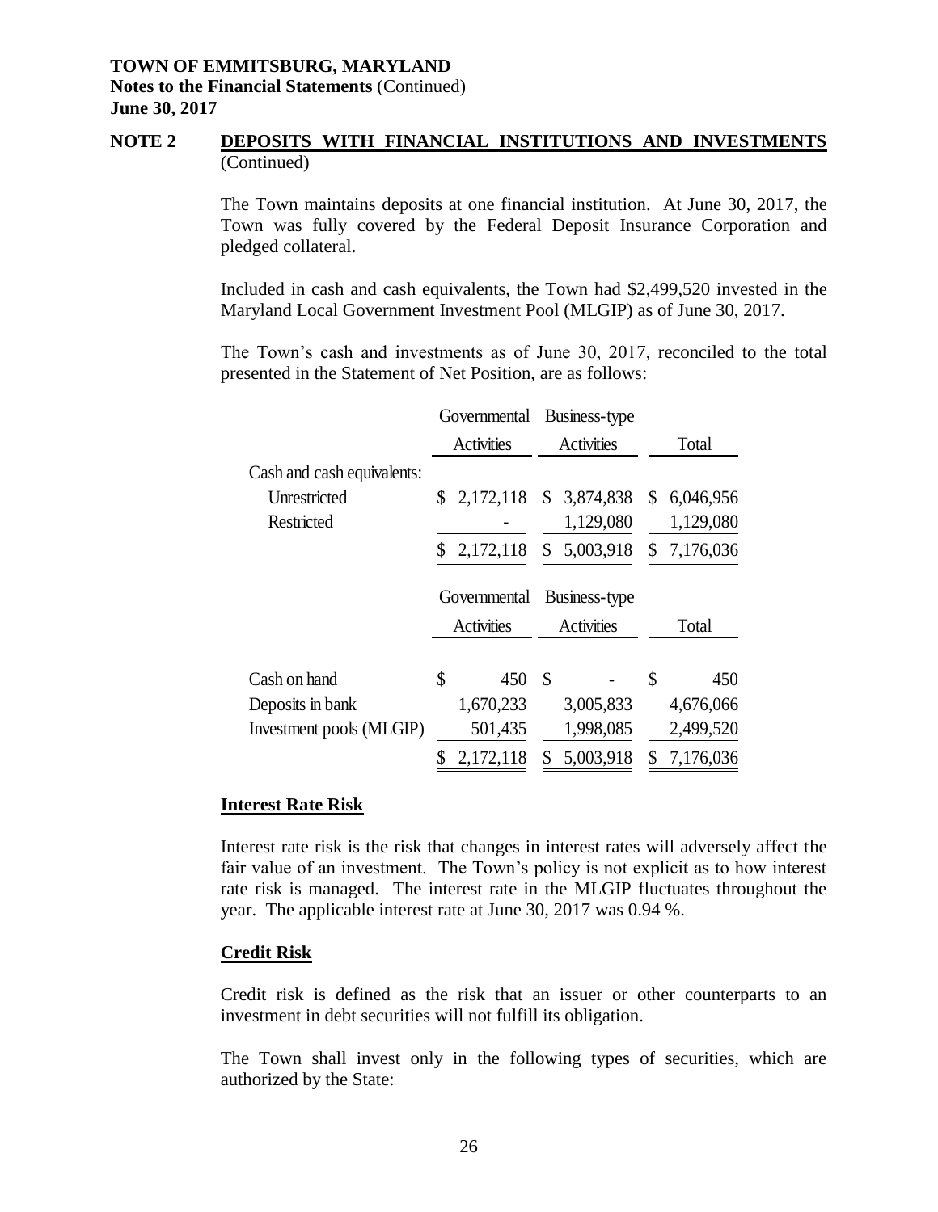**TOWN OF EMMITSBURG, MARYLAND**
**Notes to the Financial Statements** (Continued)
**June 30, 2017**

## NOTE 2 DEPOSITS WITH FINANCIAL INSTITUTIONS AND INVESTMENTS (Continued)

The Town maintains deposits at one financial institution. At June 30, 2017, the Town was fully covered by the Federal Deposit Insurance Corporation and pledged collateral.

Included in cash and cash equivalents, the Town had $2,499,520 invested in the Maryland Local Government Investment Pool (MLGIP) as of June 30, 2017.

The Town's cash and investments as of June 30, 2017, reconciled to the total presented in the Statement of Net Position, are as follows:

| | Governmental Activities | Business-type Activities | Total |
|---|---|---|---|
| Cash and cash equivalents: | | | |
| Unrestricted | $ 2,172,118 | $ 3,874,838 | $ 6,046,956 |
| Restricted | - | 1,129,080 | 1,129,080 |
| | $ 2,172,118 | $ 5,003,918 | $ 7,176,036 |

| | Governmental Activities | Business-type Activities | Total |
|---|---|---|---|
| Cash on hand | $ 450 | $ - | $ 450 |
| Deposits in bank | 1,670,233 | 3,005,833 | 4,676,066 |
| Investment pools (MLGIP) | 501,435 | 1,998,085 | 2,499,520 |
| | $ 2,172,118 | $ 5,003,918 | $ 7,176,036 |

### Interest Rate Risk

Interest rate risk is the risk that changes in interest rates will adversely affect the fair value of an investment. The Town's policy is not explicit as to how interest rate risk is managed. The interest rate in the MLGIP fluctuates throughout the year. The applicable interest rate at June 30, 2017 was 0.94 %.

### Credit Risk

Credit risk is defined as the risk that an issuer or other counterparts to an investment in debt securities will not fulfill its obligation.

The Town shall invest only in the following types of securities, which are authorized by the State: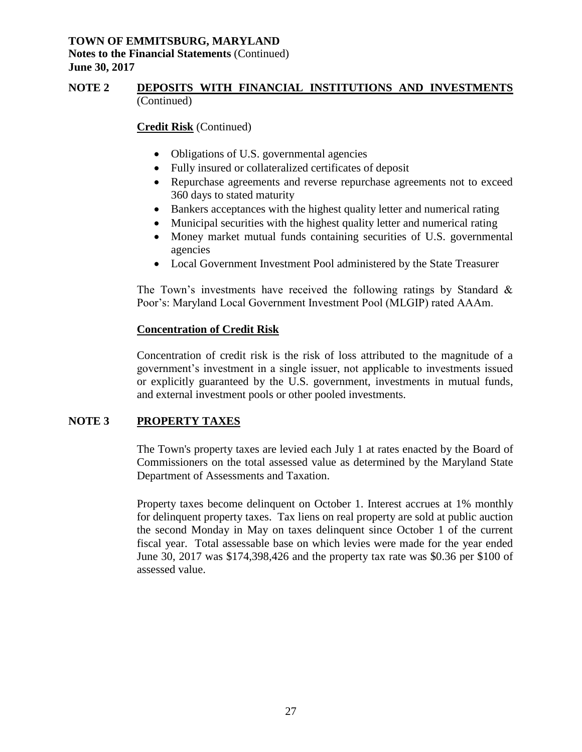## NOTE 2 DEPOSITS WITH FINANCIAL INSTITUTIONS AND INVESTMENTS (Continued)

### Credit Risk (Continued)

- Obligations of U.S. governmental agencies
- Fully insured or collateralized certificates of deposit
- Repurchase agreements and reverse repurchase agreements not to exceed 360 days to stated maturity
- Bankers acceptances with the highest quality letter and numerical rating
- Municipal securities with the highest quality letter and numerical rating
- Money market mutual funds containing securities of U.S. governmental agencies
- Local Government Investment Pool administered by the State Treasurer

The Town's investments have received the following ratings by Standard & Poor's: Maryland Local Government Investment Pool (MLGIP) rated AAAm.

### Concentration of Credit Risk

Concentration of credit risk is the risk of loss attributed to the magnitude of a government's investment in a single issuer, not applicable to investments issued or explicitly guaranteed by the U.S. government, investments in mutual funds, and external investment pools or other pooled investments.

## NOTE 3 PROPERTY TAXES

The Town's property taxes are levied each July 1 at rates enacted by the Board of Commissioners on the total assessed value as determined by the Maryland State Department of Assessments and Taxation.

Property taxes become delinquent on October 1. Interest accrues at 1% monthly for delinquent property taxes. Tax liens on real property are sold at public auction the second Monday in May on taxes delinquent since October 1 of the current fiscal year. Total assessable base on which levies were made for the year ended June 30, 2017 was $174,398,426 and the property tax rate was $0.36 per $100 of assessed value.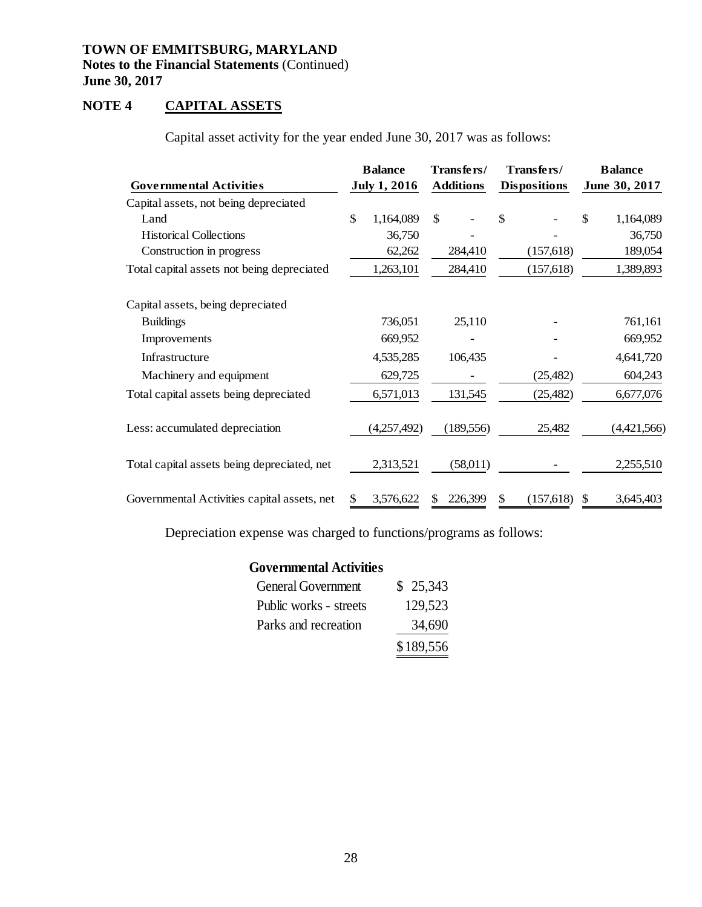**TOWN OF EMMITSBURG, MARYLAND**
**Notes to the Financial Statements** (Continued)
**June 30, 2017**

## NOTE 4 CAPITAL ASSETS

Capital asset activity for the year ended June 30, 2017 was as follows:

| Governmental Activities | Balance July 1, 2016 | Transfers/ Additions | Transfers/ Dispositions | Balance June 30, 2017 |
|---|---|---|---|---|
| Capital assets, not being depreciated | | | | |
| Land | $ 1,164,089 | $ - | $ - | $ 1,164,089 |
| Historical Collections | 36,750 | - | - | 36,750 |
| Construction in progress | 62,262 | 284,410 | (157,618) | 189,054 |
| Total capital assets not being depreciated | 1,263,101 | 284,410 | (157,618) | 1,389,893 |
| Capital assets, being depreciated | | | | |
| Buildings | 736,051 | 25,110 | - | 761,161 |
| Improvements | 669,952 | - | - | 669,952 |
| Infrastructure | 4,535,285 | 106,435 | - | 4,641,720 |
| Machinery and equipment | 629,725 | - | (25,482) | 604,243 |
| Total capital assets being depreciated | 6,571,013 | 131,545 | (25,482) | 6,677,076 |
| Less: accumulated depreciation | (4,257,492) | (189,556) | 25,482 | (4,421,566) |
| Total capital assets being depreciated, net | 2,313,521 | (58,011) | - | 2,255,510 |
| Governmental Activities capital assets, net | $ 3,576,622 | $ 226,399 | $ (157,618) | $ 3,645,403 |

Depreciation expense was charged to functions/programs as follows:

| Governmental Activities | |
|---|---|
| General Government | $ 25,343 |
| Public works - streets | 129,523 |
| Parks and recreation | 34,690 |
| | $189,556 |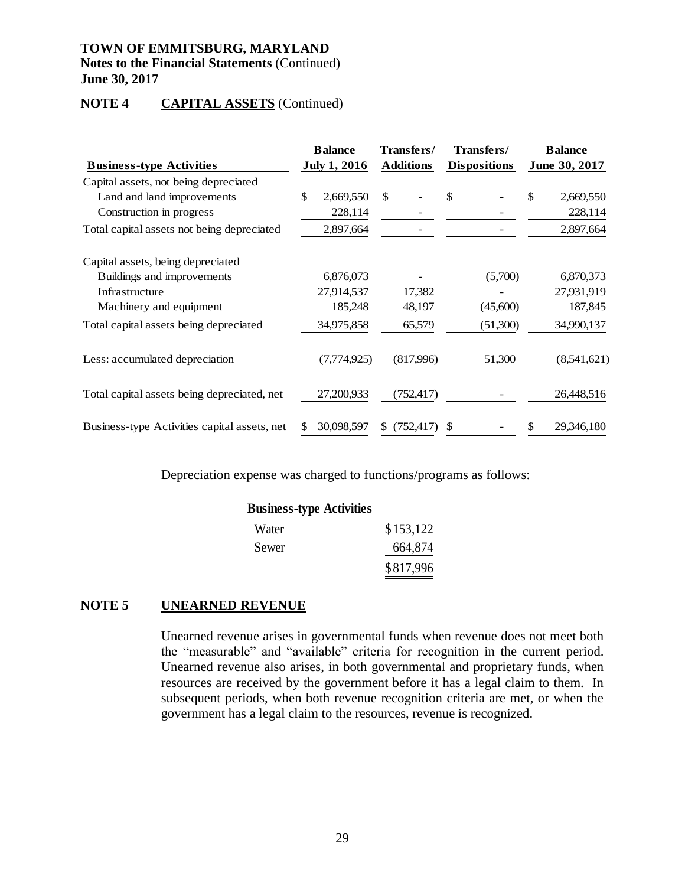**TOWN OF EMMITSBURG, MARYLAND**
**Notes to the Financial Statements** (Continued)
**June 30, 2017**

## NOTE 4 CAPITAL ASSETS (Continued)

| Business-type Activities | Balance July 1, 2016 | Transfers/ Additions | Transfers/ Dispositions | Balance June 30, 2017 |
|---|---|---|---|---|
| Capital assets, not being depreciated | | | | |
| Land and land improvements | $ 2,669,550 | $ - | $ - | $ 2,669,550 |
| Construction in progress | 228,114 | - | - | 228,114 |
| Total capital assets not being depreciated | 2,897,664 | - | - | 2,897,664 |
| Capital assets, being depreciated | | | | |
| Buildings and improvements | 6,876,073 | - | (5,700) | 6,870,373 |
| Infrastructure | 27,914,537 | 17,382 | - | 27,931,919 |
| Machinery and equipment | 185,248 | 48,197 | (45,600) | 187,845 |
| Total capital assets being depreciated | 34,975,858 | 65,579 | (51,300) | 34,990,137 |
| Less: accumulated depreciation | (7,774,925) | (817,996) | 51,300 | (8,541,621) |
| Total capital assets being depreciated, net | 27,200,933 | (752,417) | - | 26,448,516 |
| Business-type Activities capital assets, net | $ 30,098,597 | $ (752,417) | $ - | $ 29,346,180 |

Depreciation expense was charged to functions/programs as follows:

| Business-type Activities | |
|---|---|
| Water | $153,122 |
| Sewer | 664,874 |
| | $817,996 |

## NOTE 5 UNEARNED REVENUE

Unearned revenue arises in governmental funds when revenue does not meet both the "measurable" and "available" criteria for recognition in the current period. Unearned revenue also arises, in both governmental and proprietary funds, when resources are received by the government before it has a legal claim to them. In subsequent periods, when both revenue recognition criteria are met, or when the government has a legal claim to the resources, revenue is recognized.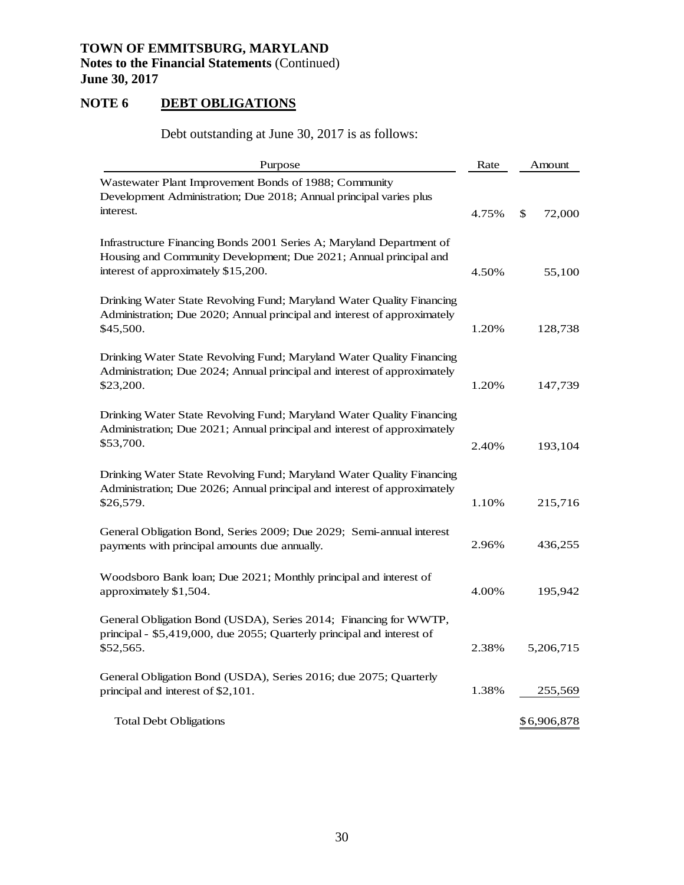**TOWN OF EMMITSBURG, MARYLAND**
**Notes to the Financial Statements** (Continued)
**June 30, 2017**

## NOTE 6 DEBT OBLIGATIONS

Debt outstanding at June 30, 2017 is as follows:

| Purpose | Rate | Amount |
|---|---|---|
| Wastewater Plant Improvement Bonds of 1988; Community Development Administration; Due 2018; Annual principal varies plus interest. | 4.75% | $ 72,000 |
| Infrastructure Financing Bonds 2001 Series A; Maryland Department of Housing and Community Development; Due 2021; Annual principal and interest of approximately $15,200. | 4.50% | 55,100 |
| Drinking Water State Revolving Fund; Maryland Water Quality Financing Administration; Due 2020; Annual principal and interest of approximately $45,500. | 1.20% | 128,738 |
| Drinking Water State Revolving Fund; Maryland Water Quality Financing Administration; Due 2024; Annual principal and interest of approximately $23,200. | 1.20% | 147,739 |
| Drinking Water State Revolving Fund; Maryland Water Quality Financing Administration; Due 2021; Annual principal and interest of approximately $53,700. | 2.40% | 193,104 |
| Drinking Water State Revolving Fund; Maryland Water Quality Financing Administration; Due 2026; Annual principal and interest of approximately $26,579. | 1.10% | 215,716 |
| General Obligation Bond, Series 2009; Due 2029; Semi-annual interest payments with principal amounts due annually. | 2.96% | 436,255 |
| Woodsboro Bank loan; Due 2021; Monthly principal and interest of approximately $1,504. | 4.00% | 195,942 |
| General Obligation Bond (USDA), Series 2014; Financing for WWTP, principal - $5,419,000, due 2055; Quarterly principal and interest of $52,565. | 2.38% | 5,206,715 |
| General Obligation Bond (USDA), Series 2016; due 2075; Quarterly principal and interest of $2,101. | 1.38% | 255,569 |
| Total Debt Obligations | | $6,906,878 |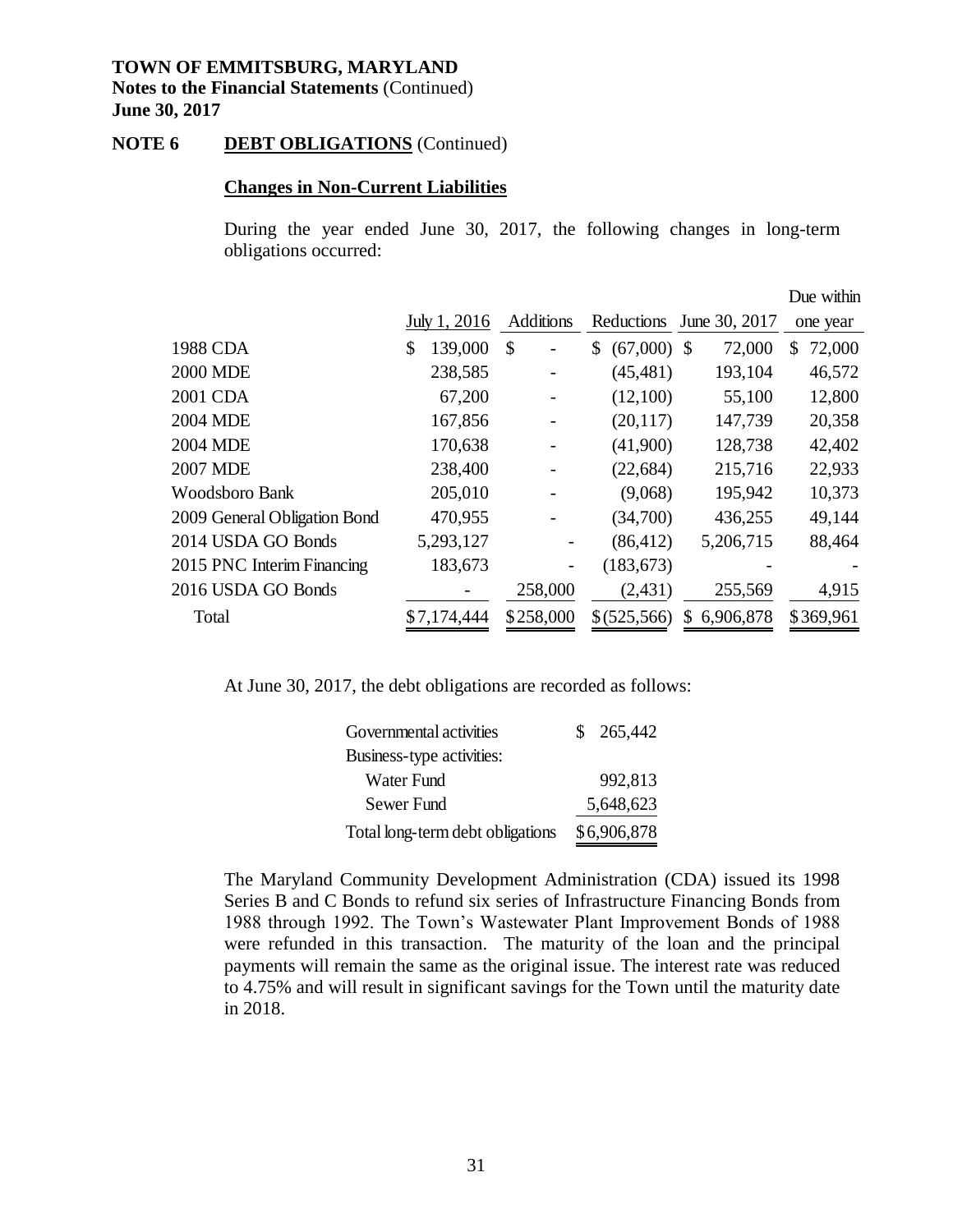**TOWN OF EMMITSBURG, MARYLAND**
**Notes to the Financial Statements** (Continued)
**June 30, 2017**

**NOTE 6 DEBT OBLIGATIONS** (Continued)

**Changes in Non-Current Liabilities**

During the year ended June 30, 2017, the following changes in long-term obligations occurred:

| | July 1, 2016 | Additions | Reductions | June 30, 2017 | Due within one year |
|---|---|---|---|---|---|
| 1988 CDA | $ 139,000 | $ - | $ (67,000) | $ 72,000 | $ 72,000 |
| 2000 MDE | 238,585 | - | (45,481) | 193,104 | 46,572 |
| 2001 CDA | 67,200 | - | (12,100) | 55,100 | 12,800 |
| 2004 MDE | 167,856 | - | (20,117) | 147,739 | 20,358 |
| 2004 MDE | 170,638 | - | (41,900) | 128,738 | 42,402 |
| 2007 MDE | 238,400 | - | (22,684) | 215,716 | 22,933 |
| Woodsboro Bank | 205,010 | - | (9,068) | 195,942 | 10,373 |
| 2009 General Obligation Bond | 470,955 | - | (34,700) | 436,255 | 49,144 |
| 2014 USDA GO Bonds | 5,293,127 | - | (86,412) | 5,206,715 | 88,464 |
| 2015 PNC Interim Financing | 183,673 | - | (183,673) | - | - |
| 2016 USDA GO Bonds | - | 258,000 | (2,431) | 255,569 | 4,915 |
| Total | $7,174,444 | $258,000 | $(525,566) | $ 6,906,878 | $369,961 |

At June 30, 2017, the debt obligations are recorded as follows:

| | |
|---|---|
| Governmental activities | $ 265,442 |
| Business-type activities: | |
| Water Fund | 992,813 |
| Sewer Fund | 5,648,623 |
| Total long-term debt obligations | $6,906,878 |

The Maryland Community Development Administration (CDA) issued its 1998 Series B and C Bonds to refund six series of Infrastructure Financing Bonds from 1988 through 1992. The Town's Wastewater Plant Improvement Bonds of 1988 were refunded in this transaction. The maturity of the loan and the principal payments will remain the same as the original issue. The interest rate was reduced to 4.75% and will result in significant savings for the Town until the maturity date in 2018.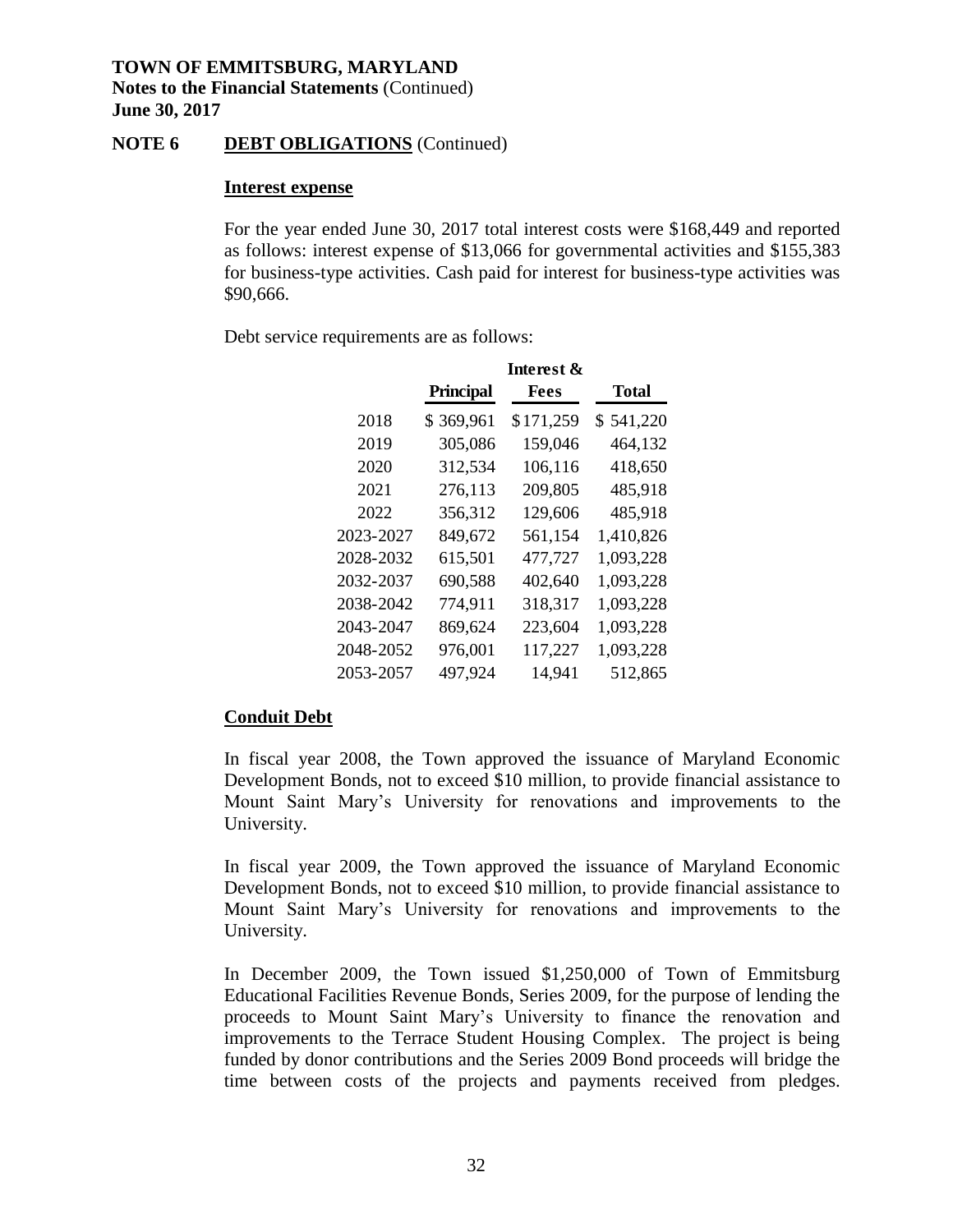**TOWN OF EMMITSBURG, MARYLAND**
**Notes to the Financial Statements** (Continued)
**June 30, 2017**

## NOTE 6 DEBT OBLIGATIONS (Continued)

### Interest expense

For the year ended June 30, 2017 total interest costs were $168,449 and reported as follows: interest expense of $13,066 for governmental activities and $155,383 for business-type activities. Cash paid for interest for business-type activities was $90,666.

Debt service requirements are as follows:

| | Principal | Interest & Fees | Total |
|---|---|---|---|
| 2018 | $ 369,961 | $171,259 | $ 541,220 |
| 2019 | 305,086 | 159,046 | 464,132 |
| 2020 | 312,534 | 106,116 | 418,650 |
| 2021 | 276,113 | 209,805 | 485,918 |
| 2022 | 356,312 | 129,606 | 485,918 |
| 2023-2027 | 849,672 | 561,154 | 1,410,826 |
| 2028-2032 | 615,501 | 477,727 | 1,093,228 |
| 2032-2037 | 690,588 | 402,640 | 1,093,228 |
| 2038-2042 | 774,911 | 318,317 | 1,093,228 |
| 2043-2047 | 869,624 | 223,604 | 1,093,228 |
| 2048-2052 | 976,001 | 117,227 | 1,093,228 |
| 2053-2057 | 497,924 | 14,941 | 512,865 |

### Conduit Debt

In fiscal year 2008, the Town approved the issuance of Maryland Economic Development Bonds, not to exceed $10 million, to provide financial assistance to Mount Saint Mary's University for renovations and improvements to the University.

In fiscal year 2009, the Town approved the issuance of Maryland Economic Development Bonds, not to exceed $10 million, to provide financial assistance to Mount Saint Mary's University for renovations and improvements to the University.

In December 2009, the Town issued $1,250,000 of Town of Emmitsburg Educational Facilities Revenue Bonds, Series 2009, for the purpose of lending the proceeds to Mount Saint Mary's University to finance the renovation and improvements to the Terrace Student Housing Complex. The project is being funded by donor contributions and the Series 2009 Bond proceeds will bridge the time between costs of the projects and payments received from pledges.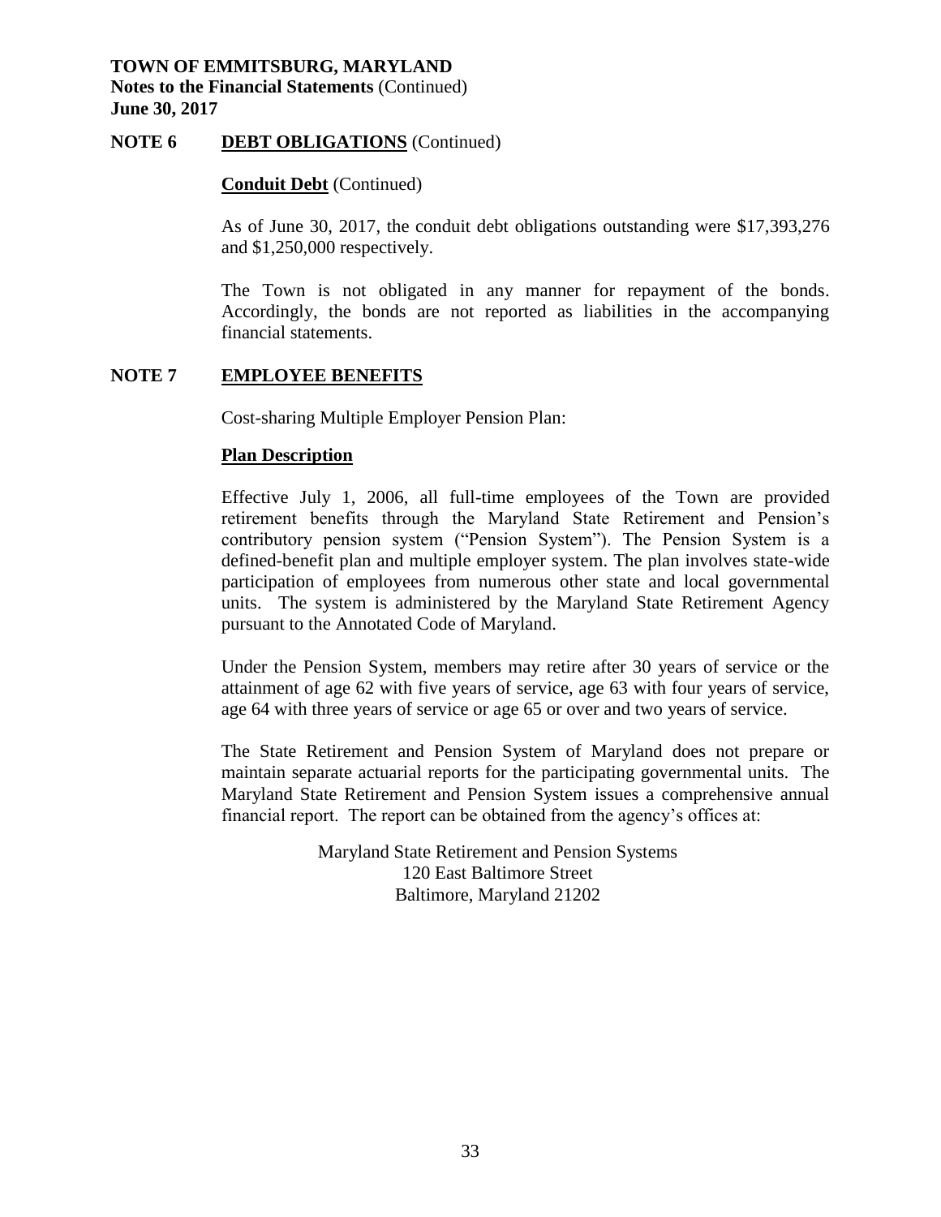## NOTE 6 DEBT OBLIGATIONS (Continued)

**Conduit Debt** (Continued)

As of June 30, 2017, the conduit debt obligations outstanding were $17,393,276 and $1,250,000 respectively.

The Town is not obligated in any manner for repayment of the bonds. Accordingly, the bonds are not reported as liabilities in the accompanying financial statements.

## NOTE 7 EMPLOYEE BENEFITS

Cost-sharing Multiple Employer Pension Plan:

**Plan Description**

Effective July 1, 2006, all full-time employees of the Town are provided retirement benefits through the Maryland State Retirement and Pension's contributory pension system ("Pension System"). The Pension System is a defined-benefit plan and multiple employer system. The plan involves state-wide participation of employees from numerous other state and local governmental units. The system is administered by the Maryland State Retirement Agency pursuant to the Annotated Code of Maryland.

Under the Pension System, members may retire after 30 years of service or the attainment of age 62 with five years of service, age 63 with four years of service, age 64 with three years of service or age 65 or over and two years of service.

The State Retirement and Pension System of Maryland does not prepare or maintain separate actuarial reports for the participating governmental units. The Maryland State Retirement and Pension System issues a comprehensive annual financial report. The report can be obtained from the agency's offices at:

Maryland State Retirement and Pension Systems
120 East Baltimore Street
Baltimore, Maryland 21202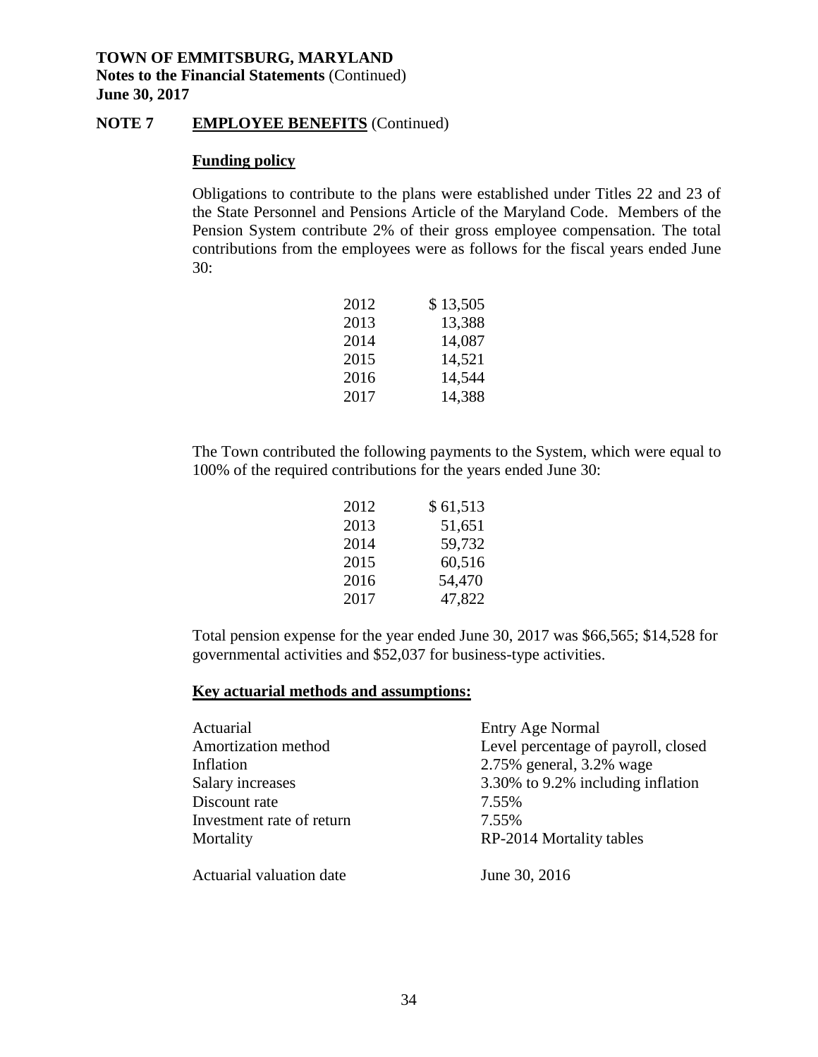**TOWN OF EMMITSBURG, MARYLAND**
**Notes to the Financial Statements** (Continued)
**June 30, 2017**

**NOTE 7 EMPLOYEE BENEFITS** (Continued)

**Funding policy**

Obligations to contribute to the plans were established under Titles 22 and 23 of the State Personnel and Pensions Article of the Maryland Code. Members of the Pension System contribute 2% of their gross employee compensation. The total contributions from the employees were as follows for the fiscal years ended June 30:

| | |
|---|---|
| 2012 | $ 13,505 |
| 2013 | 13,388 |
| 2014 | 14,087 |
| 2015 | 14,521 |
| 2016 | 14,544 |
| 2017 | 14,388 |

The Town contributed the following payments to the System, which were equal to 100% of the required contributions for the years ended June 30:

| | |
|---|---|
| 2012 | $ 61,513 |
| 2013 | 51,651 |
| 2014 | 59,732 |
| 2015 | 60,516 |
| 2016 | 54,470 |
| 2017 | 47,822 |

Total pension expense for the year ended June 30, 2017 was $66,565; $14,528 for governmental activities and $52,037 for business-type activities.

**Key actuarial methods and assumptions:**

| | |
|---|---|
| Actuarial | Entry Age Normal |
| Amortization method | Level percentage of payroll, closed |
| Inflation | 2.75% general, 3.2% wage |
| Salary increases | 3.30% to 9.2% including inflation |
| Discount rate | 7.55% |
| Investment rate of return | 7.55% |
| Mortality | RP-2014 Mortality tables |
| Actuarial valuation date | June 30, 2016 |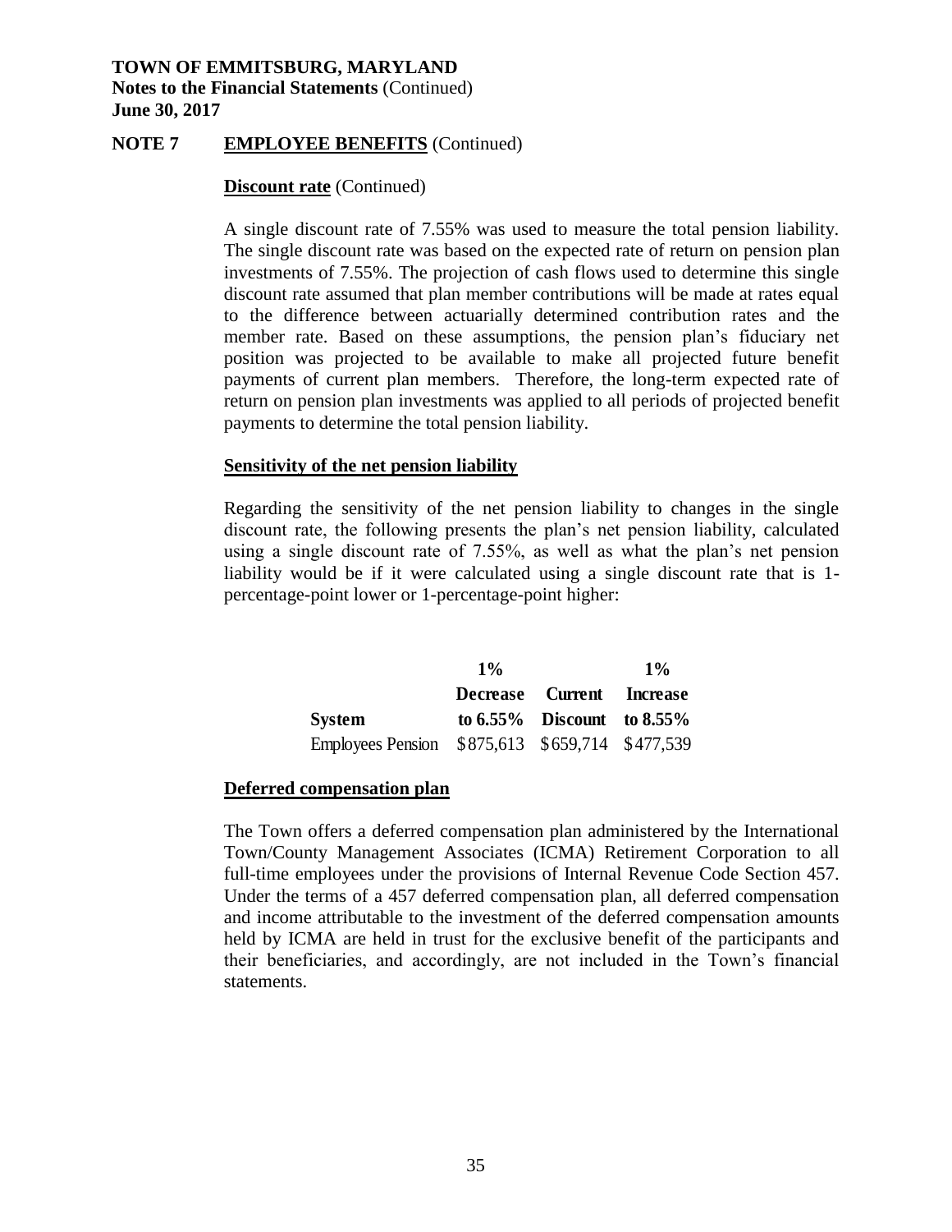**TOWN OF EMMITSBURG, MARYLAND**
**Notes to the Financial Statements** (Continued)
**June 30, 2017**

## NOTE 7 EMPLOYEE BENEFITS (Continued)

### Discount rate (Continued)

A single discount rate of 7.55% was used to measure the total pension liability. The single discount rate was based on the expected rate of return on pension plan investments of 7.55%. The projection of cash flows used to determine this single discount rate assumed that plan member contributions will be made at rates equal to the difference between actuarially determined contribution rates and the member rate. Based on these assumptions, the pension plan's fiduciary net position was projected to be available to make all projected future benefit payments of current plan members. Therefore, the long-term expected rate of return on pension plan investments was applied to all periods of projected benefit payments to determine the total pension liability.

### Sensitivity of the net pension liability

Regarding the sensitivity of the net pension liability to changes in the single discount rate, the following presents the plan's net pension liability, calculated using a single discount rate of 7.55%, as well as what the plan's net pension liability would be if it were calculated using a single discount rate that is 1-percentage-point lower or 1-percentage-point higher:

| System | 1% Decrease to 6.55% | Current Discount | 1% Increase to 8.55% |
|---|---|---|---|
| Employees Pension | $875,613 | $659,714 | $477,539 |

### Deferred compensation plan

The Town offers a deferred compensation plan administered by the International Town/County Management Associates (ICMA) Retirement Corporation to all full-time employees under the provisions of Internal Revenue Code Section 457. Under the terms of a 457 deferred compensation plan, all deferred compensation and income attributable to the investment of the deferred compensation amounts held by ICMA are held in trust for the exclusive benefit of the participants and their beneficiaries, and accordingly, are not included in the Town's financial statements.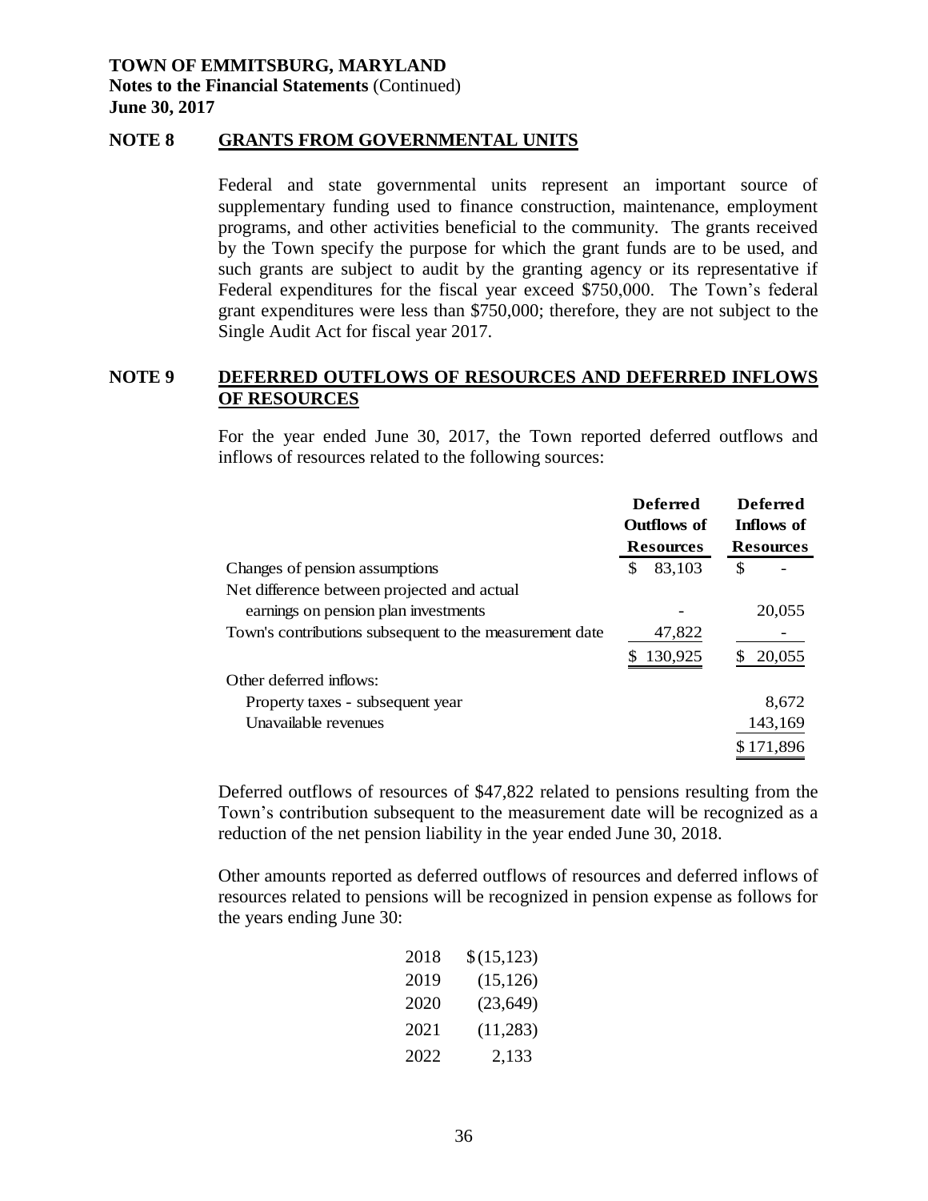**TOWN OF EMMITSBURG, MARYLAND**
**Notes to the Financial Statements** (Continued)
**June 30, 2017**

## NOTE 8 GRANTS FROM GOVERNMENTAL UNITS

Federal and state governmental units represent an important source of supplementary funding used to finance construction, maintenance, employment programs, and other activities beneficial to the community. The grants received by the Town specify the purpose for which the grant funds are to be used, and such grants are subject to audit by the granting agency or its representative if Federal expenditures for the fiscal year exceed \$750,000. The Town's federal grant expenditures were less than \$750,000; therefore, they are not subject to the Single Audit Act for fiscal year 2017.

## NOTE 9 DEFERRED OUTFLOWS OF RESOURCES AND DEFERRED INFLOWS OF RESOURCES

For the year ended June 30, 2017, the Town reported deferred outflows and inflows of resources related to the following sources:

| | Deferred Outflows of Resources | Deferred Inflows of Resources |
|---|---|---|
| Changes of pension assumptions | $ 83,103 | $ - |
| Net difference between projected and actual earnings on pension plan investments | - | 20,055 |
| Town's contributions subsequent to the measurement date | 47,822 | - |
| | $ 130,925 | $ 20,055 |
| Other deferred inflows: | | |
| Property taxes - subsequent year | | 8,672 |
| Unavailable revenues | | 143,169 |
| | | $ 171,896 |

Deferred outflows of resources of \$47,822 related to pensions resulting from the Town's contribution subsequent to the measurement date will be recognized as a reduction of the net pension liability in the year ended June 30, 2018.

Other amounts reported as deferred outflows of resources and deferred inflows of resources related to pensions will be recognized in pension expense as follows for the years ending June 30:

| Year | Amount |
|---|---|
| 2018 | $ (15,123) |
| 2019 | (15,126) |
| 2020 | (23,649) |
| 2021 | (11,283) |
| 2022 | 2,133 |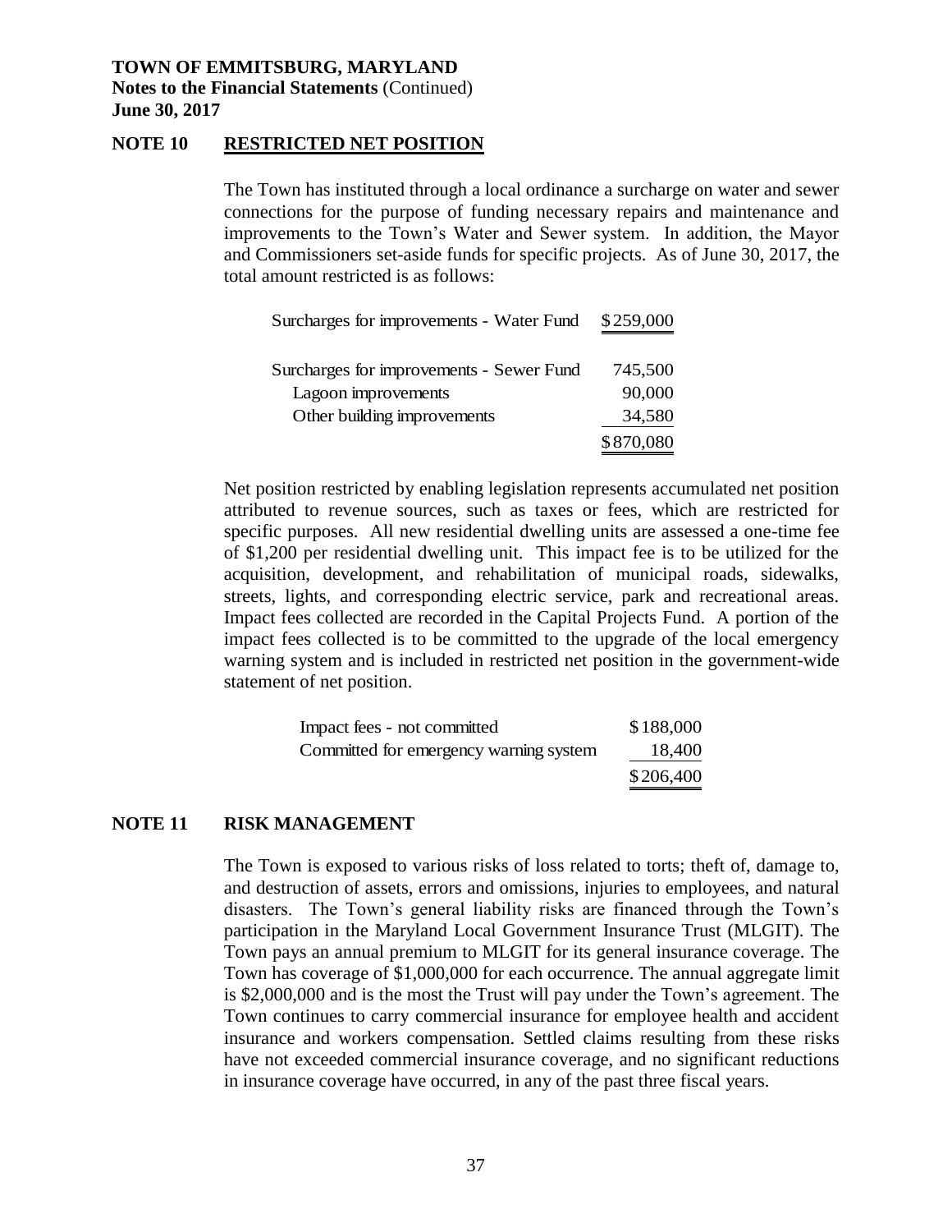**TOWN OF EMMITSBURG, MARYLAND**
**Notes to the Financial Statements** (Continued)
**June 30, 2017**

## NOTE 10 RESTRICTED NET POSITION

The Town has instituted through a local ordinance a surcharge on water and sewer connections for the purpose of funding necessary repairs and maintenance and improvements to the Town's Water and Sewer system. In addition, the Mayor and Commissioners set-aside funds for specific projects. As of June 30, 2017, the total amount restricted is as follows:

| | |
|---|---|
| Surcharges for improvements - Water Fund | $259,000 |
| | |
| Surcharges for improvements - Sewer Fund | 745,500 |
| Lagoon improvements | 90,000 |
| Other building improvements | 34,580 |
| | $870,080 |

Net position restricted by enabling legislation represents accumulated net position attributed to revenue sources, such as taxes or fees, which are restricted for specific purposes. All new residential dwelling units are assessed a one-time fee of $1,200 per residential dwelling unit. This impact fee is to be utilized for the acquisition, development, and rehabilitation of municipal roads, sidewalks, streets, lights, and corresponding electric service, park and recreational areas. Impact fees collected are recorded in the Capital Projects Fund. A portion of the impact fees collected is to be committed to the upgrade of the local emergency warning system and is included in restricted net position in the government-wide statement of net position.

| | |
|---|---|
| Impact fees - not committed | $188,000 |
| Committed for emergency warning system | 18,400 |
| | $206,400 |

## NOTE 11 RISK MANAGEMENT

The Town is exposed to various risks of loss related to torts; theft of, damage to, and destruction of assets, errors and omissions, injuries to employees, and natural disasters. The Town's general liability risks are financed through the Town's participation in the Maryland Local Government Insurance Trust (MLGIT). The Town pays an annual premium to MLGIT for its general insurance coverage. The Town has coverage of $1,000,000 for each occurrence. The annual aggregate limit is $2,000,000 and is the most the Trust will pay under the Town's agreement. The Town continues to carry commercial insurance for employee health and accident insurance and workers compensation. Settled claims resulting from these risks have not exceeded commercial insurance coverage, and no significant reductions in insurance coverage have occurred, in any of the past three fiscal years.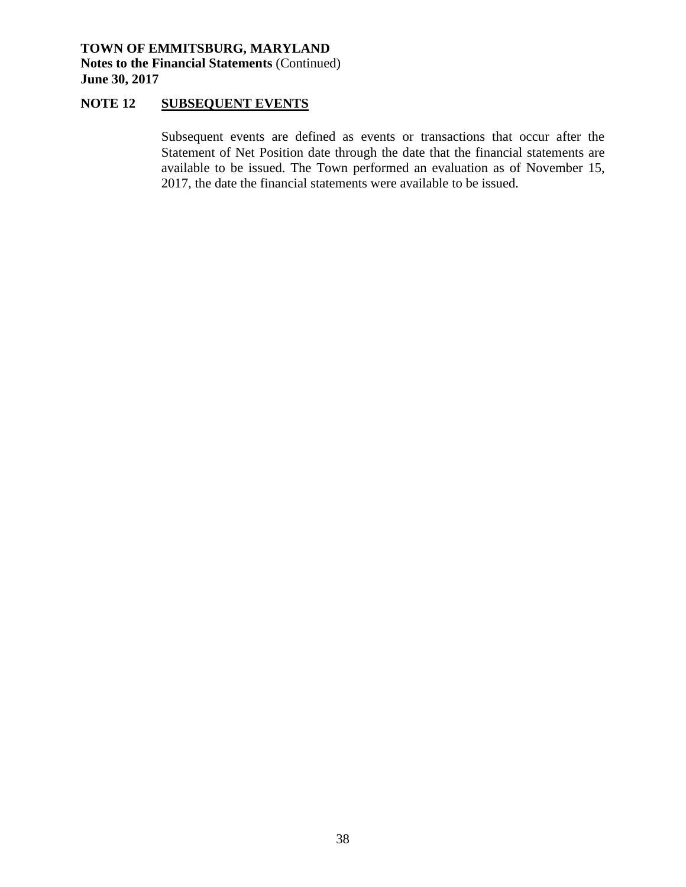## NOTE 12 SUBSEQUENT EVENTS

Subsequent events are defined as events or transactions that occur after the Statement of Net Position date through the date that the financial statements are available to be issued. The Town performed an evaluation as of November 15, 2017, the date the financial statements were available to be issued.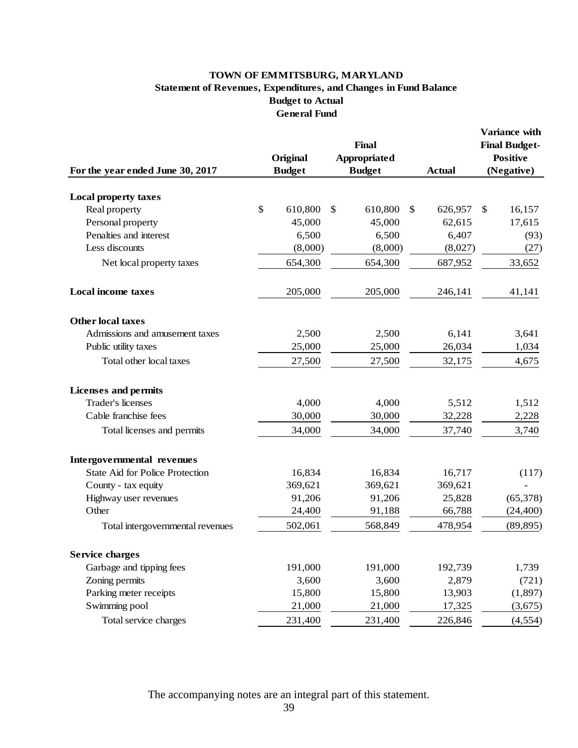# TOWN OF EMMITSBURG, MARYLAND
## Statement of Revenues, Expenditures, and Changes in Fund Balance
## Budget to Actual
## General Fund

| For the year ended June 30, 2017 | Original Budget | Final Appropriated Budget | Actual | Variance with Final Budget- Positive (Negative) |
|---|---|---|---|---|
| **Local property taxes** | | | | |
| Real property | $ 610,800 | $ 610,800 | $ 626,957 | $ 16,157 |
| Personal property | 45,000 | 45,000 | 62,615 | 17,615 |
| Penalties and interest | 6,500 | 6,500 | 6,407 | (93) |
| Less discounts | (8,000) | (8,000) | (8,027) | (27) |
| Net local property taxes | 654,300 | 654,300 | 687,952 | 33,652 |
| **Local income taxes** | 205,000 | 205,000 | 246,141 | 41,141 |
| **Other local taxes** | | | | |
| Admissions and amusement taxes | 2,500 | 2,500 | 6,141 | 3,641 |
| Public utility taxes | 25,000 | 25,000 | 26,034 | 1,034 |
| Total other local taxes | 27,500 | 27,500 | 32,175 | 4,675 |
| **Licenses and permits** | | | | |
| Trader's licenses | 4,000 | 4,000 | 5,512 | 1,512 |
| Cable franchise fees | 30,000 | 30,000 | 32,228 | 2,228 |
| Total licenses and permits | 34,000 | 34,000 | 37,740 | 3,740 |
| **Intergovernmental revenues** | | | | |
| State Aid for Police Protection | 16,834 | 16,834 | 16,717 | (117) |
| County - tax equity | 369,621 | 369,621 | 369,621 | - |
| Highway user revenues | 91,206 | 91,206 | 25,828 | (65,378) |
| Other | 24,400 | 91,188 | 66,788 | (24,400) |
| Total intergovernmental revenues | 502,061 | 568,849 | 478,954 | (89,895) |
| **Service charges** | | | | |
| Garbage and tipping fees | 191,000 | 191,000 | 192,739 | 1,739 |
| Zoning permits | 3,600 | 3,600 | 2,879 | (721) |
| Parking meter receipts | 15,800 | 15,800 | 13,903 | (1,897) |
| Swimming pool | 21,000 | 21,000 | 17,325 | (3,675) |
| Total service charges | 231,400 | 231,400 | 226,846 | (4,554) |

The accompanying notes are an integral part of this statement.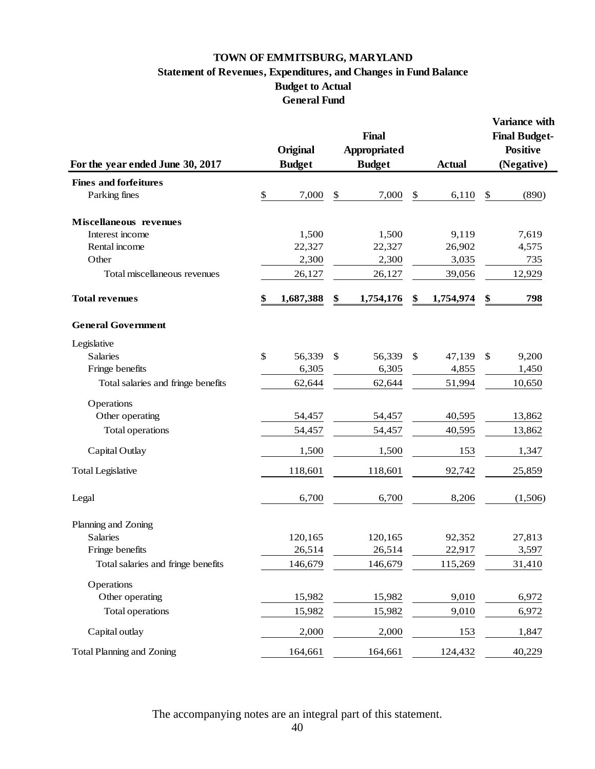# TOWN OF EMMITSBURG, MARYLAND

## Statement of Revenues, Expenditures, and Changes in Fund Balance

## Budget to Actual

## General Fund

| For the year ended June 30, 2017 | Original Budget | Final Appropriated Budget | Actual | Variance with Final Budget-Positive (Negative) |
|---|---|---|---|---|
| **Fines and forfeitures** | | | | |
| Parking fines | $ 7,000 | $ 7,000 | $ 6,110 | $ (890) |
| | | | | |
| **Miscellaneous revenues** | | | | |
| Interest income | 1,500 | 1,500 | 9,119 | 7,619 |
| Rental income | 22,327 | 22,327 | 26,902 | 4,575 |
| Other | 2,300 | 2,300 | 3,035 | 735 |
| Total miscellaneous revenues | 26,127 | 26,127 | 39,056 | 12,929 |
| | | | | |
| **Total revenues** | **$ 1,687,388** | **$ 1,754,176** | **$ 1,754,974** | **$ 798** |
| | | | | |
| **General Government** | | | | |
| Legislative | | | | |
| Salaries | $ 56,339 | $ 56,339 | $ 47,139 | $ 9,200 |
| Fringe benefits | 6,305 | 6,305 | 4,855 | 1,450 |
| Total salaries and fringe benefits | 62,644 | 62,644 | 51,994 | 10,650 |
| Operations | | | | |
| Other operating | 54,457 | 54,457 | 40,595 | 13,862 |
| Total operations | 54,457 | 54,457 | 40,595 | 13,862 |
| Capital Outlay | 1,500 | 1,500 | 153 | 1,347 |
| Total Legislative | 118,601 | 118,601 | 92,742 | 25,859 |
| | | | | |
| Legal | 6,700 | 6,700 | 8,206 | (1,506) |
| | | | | |
| Planning and Zoning | | | | |
| Salaries | 120,165 | 120,165 | 92,352 | 27,813 |
| Fringe benefits | 26,514 | 26,514 | 22,917 | 3,597 |
| Total salaries and fringe benefits | 146,679 | 146,679 | 115,269 | 31,410 |
| Operations | | | | |
| Other operating | 15,982 | 15,982 | 9,010 | 6,972 |
| Total operations | 15,982 | 15,982 | 9,010 | 6,972 |
| Capital outlay | 2,000 | 2,000 | 153 | 1,847 |
| Total Planning and Zoning | 164,661 | 164,661 | 124,432 | 40,229 |

The accompanying notes are an integral part of this statement.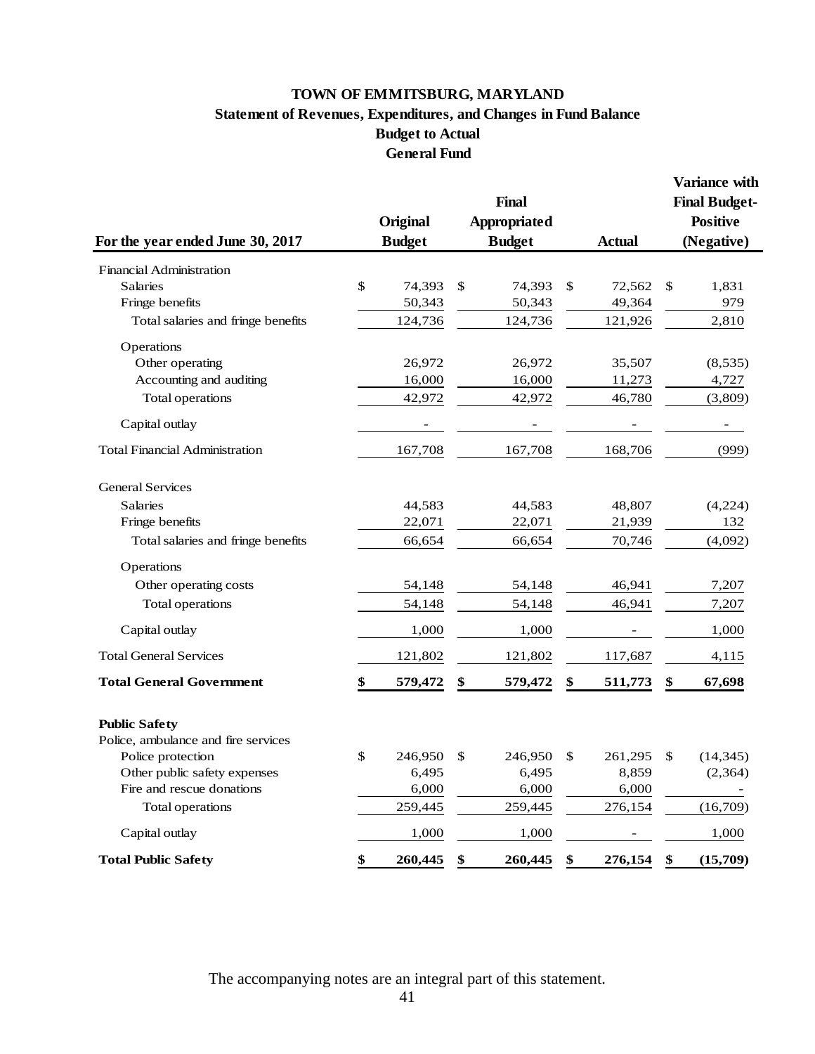# TOWN OF EMMITSBURG, MARYLAND

## Statement of Revenues, Expenditures, and Changes in Fund Balance
## Budget to Actual
## General Fund

| For the year ended June 30, 2017 | Original Budget | Final Appropriated Budget | Actual | Variance with Final Budget- Positive (Negative) |
|---|---|---|---|---|
| Financial Administration | | | | |
| Salaries | $ 74,393 | $ 74,393 | $ 72,562 | $ 1,831 |
| Fringe benefits | 50,343 | 50,343 | 49,364 | 979 |
| Total salaries and fringe benefits | 124,736 | 124,736 | 121,926 | 2,810 |
| Operations | | | | |
| Other operating | 26,972 | 26,972 | 35,507 | (8,535) |
| Accounting and auditing | 16,000 | 16,000 | 11,273 | 4,727 |
| Total operations | 42,972 | 42,972 | 46,780 | (3,809) |
| Capital outlay | - | - | - | - |
| Total Financial Administration | 167,708 | 167,708 | 168,706 | (999) |
| General Services | | | | |
| Salaries | 44,583 | 44,583 | 48,807 | (4,224) |
| Fringe benefits | 22,071 | 22,071 | 21,939 | 132 |
| Total salaries and fringe benefits | 66,654 | 66,654 | 70,746 | (4,092) |
| Operations | | | | |
| Other operating costs | 54,148 | 54,148 | 46,941 | 7,207 |
| Total operations | 54,148 | 54,148 | 46,941 | 7,207 |
| Capital outlay | 1,000 | 1,000 | - | 1,000 |
| Total General Services | 121,802 | 121,802 | 117,687 | 4,115 |
| **Total General Government** | **$ 579,472** | **$ 579,472** | **$ 511,773** | **$ 67,698** |
| **Public Safety** | | | | |
| Police, ambulance and fire services | | | | |
| Police protection | $ 246,950 | $ 246,950 | $ 261,295 | $ (14,345) |
| Other public safety expenses | 6,495 | 6,495 | 8,859 | (2,364) |
| Fire and rescue donations | 6,000 | 6,000 | 6,000 | - |
| Total operations | 259,445 | 259,445 | 276,154 | (16,709) |
| Capital outlay | 1,000 | 1,000 | - | 1,000 |
| **Total Public Safety** | **$ 260,445** | **$ 260,445** | **$ 276,154** | **$ (15,709)** |

The accompanying notes are an integral part of this statement.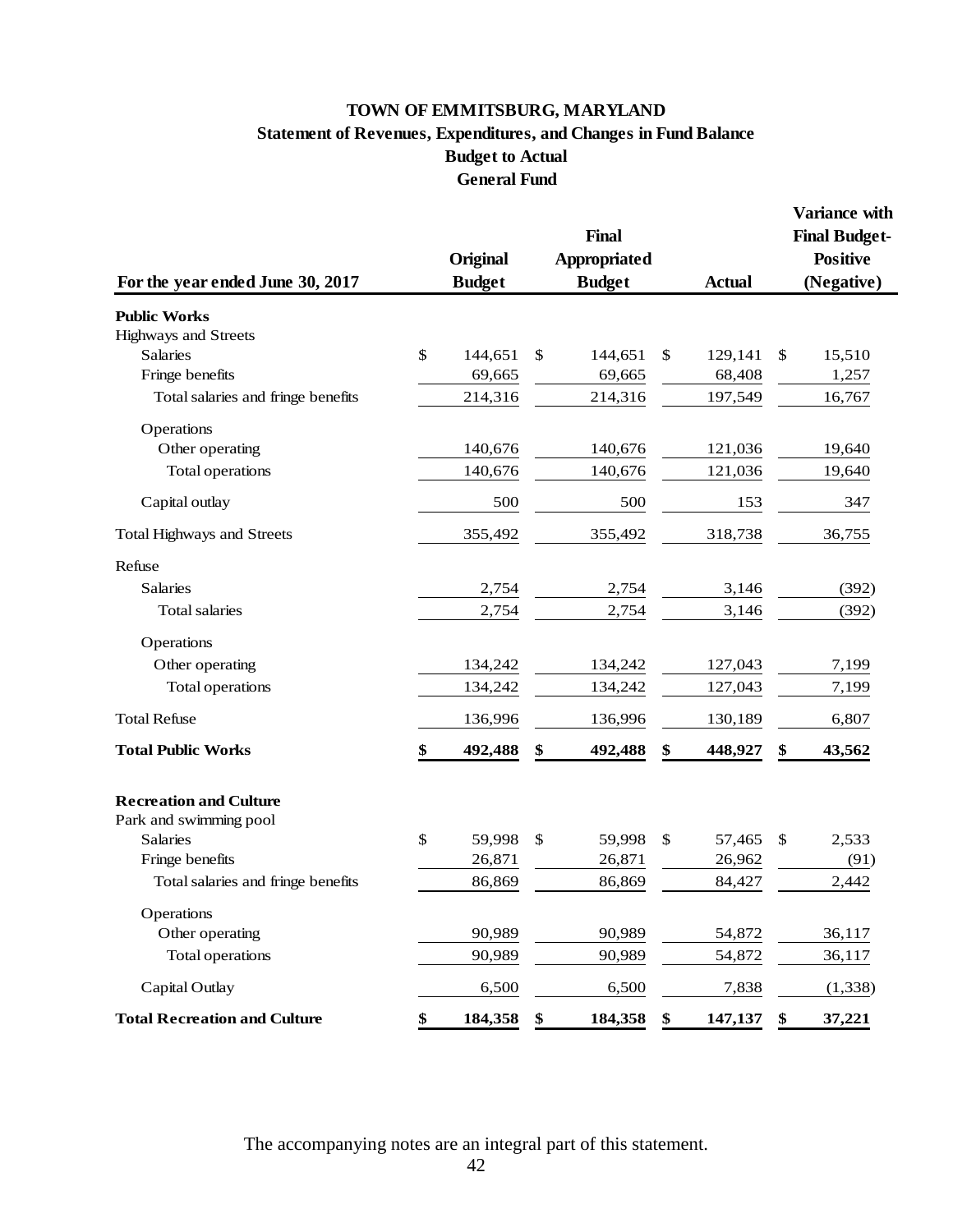# TOWN OF EMMITSBURG, MARYLAND

## Statement of Revenues, Expenditures, and Changes in Fund Balance

## Budget to Actual

## General Fund

| For the year ended June 30, 2017 | Original Budget | Final Appropriated Budget | Actual | Variance with Final Budget-Positive (Negative) |
|---|---|---|---|---|
| **Public Works** | | | | |
| Highways and Streets | | | | |
| Salaries | $ 144,651 | $ 144,651 | $ 129,141 | $ 15,510 |
| Fringe benefits | 69,665 | 69,665 | 68,408 | 1,257 |
| Total salaries and fringe benefits | 214,316 | 214,316 | 197,549 | 16,767 |
| Operations | | | | |
| Other operating | 140,676 | 140,676 | 121,036 | 19,640 |
| Total operations | 140,676 | 140,676 | 121,036 | 19,640 |
| Capital outlay | 500 | 500 | 153 | 347 |
| Total Highways and Streets | 355,492 | 355,492 | 318,738 | 36,755 |
| Refuse | | | | |
| Salaries | 2,754 | 2,754 | 3,146 | (392) |
| Total salaries | 2,754 | 2,754 | 3,146 | (392) |
| Operations | | | | |
| Other operating | 134,242 | 134,242 | 127,043 | 7,199 |
| Total operations | 134,242 | 134,242 | 127,043 | 7,199 |
| Total Refuse | 136,996 | 136,996 | 130,189 | 6,807 |
| **Total Public Works** | **$ 492,488** | **$ 492,488** | **$ 448,927** | **$ 43,562** |
| **Recreation and Culture** | | | | |
| Park and swimming pool | | | | |
| Salaries | $ 59,998 | $ 59,998 | $ 57,465 | $ 2,533 |
| Fringe benefits | 26,871 | 26,871 | 26,962 | (91) |
| Total salaries and fringe benefits | 86,869 | 86,869 | 84,427 | 2,442 |
| Operations | | | | |
| Other operating | 90,989 | 90,989 | 54,872 | 36,117 |
| Total operations | 90,989 | 90,989 | 54,872 | 36,117 |
| Capital Outlay | 6,500 | 6,500 | 7,838 | (1,338) |
| **Total Recreation and Culture** | **$ 184,358** | **$ 184,358** | **$ 147,137** | **$ 37,221** |

The accompanying notes are an integral part of this statement.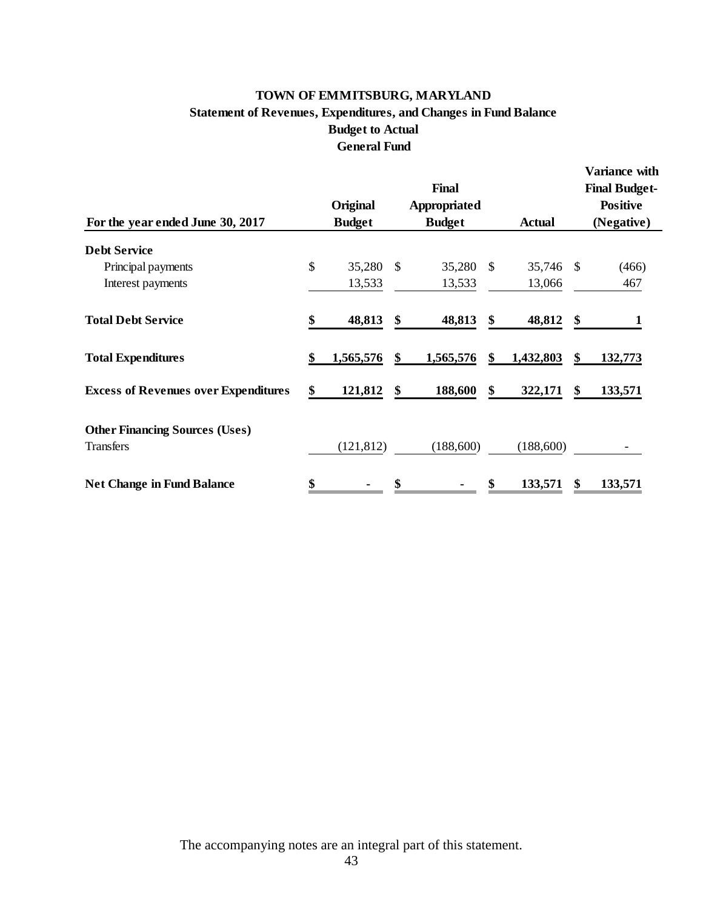# TOWN OF EMMITSBURG, MARYLAND

## Statement of Revenues, Expenditures, and Changes in Fund Balance

### Budget to Actual

### General Fund

| For the year ended June 30, 2017 | Original Budget | Final Appropriated Budget | Actual | Variance with Final Budget-Positive (Negative) |
|---|---|---|---|---|
| **Debt Service** | | | | |
| Principal payments | $ 35,280 | $ 35,280 | $ 35,746 | $ (466) |
| Interest payments | 13,533 | 13,533 | 13,066 | 467 |
| **Total Debt Service** | **$ 48,813** | **$ 48,813** | **$ 48,812** | **$ 1** |
| **Total Expenditures** | **$ 1,565,576** | **$ 1,565,576** | **$ 1,432,803** | **$ 132,773** |
| **Excess of Revenues over Expenditures** | **$ 121,812** | **$ 188,600** | **$ 322,171** | **$ 133,571** |
| **Other Financing Sources (Uses)** | | | | |
| Transfers | (121,812) | (188,600) | (188,600) | - |
| **Net Change in Fund Balance** | **$ -** | **$ -** | **$ 133,571** | **$ 133,571** |

The accompanying notes are an integral part of this statement.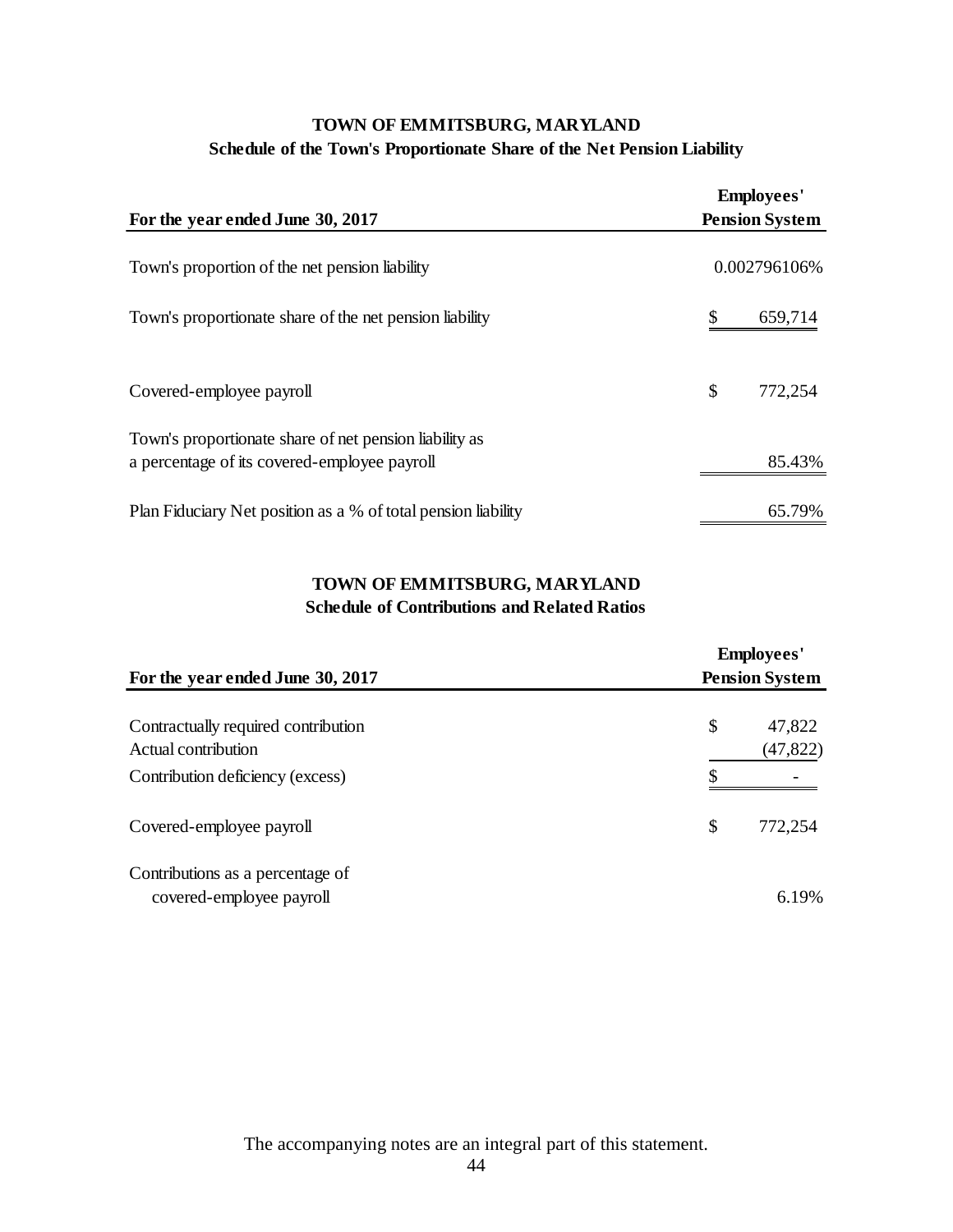## TOWN OF EMMITSBURG, MARYLAND
### Schedule of the Town's Proportionate Share of the Net Pension Liability

| For the year ended June 30, 2017 | Employees' Pension System |
|---|---|
| Town's proportion of the net pension liability | 0.002796106% |
| Town's proportionate share of the net pension liability | $ 659,714 |
| Covered-employee payroll | $ 772,254 |
| Town's proportionate share of net pension liability as a percentage of its covered-employee payroll | 85.43% |
| Plan Fiduciary Net position as a % of total pension liability | 65.79% |

## TOWN OF EMMITSBURG, MARYLAND
### Schedule of Contributions and Related Ratios

| For the year ended June 30, 2017 | Employees' Pension System |
|---|---|
| Contractually required contribution | $ 47,822 |
| Actual contribution | (47,822) |
| Contribution deficiency (excess) | $ - |
| Covered-employee payroll | $ 772,254 |
| Contributions as a percentage of covered-employee payroll | 6.19% |

The accompanying notes are an integral part of this statement.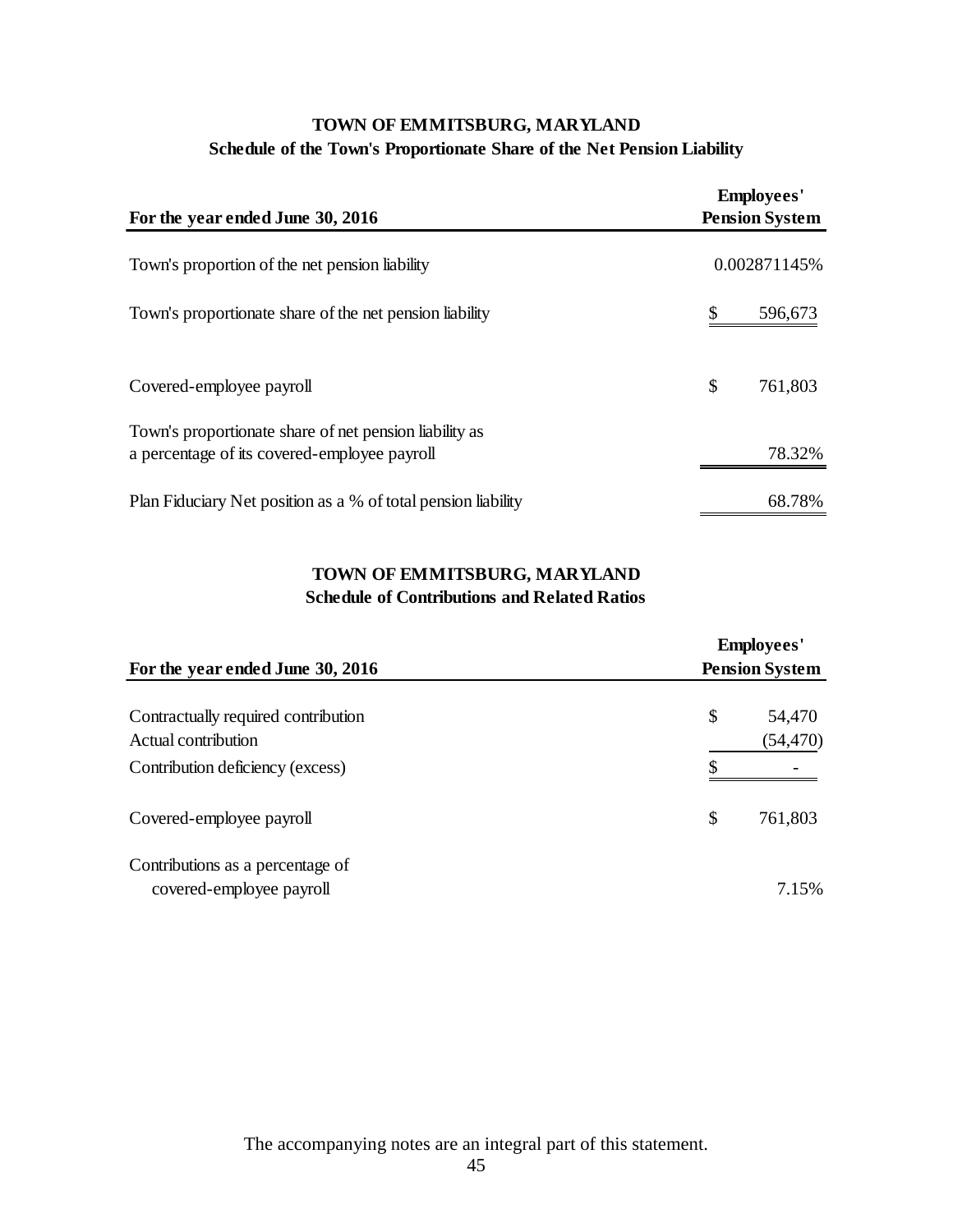# TOWN OF EMMITSBURG, MARYLAND

## Schedule of the Town's Proportionate Share of the Net Pension Liability

| For the year ended June 30, 2016 | Employees' Pension System |
|---|---|
| Town's proportion of the net pension liability | 0.002871145% |
| Town's proportionate share of the net pension liability | $ 596,673 |
| Covered-employee payroll | $ 761,803 |
| Town's proportionate share of net pension liability as a percentage of its covered-employee payroll | 78.32% |
| Plan Fiduciary Net position as a % of total pension liability | 68.78% |

# TOWN OF EMMITSBURG, MARYLAND

## Schedule of Contributions and Related Ratios

| For the year ended June 30, 2016 | Employees' Pension System |
|---|---|
| Contractually required contribution | $ 54,470 |
| Actual contribution | (54,470) |
| Contribution deficiency (excess) | $ - |
| Covered-employee payroll | $ 761,803 |
| Contributions as a percentage of covered-employee payroll | 7.15% |

The accompanying notes are an integral part of this statement.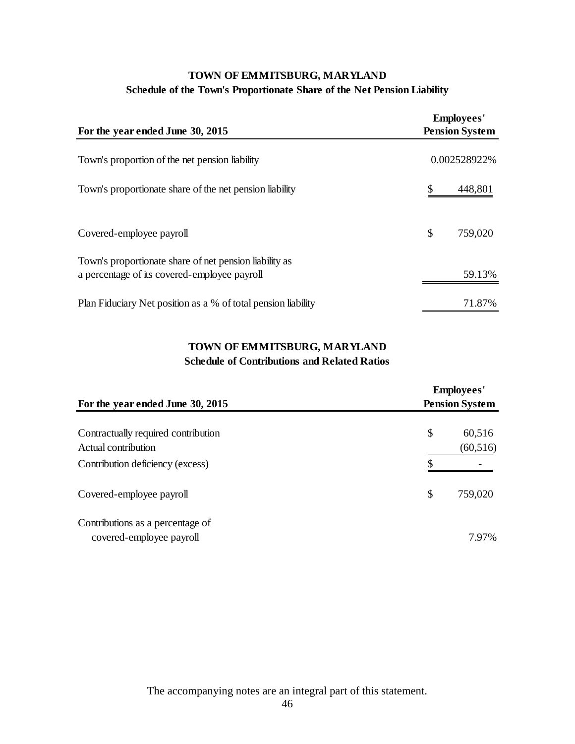# TOWN OF EMMITSBURG, MARYLAND

## Schedule of the Town's Proportionate Share of the Net Pension Liability

| For the year ended June 30, 2015 | Employees' Pension System |
|---|---|
| Town's proportion of the net pension liability | 0.002528922% |
| Town's proportionate share of the net pension liability | $ 448,801 |
| Covered-employee payroll | $ 759,020 |
| Town's proportionate share of net pension liability as a percentage of its covered-employee payroll | 59.13% |
| Plan Fiduciary Net position as a % of total pension liability | 71.87% |

# TOWN OF EMMITSBURG, MARYLAND

## Schedule of Contributions and Related Ratios

| For the year ended June 30, 2015 | Employees' Pension System |
|---|---|
| Contractually required contribution | $ 60,516 |
| Actual contribution | (60,516) |
| Contribution deficiency (excess) | $ - |
| Covered-employee payroll | $ 759,020 |
| Contributions as a percentage of covered-employee payroll | 7.97% |

The accompanying notes are an integral part of this statement.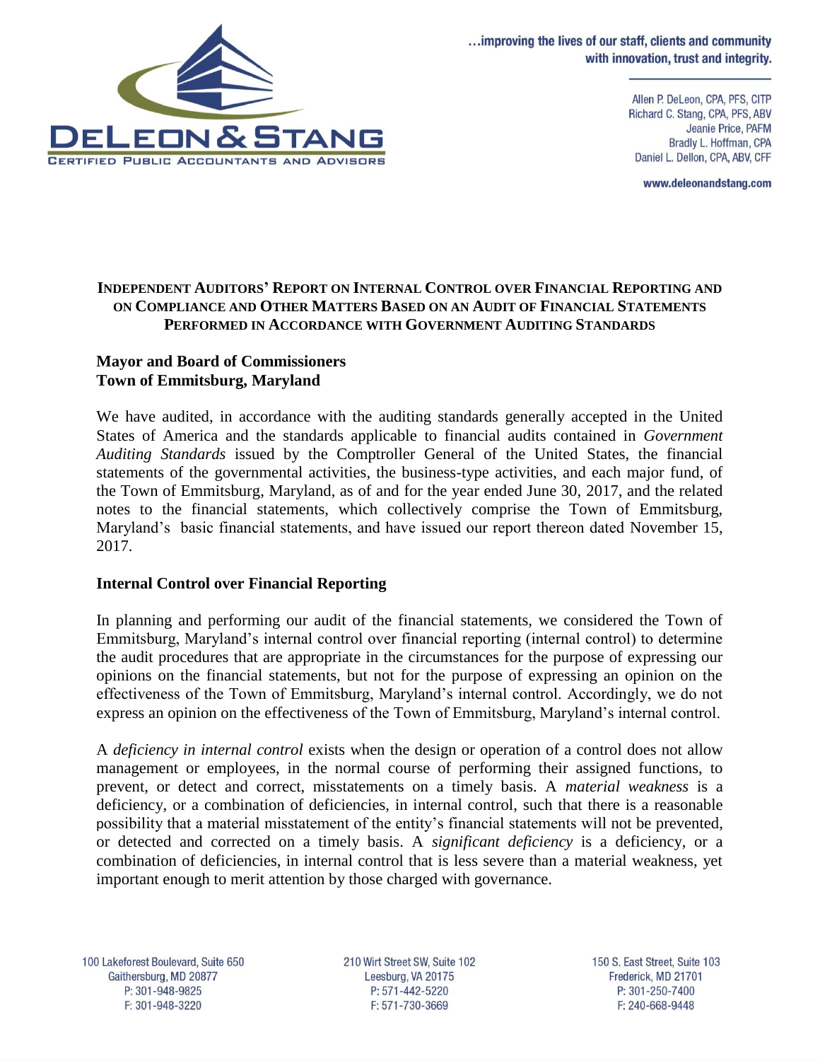DELEON & STANG

CERTIFIED PUBLIC ACCOUNTANTS AND ADVISORS

...improving the lives of our staff, clients and community with innovation, trust and integrity.

Allen P. DeLeon, CPA, PFS, CITP
Richard C. Stang, CPA, PFS, ABV
Jeanie Price, PAFM
Bradly L. Hoffman, CPA
Daniel L. Dellon, CPA, ABV, CFF

www.deleonandstang.com

## INDEPENDENT AUDITORS' REPORT ON INTERNAL CONTROL OVER FINANCIAL REPORTING AND ON COMPLIANCE AND OTHER MATTERS BASED ON AN AUDIT OF FINANCIAL STATEMENTS PERFORMED IN ACCORDANCE WITH GOVERNMENT AUDITING STANDARDS

**Mayor and Board of Commissioners**
**Town of Emmitsburg, Maryland**

We have audited, in accordance with the auditing standards generally accepted in the United States of America and the standards applicable to financial audits contained in *Government Auditing Standards* issued by the Comptroller General of the United States, the financial statements of the governmental activities, the business-type activities, and each major fund, of the Town of Emmitsburg, Maryland, as of and for the year ended June 30, 2017, and the related notes to the financial statements, which collectively comprise the Town of Emmitsburg, Maryland's basic financial statements, and have issued our report thereon dated November 15, 2017.

### Internal Control over Financial Reporting

In planning and performing our audit of the financial statements, we considered the Town of Emmitsburg, Maryland's internal control over financial reporting (internal control) to determine the audit procedures that are appropriate in the circumstances for the purpose of expressing our opinions on the financial statements, but not for the purpose of expressing an opinion on the effectiveness of the Town of Emmitsburg, Maryland's internal control. Accordingly, we do not express an opinion on the effectiveness of the Town of Emmitsburg, Maryland's internal control.

A *deficiency in internal control* exists when the design or operation of a control does not allow management or employees, in the normal course of performing their assigned functions, to prevent, or detect and correct, misstatements on a timely basis. A *material weakness* is a deficiency, or a combination of deficiencies, in internal control, such that there is a reasonable possibility that a material misstatement of the entity's financial statements will not be prevented, or detected and corrected on a timely basis. A *significant deficiency* is a deficiency, or a combination of deficiencies, in internal control that is less severe than a material weakness, yet important enough to merit attention by those charged with governance.

100 Lakeforest Boulevard, Suite 650
Gaithersburg, MD 20877
P: 301-948-9825
F: 301-948-3220

210 Wirt Street SW, Suite 102
Leesburg, VA 20175
P: 571-442-5220
F: 571-730-3669

150 S. East Street, Suite 103
Frederick, MD 21701
P: 301-250-7400
F: 240-668-9448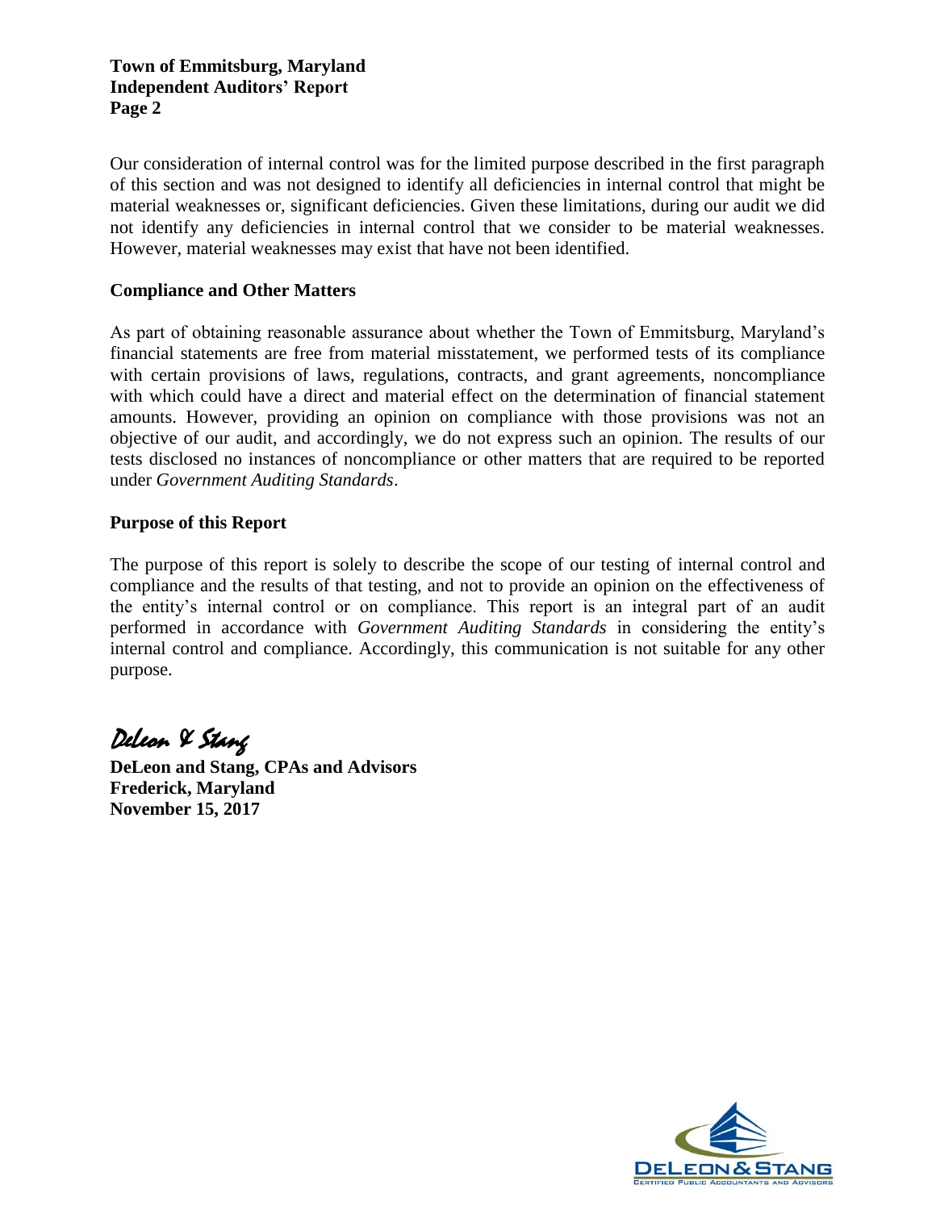Our consideration of internal control was for the limited purpose described in the first paragraph of this section and was not designed to identify all deficiencies in internal control that might be material weaknesses or, significant deficiencies. Given these limitations, during our audit we did not identify any deficiencies in internal control that we consider to be material weaknesses. However, material weaknesses may exist that have not been identified.

### Compliance and Other Matters

As part of obtaining reasonable assurance about whether the Town of Emmitsburg, Maryland's financial statements are free from material misstatement, we performed tests of its compliance with certain provisions of laws, regulations, contracts, and grant agreements, noncompliance with which could have a direct and material effect on the determination of financial statement amounts. However, providing an opinion on compliance with those provisions was not an objective of our audit, and accordingly, we do not express such an opinion. The results of our tests disclosed no instances of noncompliance or other matters that are required to be reported under *Government Auditing Standards*.

### Purpose of this Report

The purpose of this report is solely to describe the scope of our testing of internal control and compliance and the results of that testing, and not to provide an opinion on the effectiveness of the entity's internal control or on compliance. This report is an integral part of an audit performed in accordance with *Government Auditing Standards* in considering the entity's internal control and compliance. Accordingly, this communication is not suitable for any other purpose.

*DeLeon & Stang*

**DeLeon and Stang, CPAs and Advisors**
**Frederick, Maryland**
**November 15, 2017**

DELEON & STANG
CERTIFIED PUBLIC ACCOUNTANTS AND ADVISORS